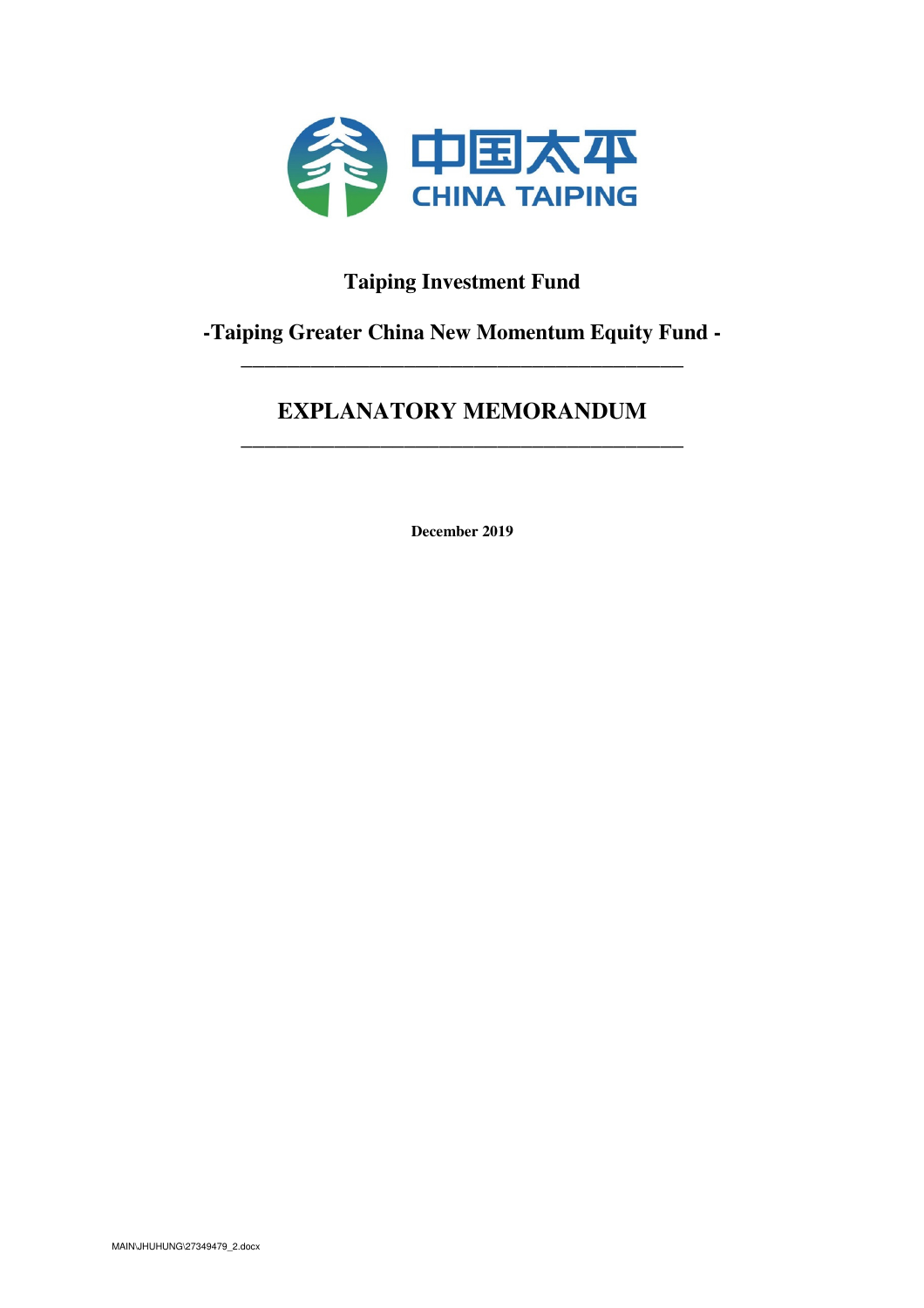中国太平

CHINA TAIPING

# Taiping Investment Fund

## -Taiping Greater China New Momentum Equity Fund -

---

# EXPLANATORY MEMORANDUM

---

**December 2019**

MAIN\JHUHUNG\27349479_2.docx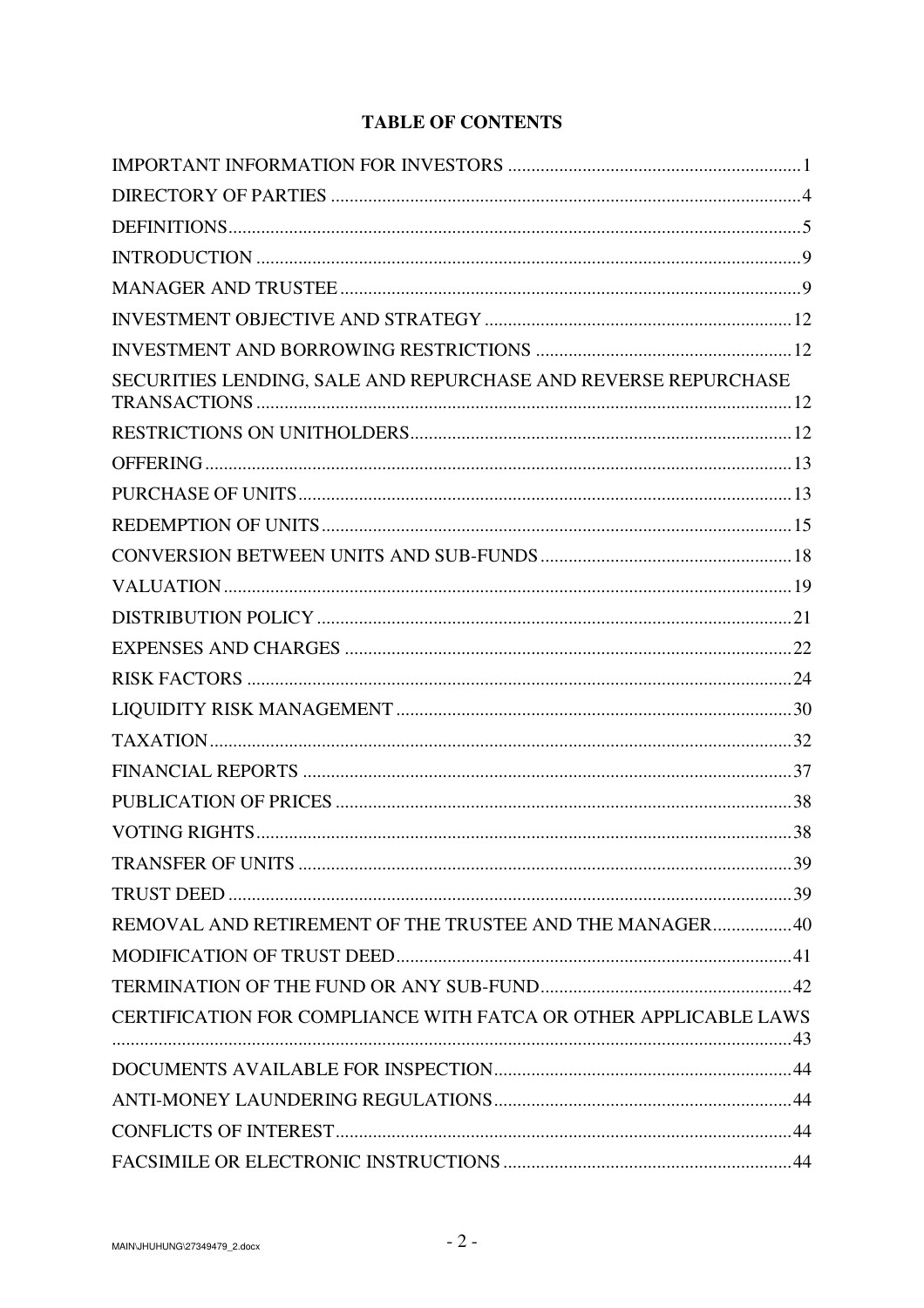# TABLE OF CONTENTS

| | |
|---|---|
| IMPORTANT INFORMATION FOR INVESTORS | 1 |
| DIRECTORY OF PARTIES | 4 |
| DEFINITIONS | 5 |
| INTRODUCTION | 9 |
| MANAGER AND TRUSTEE | 9 |
| INVESTMENT OBJECTIVE AND STRATEGY | 12 |
| INVESTMENT AND BORROWING RESTRICTIONS | 12 |
| SECURITIES LENDING, SALE AND REPURCHASE AND REVERSE REPURCHASE TRANSACTIONS | 12 |
| RESTRICTIONS ON UNITHOLDERS | 12 |
| OFFERING | 13 |
| PURCHASE OF UNITS | 13 |
| REDEMPTION OF UNITS | 15 |
| CONVERSION BETWEEN UNITS AND SUB-FUNDS | 18 |
| VALUATION | 19 |
| DISTRIBUTION POLICY | 21 |
| EXPENSES AND CHARGES | 22 |
| RISK FACTORS | 24 |
| LIQUIDITY RISK MANAGEMENT | 30 |
| TAXATION | 32 |
| FINANCIAL REPORTS | 37 |
| PUBLICATION OF PRICES | 38 |
| VOTING RIGHTS | 38 |
| TRANSFER OF UNITS | 39 |
| TRUST DEED | 39 |
| REMOVAL AND RETIREMENT OF THE TRUSTEE AND THE MANAGER | 40 |
| MODIFICATION OF TRUST DEED | 41 |
| TERMINATION OF THE FUND OR ANY SUB-FUND | 42 |
| CERTIFICATION FOR COMPLIANCE WITH FATCA OR OTHER APPLICABLE LAWS | 43 |
| DOCUMENTS AVAILABLE FOR INSPECTION | 44 |
| ANTI-MONEY LAUNDERING REGULATIONS | 44 |
| CONFLICTS OF INTEREST | 44 |
| FACSIMILE OR ELECTRONIC INSTRUCTIONS | 44 |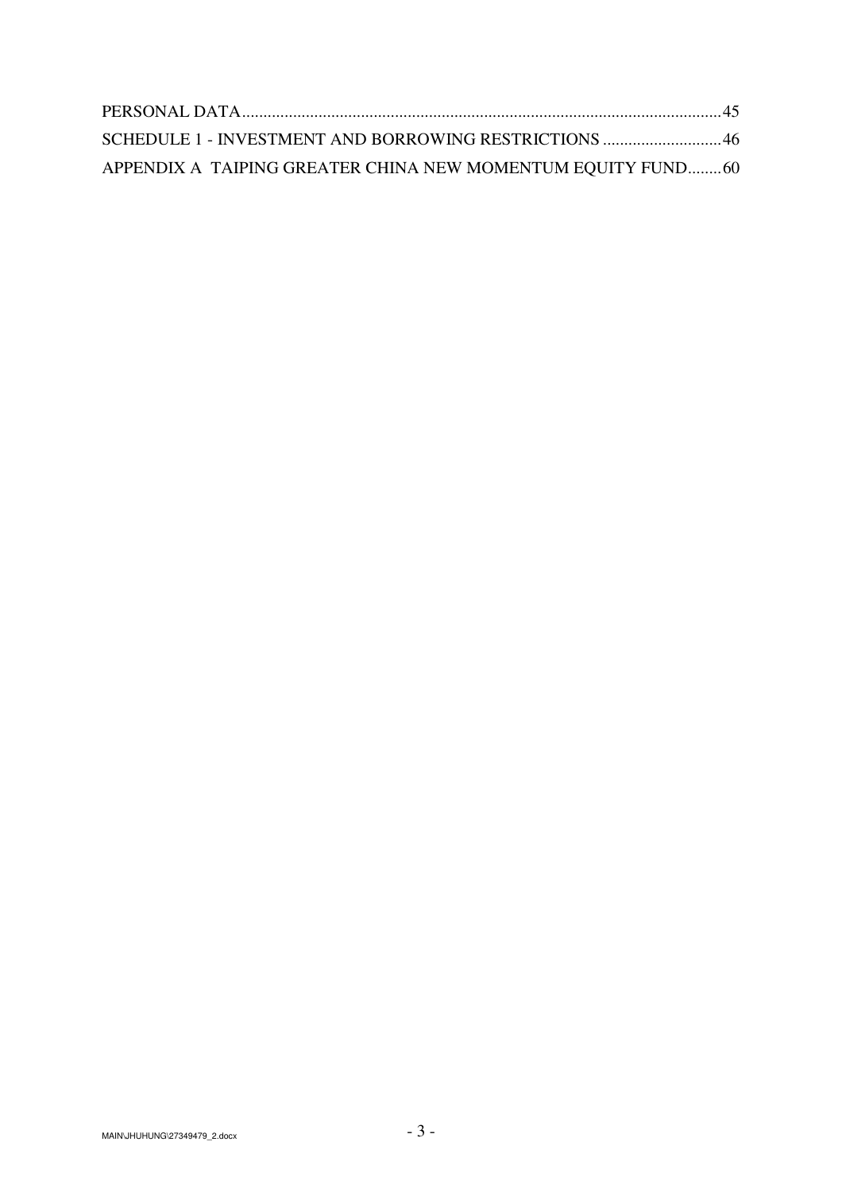PERSONAL DATA........................................................................................................................45

SCHEDULE 1 - INVESTMENT AND BORROWING RESTRICTIONS ............................46

APPENDIX A TAIPING GREATER CHINA NEW MOMENTUM EQUITY FUND........60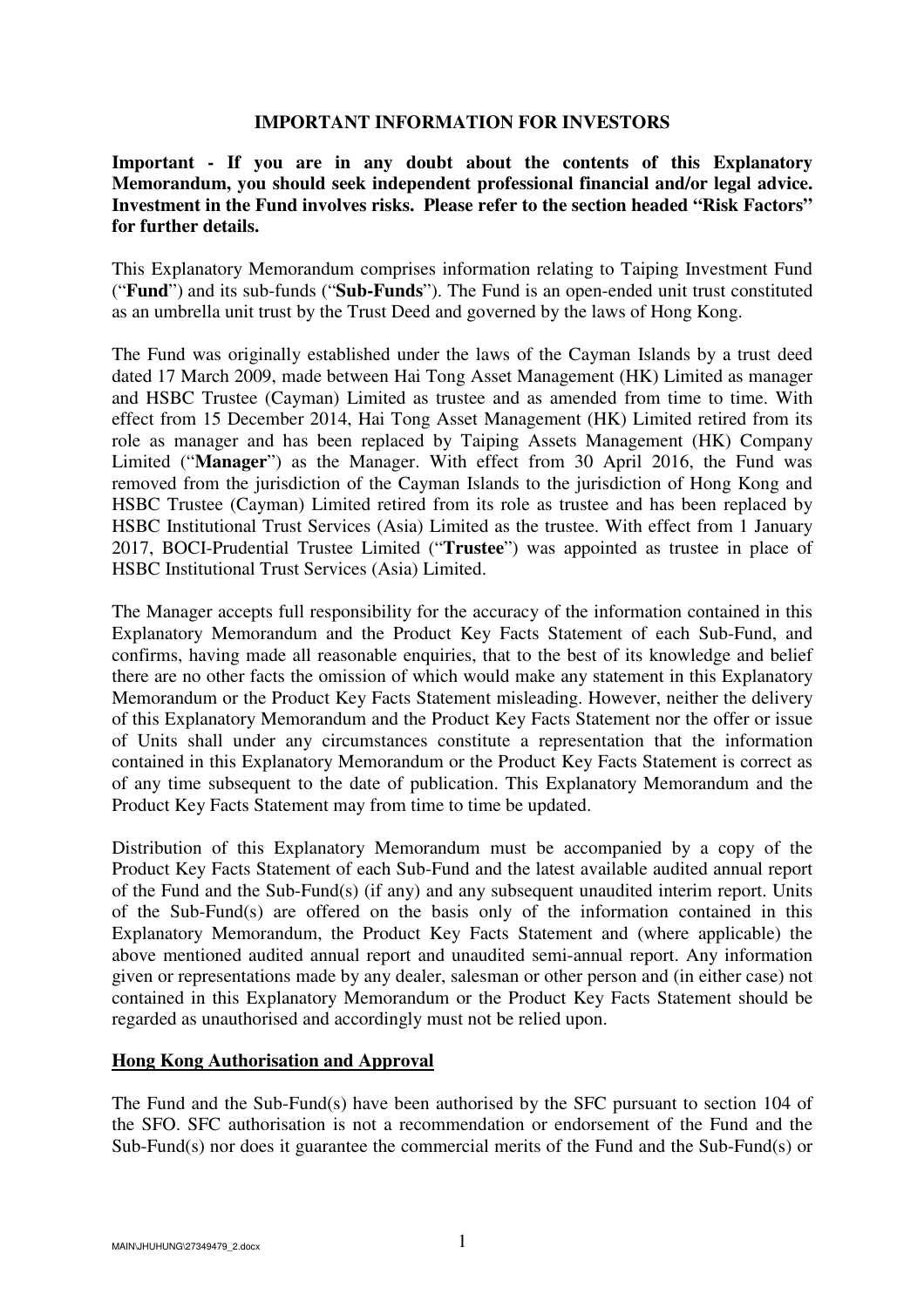## IMPORTANT INFORMATION FOR INVESTORS

**Important - If you are in any doubt about the contents of this Explanatory Memorandum, you should seek independent professional financial and/or legal advice. Investment in the Fund involves risks. Please refer to the section headed "Risk Factors" for further details.**

This Explanatory Memorandum comprises information relating to Taiping Investment Fund ("**Fund**") and its sub-funds ("**Sub-Funds**"). The Fund is an open-ended unit trust constituted as an umbrella unit trust by the Trust Deed and governed by the laws of Hong Kong.

The Fund was originally established under the laws of the Cayman Islands by a trust deed dated 17 March 2009, made between Hai Tong Asset Management (HK) Limited as manager and HSBC Trustee (Cayman) Limited as trustee and as amended from time to time. With effect from 15 December 2014, Hai Tong Asset Management (HK) Limited retired from its role as manager and has been replaced by Taiping Assets Management (HK) Company Limited ("**Manager**") as the Manager. With effect from 30 April 2016, the Fund was removed from the jurisdiction of the Cayman Islands to the jurisdiction of Hong Kong and HSBC Trustee (Cayman) Limited retired from its role as trustee and has been replaced by HSBC Institutional Trust Services (Asia) Limited as the trustee. With effect from 1 January 2017, BOCI-Prudential Trustee Limited ("**Trustee**") was appointed as trustee in place of HSBC Institutional Trust Services (Asia) Limited.

The Manager accepts full responsibility for the accuracy of the information contained in this Explanatory Memorandum and the Product Key Facts Statement of each Sub-Fund, and confirms, having made all reasonable enquiries, that to the best of its knowledge and belief there are no other facts the omission of which would make any statement in this Explanatory Memorandum or the Product Key Facts Statement misleading. However, neither the delivery of this Explanatory Memorandum and the Product Key Facts Statement nor the offer or issue of Units shall under any circumstances constitute a representation that the information contained in this Explanatory Memorandum or the Product Key Facts Statement is correct as of any time subsequent to the date of publication. This Explanatory Memorandum and the Product Key Facts Statement may from time to time be updated.

Distribution of this Explanatory Memorandum must be accompanied by a copy of the Product Key Facts Statement of each Sub-Fund and the latest available audited annual report of the Fund and the Sub-Fund(s) (if any) and any subsequent unaudited interim report. Units of the Sub-Fund(s) are offered on the basis only of the information contained in this Explanatory Memorandum, the Product Key Facts Statement and (where applicable) the above mentioned audited annual report and unaudited semi-annual report. Any information given or representations made by any dealer, salesman or other person and (in either case) not contained in this Explanatory Memorandum or the Product Key Facts Statement should be regarded as unauthorised and accordingly must not be relied upon.

### Hong Kong Authorisation and Approval

The Fund and the Sub-Fund(s) have been authorised by the SFC pursuant to section 104 of the SFO. SFC authorisation is not a recommendation or endorsement of the Fund and the Sub-Fund(s) nor does it guarantee the commercial merits of the Fund and the Sub-Fund(s) or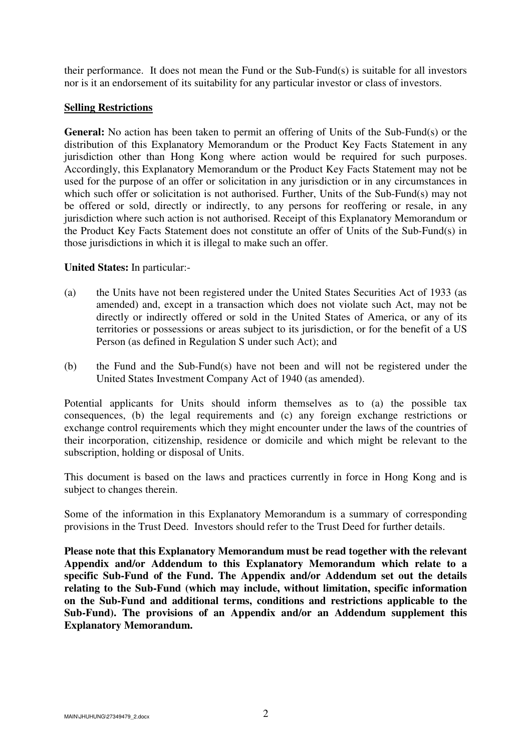their performance. It does not mean the Fund or the Sub-Fund(s) is suitable for all investors nor is it an endorsement of its suitability for any particular investor or class of investors.

**Selling Restrictions**

**General:** No action has been taken to permit an offering of Units of the Sub-Fund(s) or the distribution of this Explanatory Memorandum or the Product Key Facts Statement in any jurisdiction other than Hong Kong where action would be required for such purposes. Accordingly, this Explanatory Memorandum or the Product Key Facts Statement may not be used for the purpose of an offer or solicitation in any jurisdiction or in any circumstances in which such offer or solicitation is not authorised. Further, Units of the Sub-Fund(s) may not be offered or sold, directly or indirectly, to any persons for reoffering or resale, in any jurisdiction where such action is not authorised. Receipt of this Explanatory Memorandum or the Product Key Facts Statement does not constitute an offer of Units of the Sub-Fund(s) in those jurisdictions in which it is illegal to make such an offer.

**United States:** In particular:-

(a) the Units have not been registered under the United States Securities Act of 1933 (as amended) and, except in a transaction which does not violate such Act, may not be directly or indirectly offered or sold in the United States of America, or any of its territories or possessions or areas subject to its jurisdiction, or for the benefit of a US Person (as defined in Regulation S under such Act); and

(b) the Fund and the Sub-Fund(s) have not been and will not be registered under the United States Investment Company Act of 1940 (as amended).

Potential applicants for Units should inform themselves as to (a) the possible tax consequences, (b) the legal requirements and (c) any foreign exchange restrictions or exchange control requirements which they might encounter under the laws of the countries of their incorporation, citizenship, residence or domicile and which might be relevant to the subscription, holding or disposal of Units.

This document is based on the laws and practices currently in force in Hong Kong and is subject to changes therein.

Some of the information in this Explanatory Memorandum is a summary of corresponding provisions in the Trust Deed. Investors should refer to the Trust Deed for further details.

**Please note that this Explanatory Memorandum must be read together with the relevant Appendix and/or Addendum to this Explanatory Memorandum which relate to a specific Sub-Fund of the Fund. The Appendix and/or Addendum set out the details relating to the Sub-Fund (which may include, without limitation, specific information on the Sub-Fund and additional terms, conditions and restrictions applicable to the Sub-Fund). The provisions of an Appendix and/or an Addendum supplement this Explanatory Memorandum.**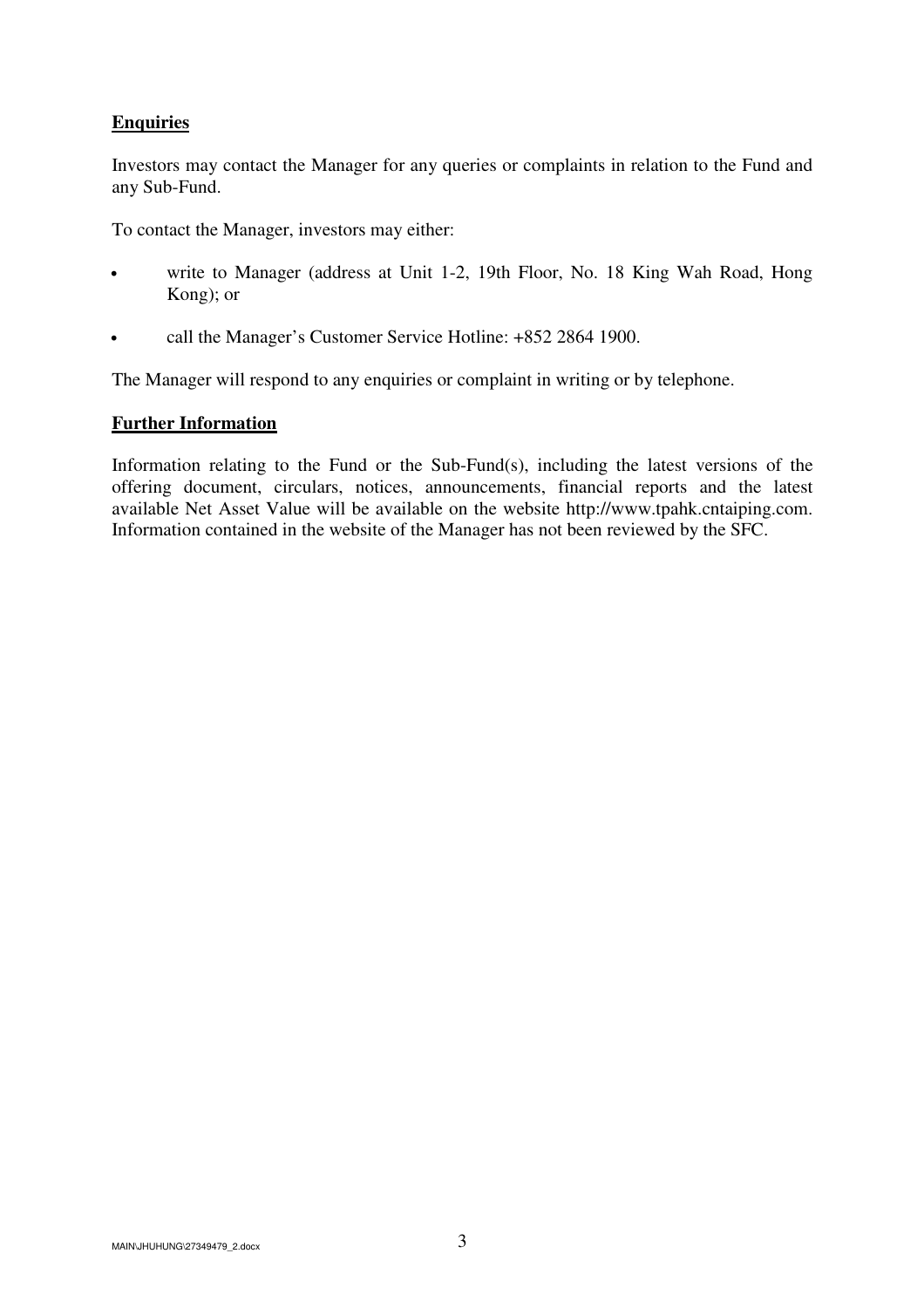**Enquiries**

Investors may contact the Manager for any queries or complaints in relation to the Fund and any Sub-Fund.

To contact the Manager, investors may either:

- write to Manager (address at Unit 1-2, 19th Floor, No. 18 King Wah Road, Hong Kong); or
- call the Manager's Customer Service Hotline: +852 2864 1900.

The Manager will respond to any enquiries or complaint in writing or by telephone.

**Further Information**

Information relating to the Fund or the Sub-Fund(s), including the latest versions of the offering document, circulars, notices, announcements, financial reports and the latest available Net Asset Value will be available on the website http://www.tpahk.cntaiping.com. Information contained in the website of the Manager has not been reviewed by the SFC.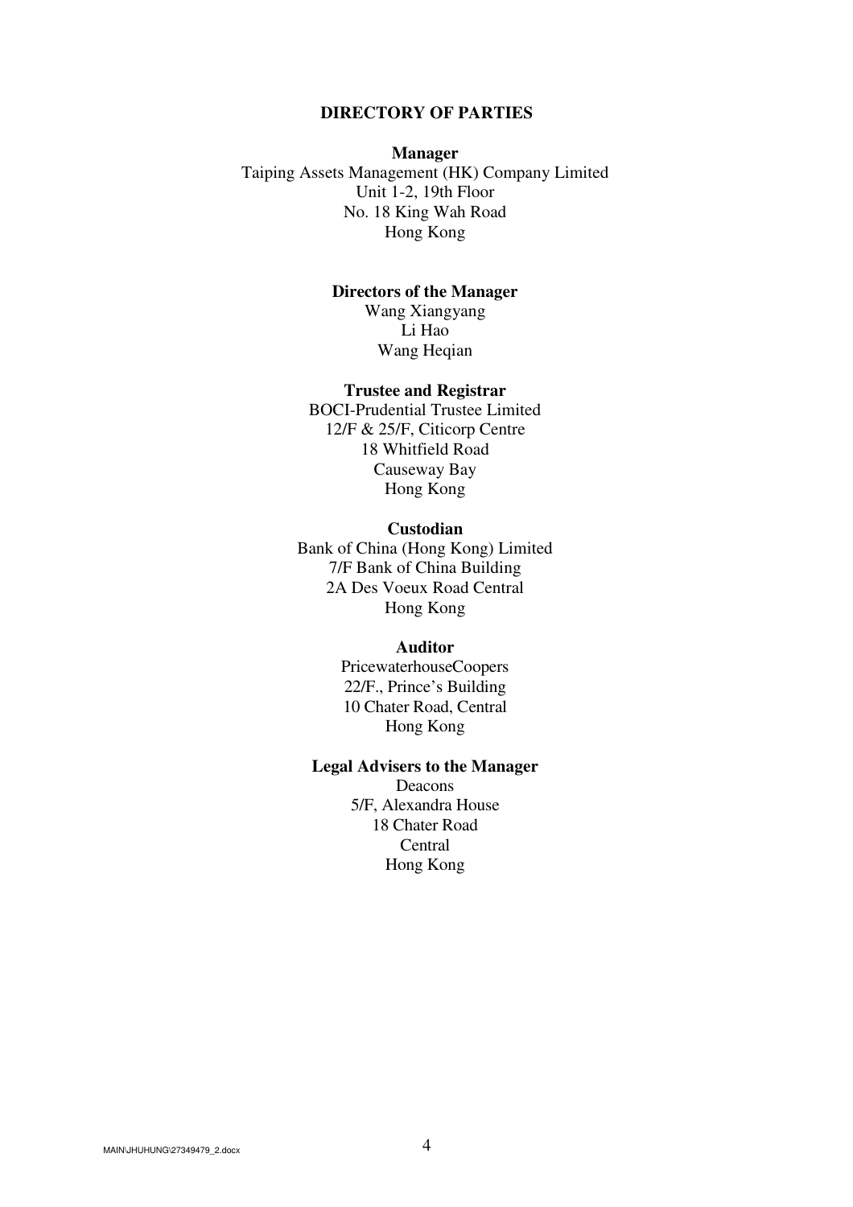# DIRECTORY OF PARTIES

**Manager**

Taiping Assets Management (HK) Company Limited
Unit 1-2, 19th Floor
No. 18 King Wah Road
Hong Kong

**Directors of the Manager**

Wang Xiangyang
Li Hao
Wang Heqian

**Trustee and Registrar**

BOCI-Prudential Trustee Limited
12/F & 25/F, Citicorp Centre
18 Whitfield Road
Causeway Bay
Hong Kong

**Custodian**

Bank of China (Hong Kong) Limited
7/F Bank of China Building
2A Des Voeux Road Central
Hong Kong

**Auditor**

PricewaterhouseCoopers
22/F., Prince's Building
10 Chater Road, Central
Hong Kong

**Legal Advisers to the Manager**

Deacons
5/F, Alexandra House
18 Chater Road
Central
Hong Kong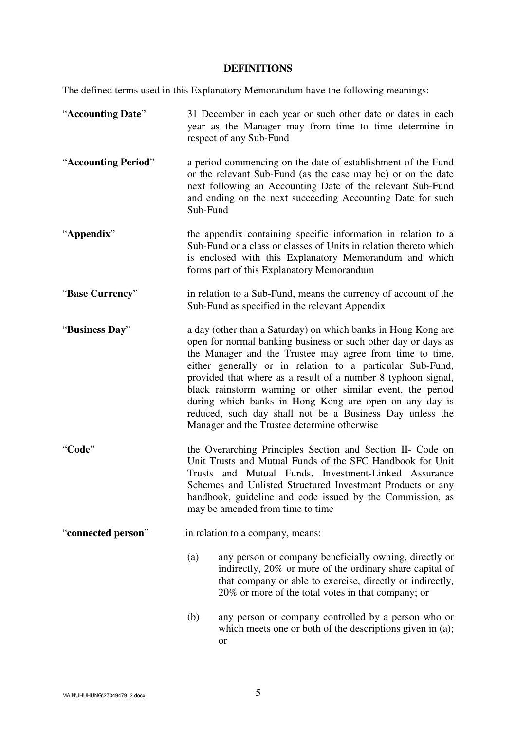## DEFINITIONS

The defined terms used in this Explanatory Memorandum have the following meanings:

"**Accounting Date**" 31 December in each year or such other date or dates in each year as the Manager may from time to time determine in respect of any Sub-Fund

"**Accounting Period**" a period commencing on the date of establishment of the Fund or the relevant Sub-Fund (as the case may be) or on the date next following an Accounting Date of the relevant Sub-Fund and ending on the next succeeding Accounting Date for such Sub-Fund

"**Appendix**" the appendix containing specific information in relation to a Sub-Fund or a class or classes of Units in relation thereto which is enclosed with this Explanatory Memorandum and which forms part of this Explanatory Memorandum

"**Base Currency**" in relation to a Sub-Fund, means the currency of account of the Sub-Fund as specified in the relevant Appendix

"**Business Day**" a day (other than a Saturday) on which banks in Hong Kong are open for normal banking business or such other day or days as the Manager and the Trustee may agree from time to time, either generally or in relation to a particular Sub-Fund, provided that where as a result of a number 8 typhoon signal, black rainstorm warning or other similar event, the period during which banks in Hong Kong are open on any day is reduced, such day shall not be a Business Day unless the Manager and the Trustee determine otherwise

"**Code**" the Overarching Principles Section and Section II- Code on Unit Trusts and Mutual Funds of the SFC Handbook for Unit Trusts and Mutual Funds, Investment-Linked Assurance Schemes and Unlisted Structured Investment Products or any handbook, guideline and code issued by the Commission, as may be amended from time to time

"**connected person**" in relation to a company, means:

(a) any person or company beneficially owning, directly or indirectly, 20% or more of the ordinary share capital of that company or able to exercise, directly or indirectly, 20% or more of the total votes in that company; or

(b) any person or company controlled by a person who or which meets one or both of the descriptions given in (a); or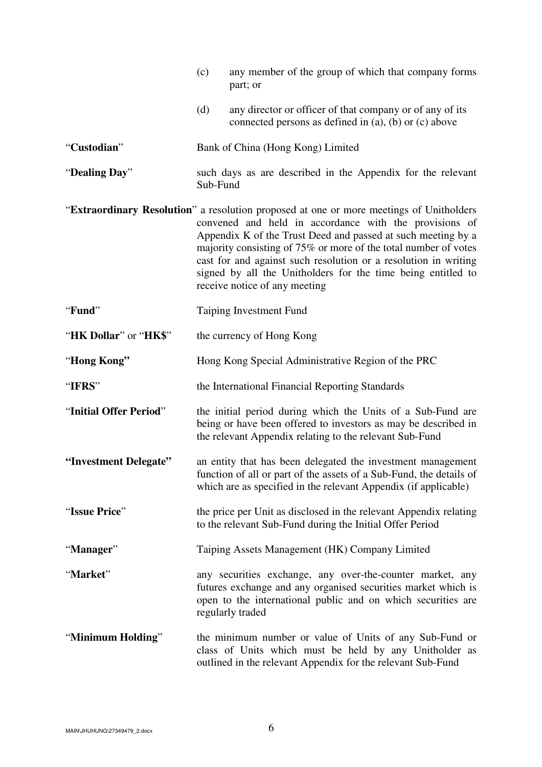(c) any member of the group of which that company forms part; or

(d) any director or officer of that company or of any of its connected persons as defined in (a), (b) or (c) above

"**Custodian**" Bank of China (Hong Kong) Limited

"**Dealing Day**" such days as are described in the Appendix for the relevant Sub-Fund

"**Extraordinary Resolution**" a resolution proposed at one or more meetings of Unitholders convened and held in accordance with the provisions of Appendix K of the Trust Deed and passed at such meeting by a majority consisting of 75% or more of the total number of votes cast for and against such resolution or a resolution in writing signed by all the Unitholders for the time being entitled to receive notice of any meeting

"**Fund**" Taiping Investment Fund

"**HK Dollar**" or "**HK$**" the currency of Hong Kong

"**Hong Kong"** Hong Kong Special Administrative Region of the PRC

"**IFRS**" the International Financial Reporting Standards

"**Initial Offer Period**" the initial period during which the Units of a Sub-Fund are being or have been offered to investors as may be described in the relevant Appendix relating to the relevant Sub-Fund

**"Investment Delegate"** an entity that has been delegated the investment management function of all or part of the assets of a Sub-Fund, the details of which are as specified in the relevant Appendix (if applicable)

"**Issue Price**" the price per Unit as disclosed in the relevant Appendix relating to the relevant Sub-Fund during the Initial Offer Period

"**Manager**" Taiping Assets Management (HK) Company Limited

"**Market**" any securities exchange, any over-the-counter market, any futures exchange and any organised securities market which is open to the international public and on which securities are regularly traded

"**Minimum Holding**" the minimum number or value of Units of any Sub-Fund or class of Units which must be held by any Unitholder as outlined in the relevant Appendix for the relevant Sub-Fund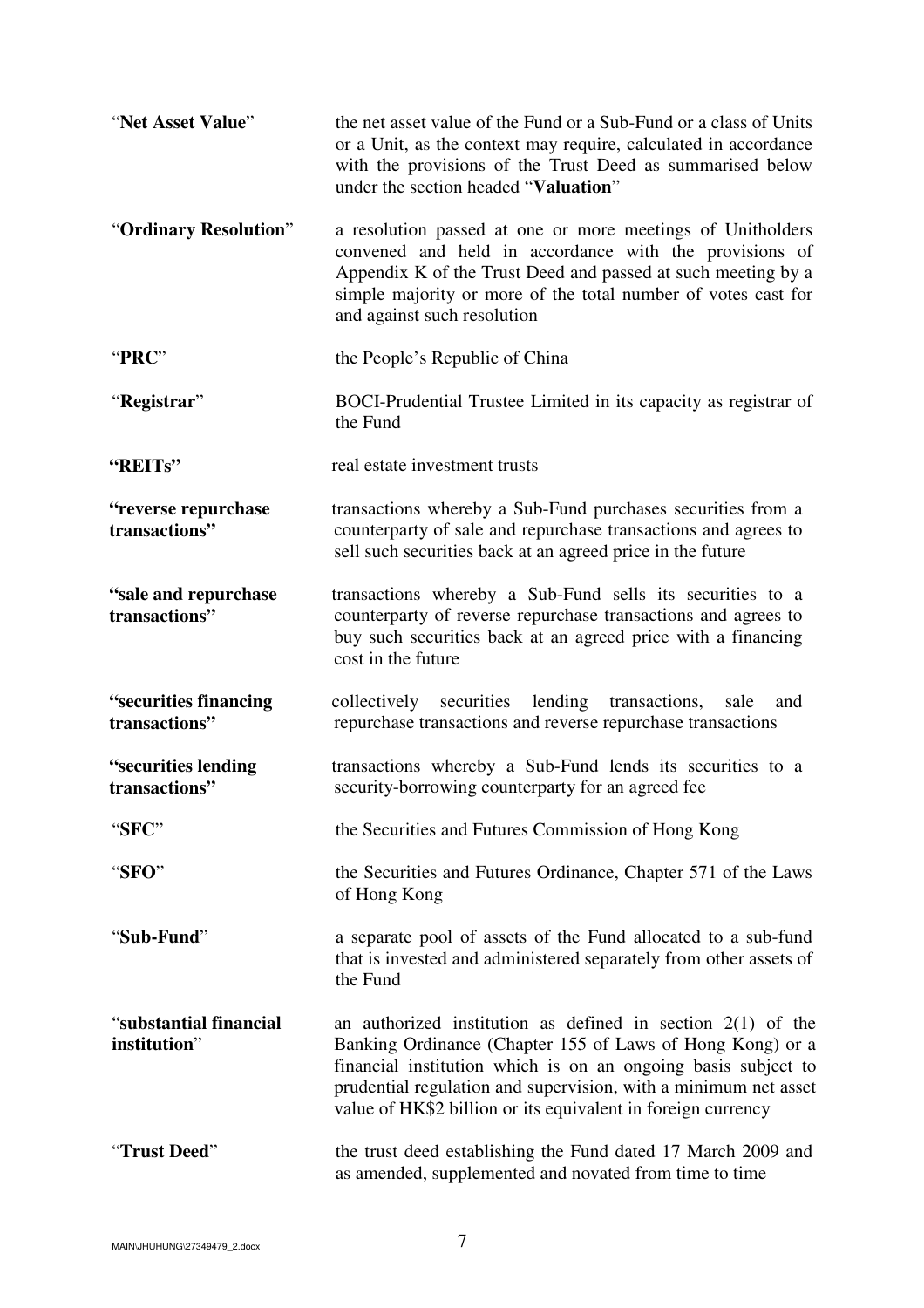| | |
|---|---|
| "**Net Asset Value**" | the net asset value of the Fund or a Sub-Fund or a class of Units or a Unit, as the context may require, calculated in accordance with the provisions of the Trust Deed as summarised below under the section headed "**Valuation**" |
| "**Ordinary Resolution**" | a resolution passed at one or more meetings of Unitholders convened and held in accordance with the provisions of Appendix K of the Trust Deed and passed at such meeting by a simple majority or more of the total number of votes cast for and against such resolution |
| "**PRC**" | the People's Republic of China |
| "**Registrar**" | BOCI-Prudential Trustee Limited in its capacity as registrar of the Fund |
| **"REITs"** | real estate investment trusts |
| **"reverse repurchase transactions"** | transactions whereby a Sub-Fund purchases securities from a counterparty of sale and repurchase transactions and agrees to sell such securities back at an agreed price in the future |
| **"sale and repurchase transactions"** | transactions whereby a Sub-Fund sells its securities to a counterparty of reverse repurchase transactions and agrees to buy such securities back at an agreed price with a financing cost in the future |
| **"securities financing transactions"** | collectively securities lending transactions, sale and repurchase transactions and reverse repurchase transactions |
| **"securities lending transactions"** | transactions whereby a Sub-Fund lends its securities to a security-borrowing counterparty for an agreed fee |
| "**SFC**" | the Securities and Futures Commission of Hong Kong |
| "**SFO**" | the Securities and Futures Ordinance, Chapter 571 of the Laws of Hong Kong |
| "**Sub-Fund**" | a separate pool of assets of the Fund allocated to a sub-fund that is invested and administered separately from other assets of the Fund |
| "**substantial financial institution**" | an authorized institution as defined in section 2(1) of the Banking Ordinance (Chapter 155 of Laws of Hong Kong) or a financial institution which is on an ongoing basis subject to prudential regulation and supervision, with a minimum net asset value of HK$2 billion or its equivalent in foreign currency |
| "**Trust Deed**" | the trust deed establishing the Fund dated 17 March 2009 and as amended, supplemented and novated from time to time |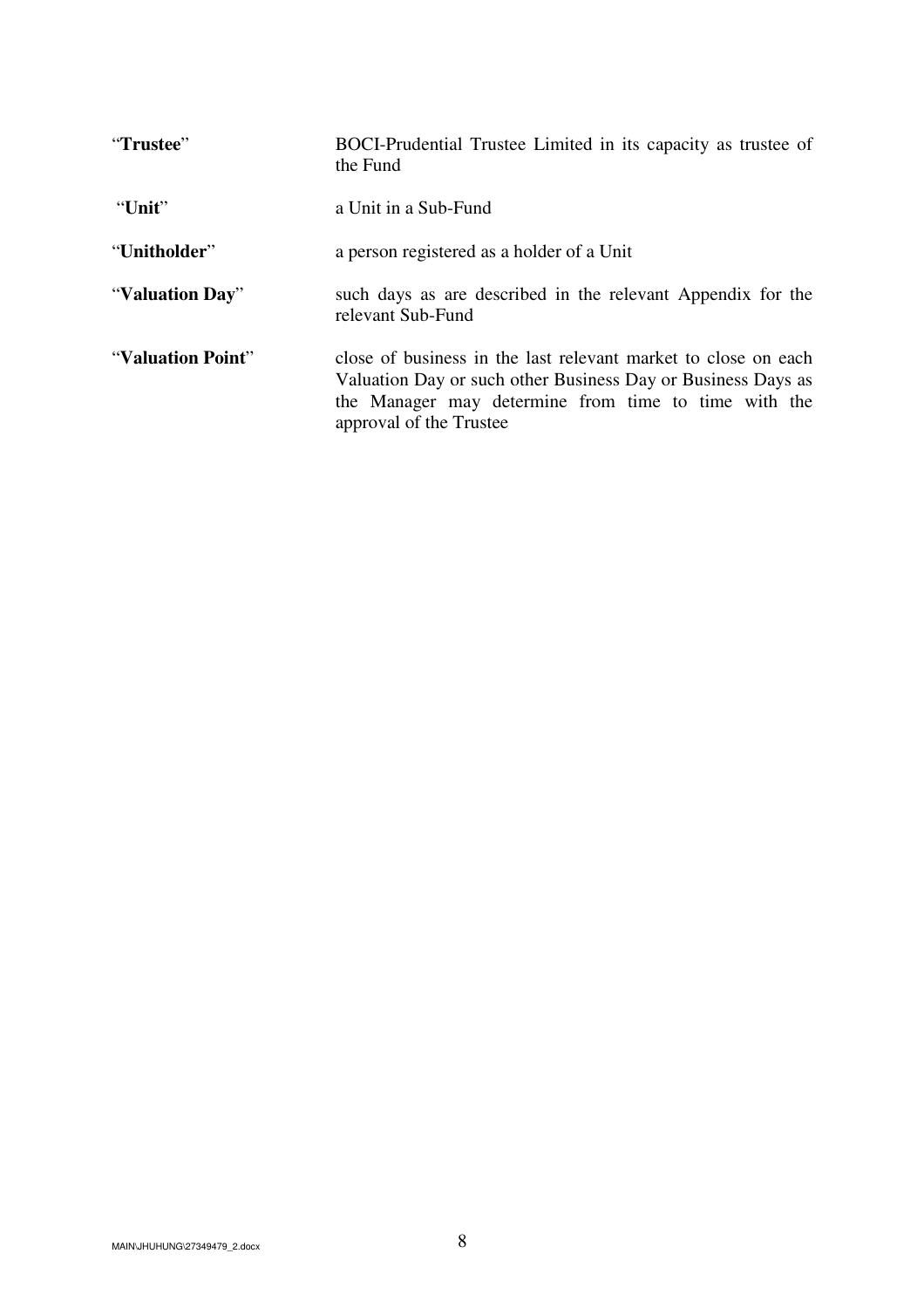| | |
|---|---|
| "**Trustee**" | BOCI-Prudential Trustee Limited in its capacity as trustee of the Fund |
| "**Unit**" | a Unit in a Sub-Fund |
| "**Unitholder**" | a person registered as a holder of a Unit |
| "**Valuation Day**" | such days as are described in the relevant Appendix for the relevant Sub-Fund |
| "**Valuation Point**" | close of business in the last relevant market to close on each Valuation Day or such other Business Day or Business Days as the Manager may determine from time to time with the approval of the Trustee |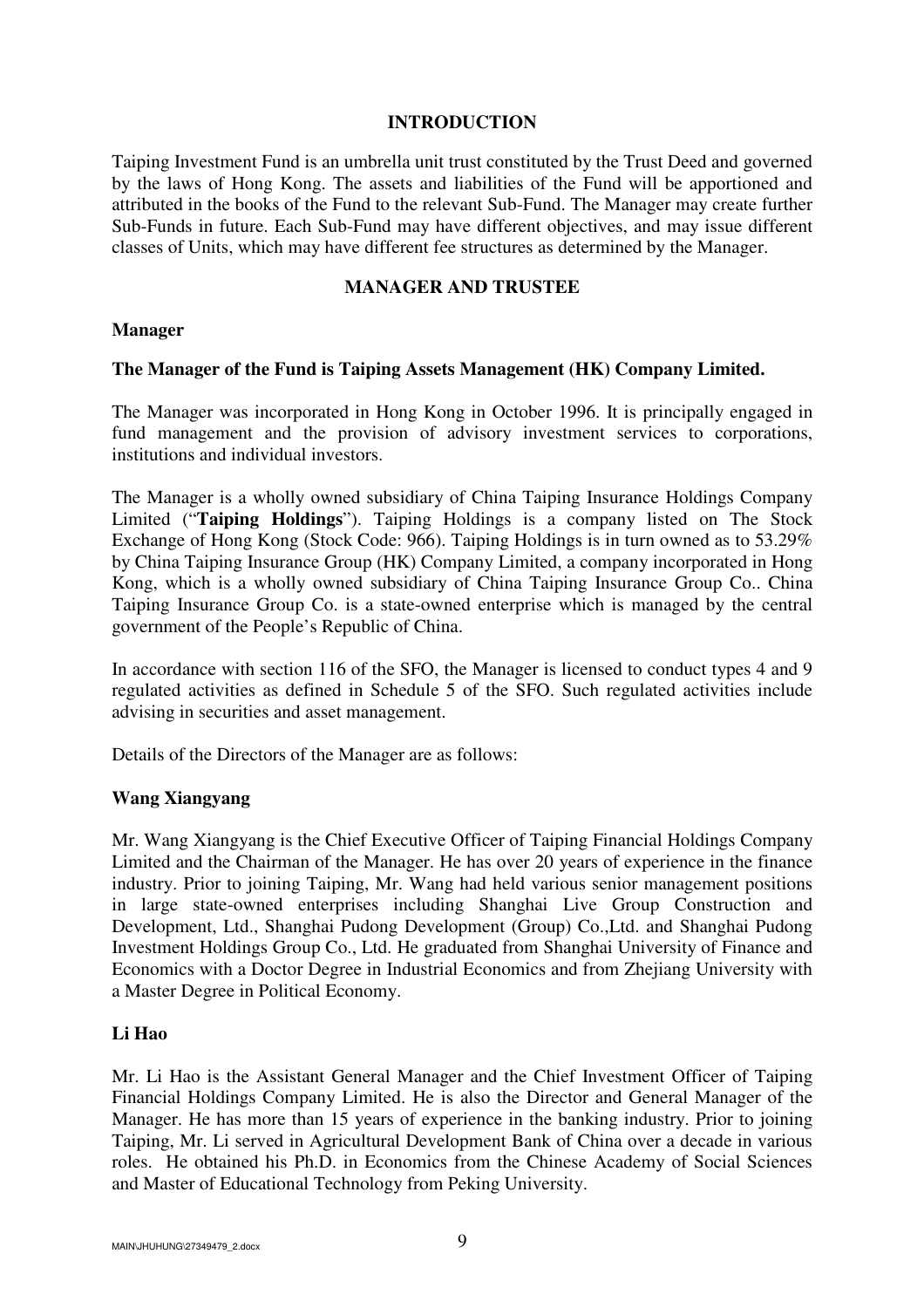## INTRODUCTION

Taiping Investment Fund is an umbrella unit trust constituted by the Trust Deed and governed by the laws of Hong Kong. The assets and liabilities of the Fund will be apportioned and attributed in the books of the Fund to the relevant Sub-Fund. The Manager may create further Sub-Funds in future. Each Sub-Fund may have different objectives, and may issue different classes of Units, which may have different fee structures as determined by the Manager.

## MANAGER AND TRUSTEE

### Manager

**The Manager of the Fund is Taiping Assets Management (HK) Company Limited.**

The Manager was incorporated in Hong Kong in October 1996. It is principally engaged in fund management and the provision of advisory investment services to corporations, institutions and individual investors.

The Manager is a wholly owned subsidiary of China Taiping Insurance Holdings Company Limited ("**Taiping Holdings**"). Taiping Holdings is a company listed on The Stock Exchange of Hong Kong (Stock Code: 966). Taiping Holdings is in turn owned as to 53.29% by China Taiping Insurance Group (HK) Company Limited, a company incorporated in Hong Kong, which is a wholly owned subsidiary of China Taiping Insurance Group Co.. China Taiping Insurance Group Co. is a state-owned enterprise which is managed by the central government of the People's Republic of China.

In accordance with section 116 of the SFO, the Manager is licensed to conduct types 4 and 9 regulated activities as defined in Schedule 5 of the SFO. Such regulated activities include advising in securities and asset management.

Details of the Directors of the Manager are as follows:

**Wang Xiangyang**

Mr. Wang Xiangyang is the Chief Executive Officer of Taiping Financial Holdings Company Limited and the Chairman of the Manager. He has over 20 years of experience in the finance industry. Prior to joining Taiping, Mr. Wang had held various senior management positions in large state-owned enterprises including Shanghai Live Group Construction and Development, Ltd., Shanghai Pudong Development (Group) Co.,Ltd. and Shanghai Pudong Investment Holdings Group Co., Ltd. He graduated from Shanghai University of Finance and Economics with a Doctor Degree in Industrial Economics and from Zhejiang University with a Master Degree in Political Economy.

**Li Hao**

Mr. Li Hao is the Assistant General Manager and the Chief Investment Officer of Taiping Financial Holdings Company Limited. He is also the Director and General Manager of the Manager. He has more than 15 years of experience in the banking industry. Prior to joining Taiping, Mr. Li served in Agricultural Development Bank of China over a decade in various roles. He obtained his Ph.D. in Economics from the Chinese Academy of Social Sciences and Master of Educational Technology from Peking University.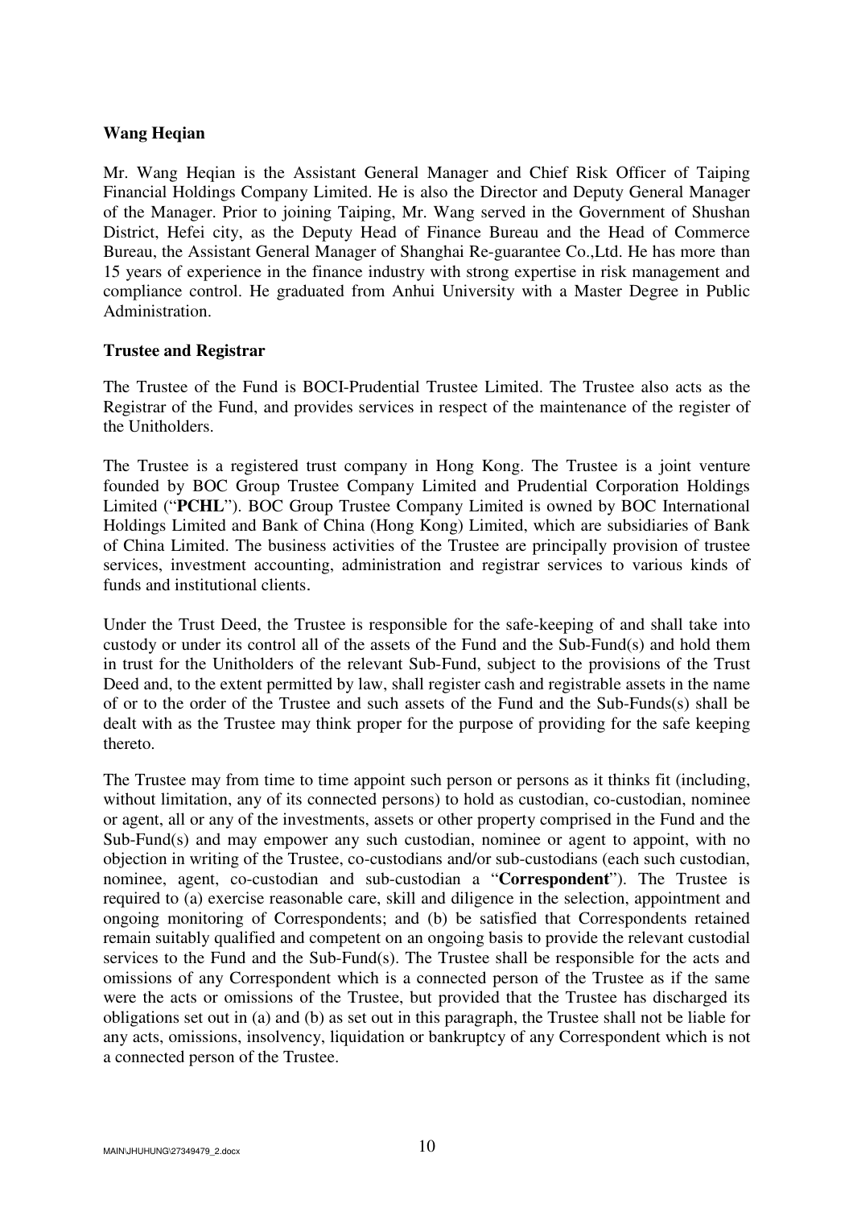**Wang Heqian**

Mr. Wang Heqian is the Assistant General Manager and Chief Risk Officer of Taiping Financial Holdings Company Limited. He is also the Director and Deputy General Manager of the Manager. Prior to joining Taiping, Mr. Wang served in the Government of Shushan District, Hefei city, as the Deputy Head of Finance Bureau and the Head of Commerce Bureau, the Assistant General Manager of Shanghai Re-guarantee Co.,Ltd. He has more than 15 years of experience in the finance industry with strong expertise in risk management and compliance control. He graduated from Anhui University with a Master Degree in Public Administration.

**Trustee and Registrar**

The Trustee of the Fund is BOCI-Prudential Trustee Limited. The Trustee also acts as the Registrar of the Fund, and provides services in respect of the maintenance of the register of the Unitholders.

The Trustee is a registered trust company in Hong Kong. The Trustee is a joint venture founded by BOC Group Trustee Company Limited and Prudential Corporation Holdings Limited ("**PCHL**"). BOC Group Trustee Company Limited is owned by BOC International Holdings Limited and Bank of China (Hong Kong) Limited, which are subsidiaries of Bank of China Limited. The business activities of the Trustee are principally provision of trustee services, investment accounting, administration and registrar services to various kinds of funds and institutional clients.

Under the Trust Deed, the Trustee is responsible for the safe-keeping of and shall take into custody or under its control all of the assets of the Fund and the Sub-Fund(s) and hold them in trust for the Unitholders of the relevant Sub-Fund, subject to the provisions of the Trust Deed and, to the extent permitted by law, shall register cash and registrable assets in the name of or to the order of the Trustee and such assets of the Fund and the Sub-Funds(s) shall be dealt with as the Trustee may think proper for the purpose of providing for the safe keeping thereto.

The Trustee may from time to time appoint such person or persons as it thinks fit (including, without limitation, any of its connected persons) to hold as custodian, co-custodian, nominee or agent, all or any of the investments, assets or other property comprised in the Fund and the Sub-Fund(s) and may empower any such custodian, nominee or agent to appoint, with no objection in writing of the Trustee, co-custodians and/or sub-custodians (each such custodian, nominee, agent, co-custodian and sub-custodian a "**Correspondent**"). The Trustee is required to (a) exercise reasonable care, skill and diligence in the selection, appointment and ongoing monitoring of Correspondents; and (b) be satisfied that Correspondents retained remain suitably qualified and competent on an ongoing basis to provide the relevant custodial services to the Fund and the Sub-Fund(s). The Trustee shall be responsible for the acts and omissions of any Correspondent which is a connected person of the Trustee as if the same were the acts or omissions of the Trustee, but provided that the Trustee has discharged its obligations set out in (a) and (b) as set out in this paragraph, the Trustee shall not be liable for any acts, omissions, insolvency, liquidation or bankruptcy of any Correspondent which is not a connected person of the Trustee.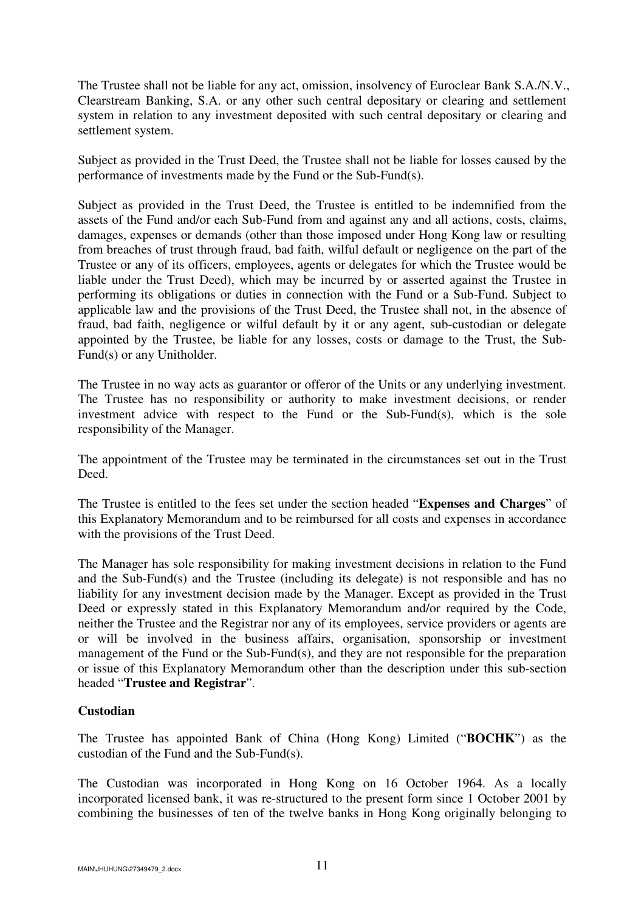The Trustee shall not be liable for any act, omission, insolvency of Euroclear Bank S.A./N.V., Clearstream Banking, S.A. or any other such central depositary or clearing and settlement system in relation to any investment deposited with such central depositary or clearing and settlement system.

Subject as provided in the Trust Deed, the Trustee shall not be liable for losses caused by the performance of investments made by the Fund or the Sub-Fund(s).

Subject as provided in the Trust Deed, the Trustee is entitled to be indemnified from the assets of the Fund and/or each Sub-Fund from and against any and all actions, costs, claims, damages, expenses or demands (other than those imposed under Hong Kong law or resulting from breaches of trust through fraud, bad faith, wilful default or negligence on the part of the Trustee or any of its officers, employees, agents or delegates for which the Trustee would be liable under the Trust Deed), which may be incurred by or asserted against the Trustee in performing its obligations or duties in connection with the Fund or a Sub-Fund. Subject to applicable law and the provisions of the Trust Deed, the Trustee shall not, in the absence of fraud, bad faith, negligence or wilful default by it or any agent, sub-custodian or delegate appointed by the Trustee, be liable for any losses, costs or damage to the Trust, the Sub-Fund(s) or any Unitholder.

The Trustee in no way acts as guarantor or offeror of the Units or any underlying investment. The Trustee has no responsibility or authority to make investment decisions, or render investment advice with respect to the Fund or the Sub-Fund(s), which is the sole responsibility of the Manager.

The appointment of the Trustee may be terminated in the circumstances set out in the Trust Deed.

The Trustee is entitled to the fees set under the section headed "**Expenses and Charges**" of this Explanatory Memorandum and to be reimbursed for all costs and expenses in accordance with the provisions of the Trust Deed.

The Manager has sole responsibility for making investment decisions in relation to the Fund and the Sub-Fund(s) and the Trustee (including its delegate) is not responsible and has no liability for any investment decision made by the Manager. Except as provided in the Trust Deed or expressly stated in this Explanatory Memorandum and/or required by the Code, neither the Trustee and the Registrar nor any of its employees, service providers or agents are or will be involved in the business affairs, organisation, sponsorship or investment management of the Fund or the Sub-Fund(s), and they are not responsible for the preparation or issue of this Explanatory Memorandum other than the description under this sub-section headed "**Trustee and Registrar**".

**Custodian**

The Trustee has appointed Bank of China (Hong Kong) Limited ("**BOCHK**") as the custodian of the Fund and the Sub-Fund(s).

The Custodian was incorporated in Hong Kong on 16 October 1964. As a locally incorporated licensed bank, it was re-structured to the present form since 1 October 2001 by combining the businesses of ten of the twelve banks in Hong Kong originally belonging to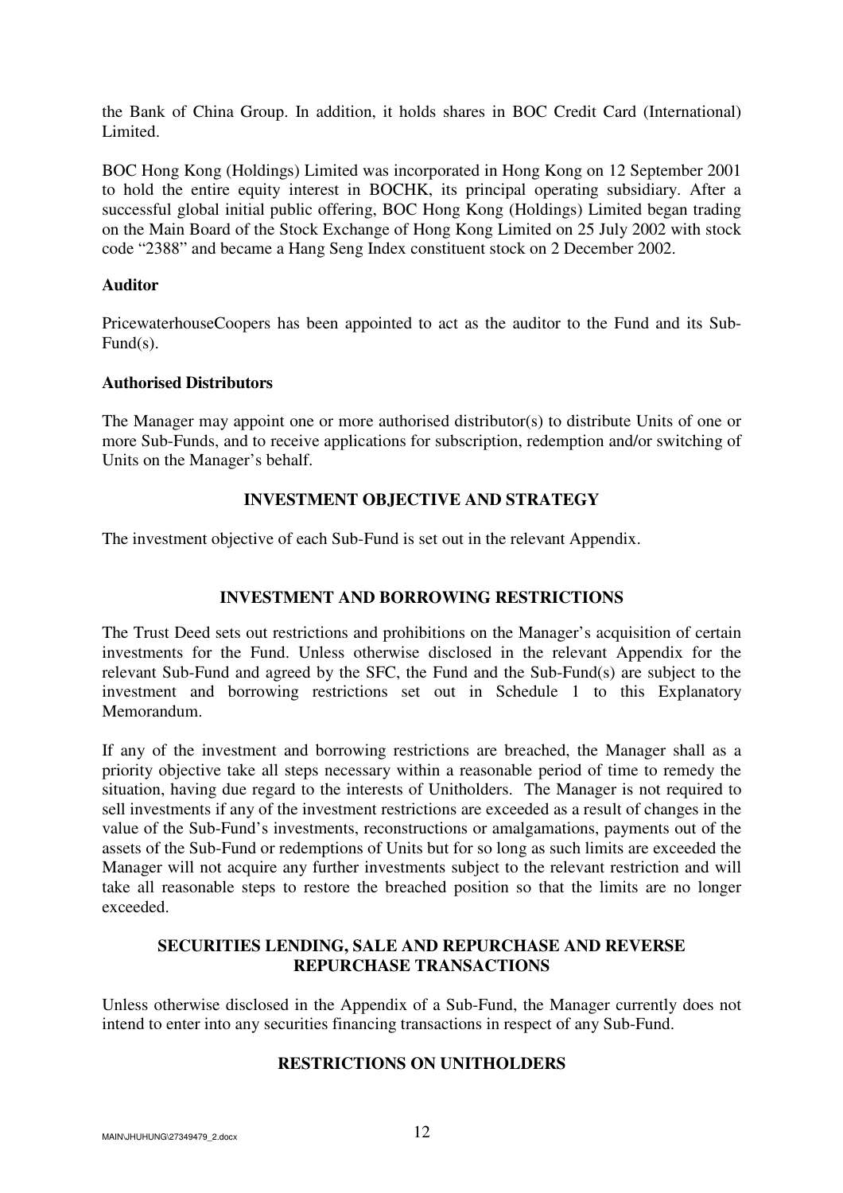the Bank of China Group. In addition, it holds shares in BOC Credit Card (International) Limited.

BOC Hong Kong (Holdings) Limited was incorporated in Hong Kong on 12 September 2001 to hold the entire equity interest in BOCHK, its principal operating subsidiary. After a successful global initial public offering, BOC Hong Kong (Holdings) Limited began trading on the Main Board of the Stock Exchange of Hong Kong Limited on 25 July 2002 with stock code "2388" and became a Hang Seng Index constituent stock on 2 December 2002.

**Auditor**

PricewaterhouseCoopers has been appointed to act as the auditor to the Fund and its Sub-Fund(s).

**Authorised Distributors**

The Manager may appoint one or more authorised distributor(s) to distribute Units of one or more Sub-Funds, and to receive applications for subscription, redemption and/or switching of Units on the Manager's behalf.

## INVESTMENT OBJECTIVE AND STRATEGY

The investment objective of each Sub-Fund is set out in the relevant Appendix.

## INVESTMENT AND BORROWING RESTRICTIONS

The Trust Deed sets out restrictions and prohibitions on the Manager's acquisition of certain investments for the Fund. Unless otherwise disclosed in the relevant Appendix for the relevant Sub-Fund and agreed by the SFC, the Fund and the Sub-Fund(s) are subject to the investment and borrowing restrictions set out in Schedule 1 to this Explanatory Memorandum.

If any of the investment and borrowing restrictions are breached, the Manager shall as a priority objective take all steps necessary within a reasonable period of time to remedy the situation, having due regard to the interests of Unitholders. The Manager is not required to sell investments if any of the investment restrictions are exceeded as a result of changes in the value of the Sub-Fund's investments, reconstructions or amalgamations, payments out of the assets of the Sub-Fund or redemptions of Units but for so long as such limits are exceeded the Manager will not acquire any further investments subject to the relevant restriction and will take all reasonable steps to restore the breached position so that the limits are no longer exceeded.

## SECURITIES LENDING, SALE AND REPURCHASE AND REVERSE REPURCHASE TRANSACTIONS

Unless otherwise disclosed in the Appendix of a Sub-Fund, the Manager currently does not intend to enter into any securities financing transactions in respect of any Sub-Fund.

## RESTRICTIONS ON UNITHOLDERS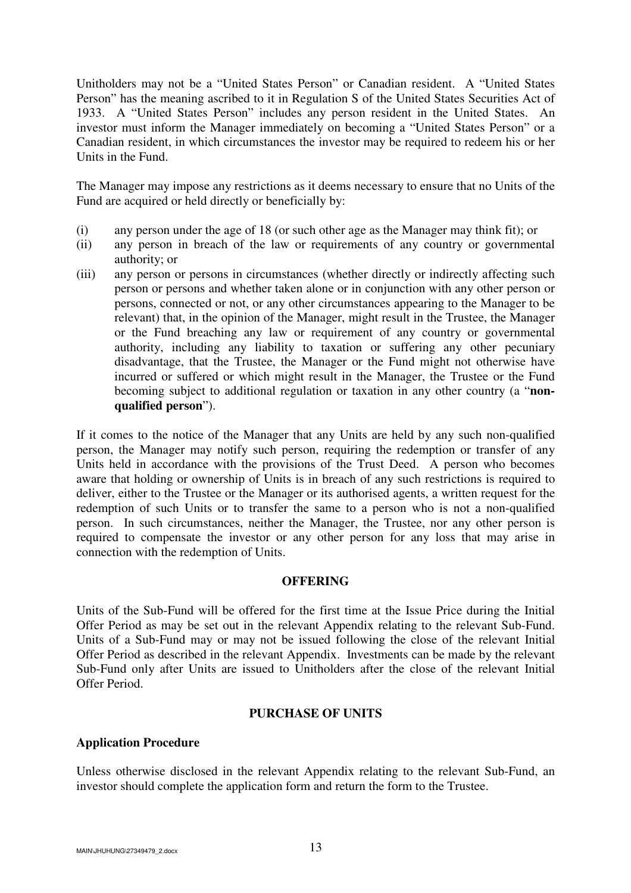Unitholders may not be a "United States Person" or Canadian resident. A "United States Person" has the meaning ascribed to it in Regulation S of the United States Securities Act of 1933. A "United States Person" includes any person resident in the United States. An investor must inform the Manager immediately on becoming a "United States Person" or a Canadian resident, in which circumstances the investor may be required to redeem his or her Units in the Fund.

The Manager may impose any restrictions as it deems necessary to ensure that no Units of the Fund are acquired or held directly or beneficially by:

(i) any person under the age of 18 (or such other age as the Manager may think fit); or

(ii) any person in breach of the law or requirements of any country or governmental authority; or

(iii) any person or persons in circumstances (whether directly or indirectly affecting such person or persons and whether taken alone or in conjunction with any other person or persons, connected or not, or any other circumstances appearing to the Manager to be relevant) that, in the opinion of the Manager, might result in the Trustee, the Manager or the Fund breaching any law or requirement of any country or governmental authority, including any liability to taxation or suffering any other pecuniary disadvantage, that the Trustee, the Manager or the Fund might not otherwise have incurred or suffered or which might result in the Manager, the Trustee or the Fund becoming subject to additional regulation or taxation in any other country (a "**non-qualified person**").

If it comes to the notice of the Manager that any Units are held by any such non-qualified person, the Manager may notify such person, requiring the redemption or transfer of any Units held in accordance with the provisions of the Trust Deed. A person who becomes aware that holding or ownership of Units is in breach of any such restrictions is required to deliver, either to the Trustee or the Manager or its authorised agents, a written request for the redemption of such Units or to transfer the same to a person who is not a non-qualified person. In such circumstances, neither the Manager, the Trustee, nor any other person is required to compensate the investor or any other person for any loss that may arise in connection with the redemption of Units.

## OFFERING

Units of the Sub-Fund will be offered for the first time at the Issue Price during the Initial Offer Period as may be set out in the relevant Appendix relating to the relevant Sub-Fund. Units of a Sub-Fund may or may not be issued following the close of the relevant Initial Offer Period as described in the relevant Appendix. Investments can be made by the relevant Sub-Fund only after Units are issued to Unitholders after the close of the relevant Initial Offer Period.

## PURCHASE OF UNITS

### Application Procedure

Unless otherwise disclosed in the relevant Appendix relating to the relevant Sub-Fund, an investor should complete the application form and return the form to the Trustee.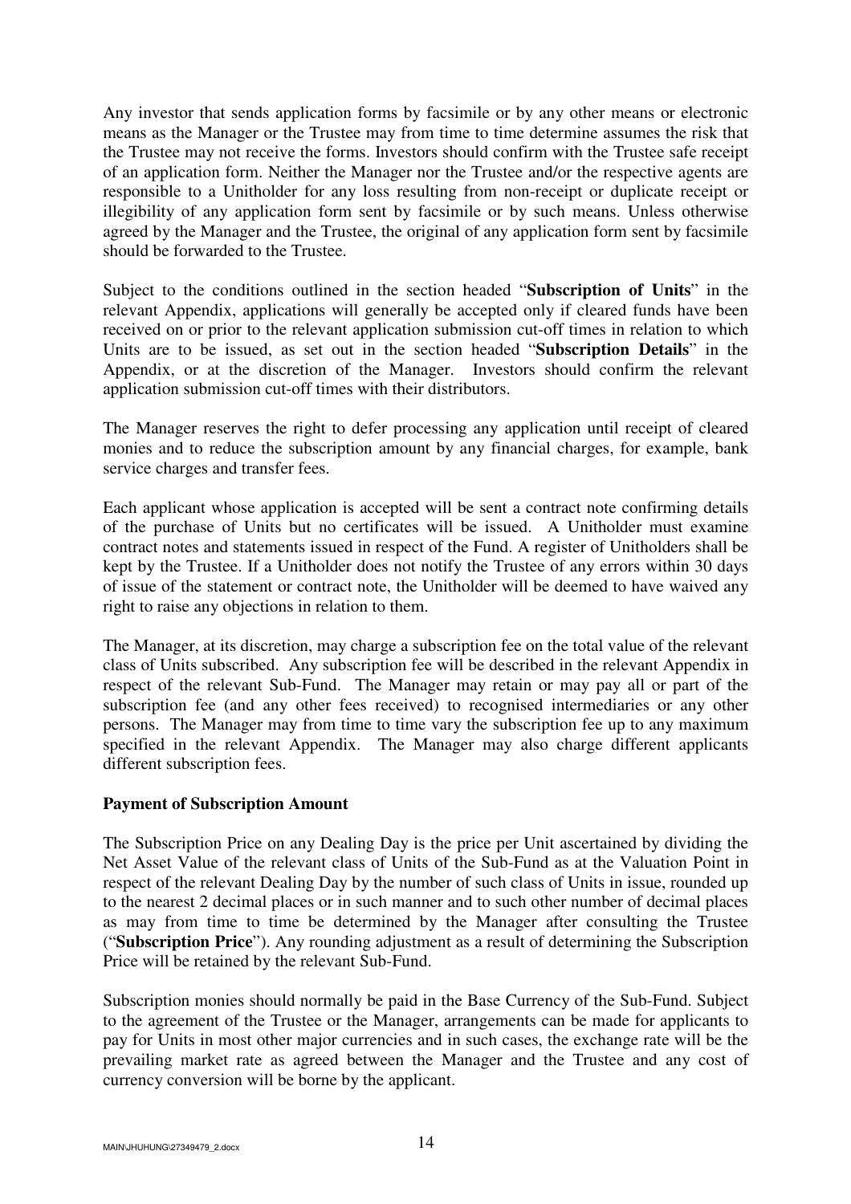Any investor that sends application forms by facsimile or by any other means or electronic means as the Manager or the Trustee may from time to time determine assumes the risk that the Trustee may not receive the forms. Investors should confirm with the Trustee safe receipt of an application form. Neither the Manager nor the Trustee and/or the respective agents are responsible to a Unitholder for any loss resulting from non-receipt or duplicate receipt or illegibility of any application form sent by facsimile or by such means. Unless otherwise agreed by the Manager and the Trustee, the original of any application form sent by facsimile should be forwarded to the Trustee.

Subject to the conditions outlined in the section headed "**Subscription of Units**" in the relevant Appendix, applications will generally be accepted only if cleared funds have been received on or prior to the relevant application submission cut-off times in relation to which Units are to be issued, as set out in the section headed "**Subscription Details**" in the Appendix, or at the discretion of the Manager. Investors should confirm the relevant application submission cut-off times with their distributors.

The Manager reserves the right to defer processing any application until receipt of cleared monies and to reduce the subscription amount by any financial charges, for example, bank service charges and transfer fees.

Each applicant whose application is accepted will be sent a contract note confirming details of the purchase of Units but no certificates will be issued. A Unitholder must examine contract notes and statements issued in respect of the Fund. A register of Unitholders shall be kept by the Trustee. If a Unitholder does not notify the Trustee of any errors within 30 days of issue of the statement or contract note, the Unitholder will be deemed to have waived any right to raise any objections in relation to them.

The Manager, at its discretion, may charge a subscription fee on the total value of the relevant class of Units subscribed. Any subscription fee will be described in the relevant Appendix in respect of the relevant Sub-Fund. The Manager may retain or may pay all or part of the subscription fee (and any other fees received) to recognised intermediaries or any other persons. The Manager may from time to time vary the subscription fee up to any maximum specified in the relevant Appendix. The Manager may also charge different applicants different subscription fees.

**Payment of Subscription Amount**

The Subscription Price on any Dealing Day is the price per Unit ascertained by dividing the Net Asset Value of the relevant class of Units of the Sub-Fund as at the Valuation Point in respect of the relevant Dealing Day by the number of such class of Units in issue, rounded up to the nearest 2 decimal places or in such manner and to such other number of decimal places as may from time to time be determined by the Manager after consulting the Trustee ("**Subscription Price**"). Any rounding adjustment as a result of determining the Subscription Price will be retained by the relevant Sub-Fund.

Subscription monies should normally be paid in the Base Currency of the Sub-Fund. Subject to the agreement of the Trustee or the Manager, arrangements can be made for applicants to pay for Units in most other major currencies and in such cases, the exchange rate will be the prevailing market rate as agreed between the Manager and the Trustee and any cost of currency conversion will be borne by the applicant.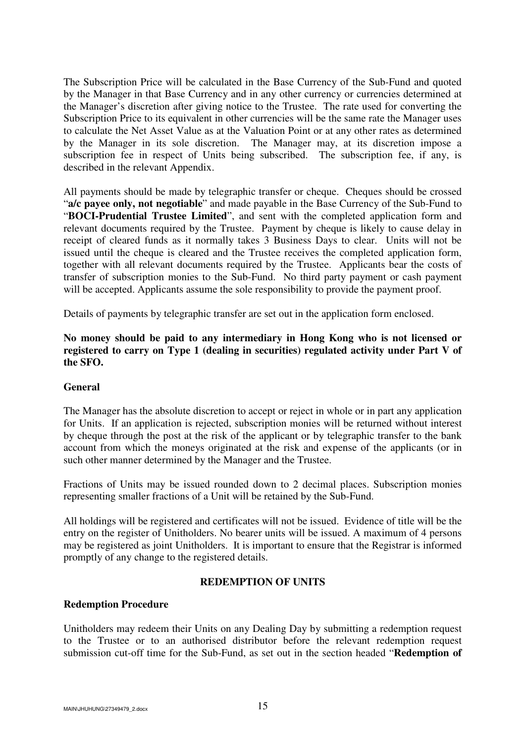The Subscription Price will be calculated in the Base Currency of the Sub-Fund and quoted by the Manager in that Base Currency and in any other currency or currencies determined at the Manager's discretion after giving notice to the Trustee. The rate used for converting the Subscription Price to its equivalent in other currencies will be the same rate the Manager uses to calculate the Net Asset Value as at the Valuation Point or at any other rates as determined by the Manager in its sole discretion. The Manager may, at its discretion impose a subscription fee in respect of Units being subscribed. The subscription fee, if any, is described in the relevant Appendix.

All payments should be made by telegraphic transfer or cheque. Cheques should be crossed "**a/c payee only, not negotiable**" and made payable in the Base Currency of the Sub-Fund to "**BOCI-Prudential Trustee Limited**", and sent with the completed application form and relevant documents required by the Trustee. Payment by cheque is likely to cause delay in receipt of cleared funds as it normally takes 3 Business Days to clear. Units will not be issued until the cheque is cleared and the Trustee receives the completed application form, together with all relevant documents required by the Trustee. Applicants bear the costs of transfer of subscription monies to the Sub-Fund. No third party payment or cash payment will be accepted. Applicants assume the sole responsibility to provide the payment proof.

Details of payments by telegraphic transfer are set out in the application form enclosed.

**No money should be paid to any intermediary in Hong Kong who is not licensed or registered to carry on Type 1 (dealing in securities) regulated activity under Part V of the SFO.**

### General

The Manager has the absolute discretion to accept or reject in whole or in part any application for Units. If an application is rejected, subscription monies will be returned without interest by cheque through the post at the risk of the applicant or by telegraphic transfer to the bank account from which the moneys originated at the risk and expense of the applicants (or in such other manner determined by the Manager and the Trustee.

Fractions of Units may be issued rounded down to 2 decimal places. Subscription monies representing smaller fractions of a Unit will be retained by the Sub-Fund.

All holdings will be registered and certificates will not be issued. Evidence of title will be the entry on the register of Unitholders. No bearer units will be issued. A maximum of 4 persons may be registered as joint Unitholders. It is important to ensure that the Registrar is informed promptly of any change to the registered details.

## REDEMPTION OF UNITS

### Redemption Procedure

Unitholders may redeem their Units on any Dealing Day by submitting a redemption request to the Trustee or to an authorised distributor before the relevant redemption request submission cut-off time for the Sub-Fund, as set out in the section headed "**Redemption of**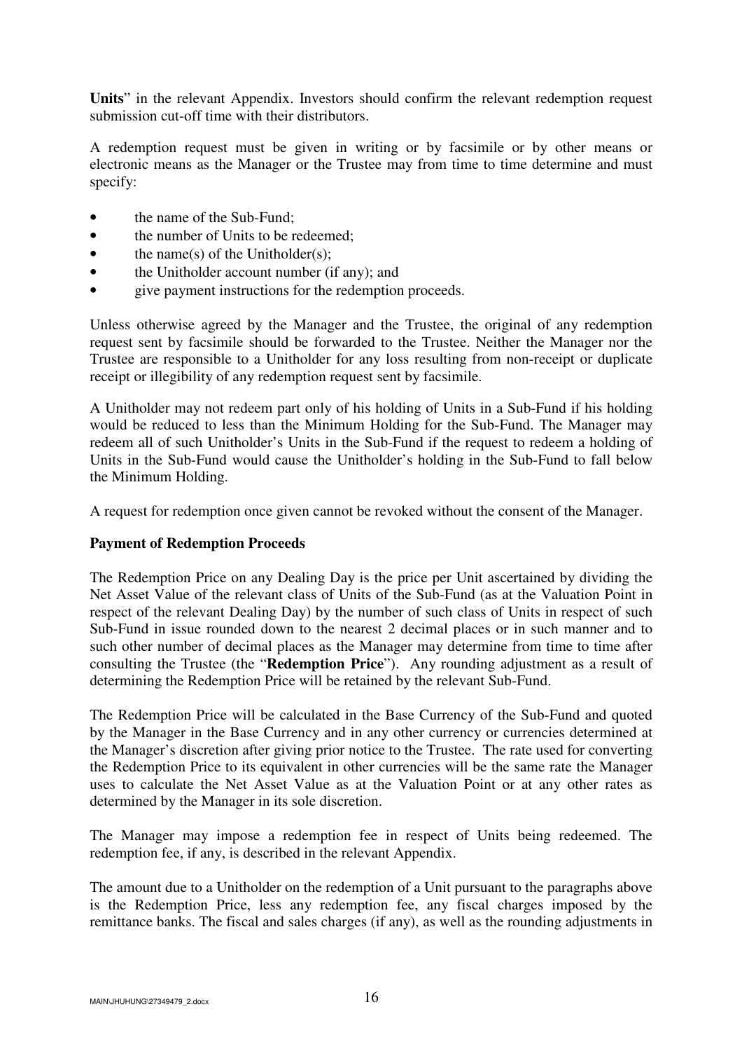**Units**" in the relevant Appendix. Investors should confirm the relevant redemption request submission cut-off time with their distributors.

A redemption request must be given in writing or by facsimile or by other means or electronic means as the Manager or the Trustee may from time to time determine and must specify:

- the name of the Sub-Fund;
- the number of Units to be redeemed;
- the name(s) of the Unitholder(s);
- the Unitholder account number (if any); and
- give payment instructions for the redemption proceeds.

Unless otherwise agreed by the Manager and the Trustee, the original of any redemption request sent by facsimile should be forwarded to the Trustee. Neither the Manager nor the Trustee are responsible to a Unitholder for any loss resulting from non-receipt or duplicate receipt or illegibility of any redemption request sent by facsimile.

A Unitholder may not redeem part only of his holding of Units in a Sub-Fund if his holding would be reduced to less than the Minimum Holding for the Sub-Fund. The Manager may redeem all of such Unitholder's Units in the Sub-Fund if the request to redeem a holding of Units in the Sub-Fund would cause the Unitholder's holding in the Sub-Fund to fall below the Minimum Holding.

A request for redemption once given cannot be revoked without the consent of the Manager.

**Payment of Redemption Proceeds**

The Redemption Price on any Dealing Day is the price per Unit ascertained by dividing the Net Asset Value of the relevant class of Units of the Sub-Fund (as at the Valuation Point in respect of the relevant Dealing Day) by the number of such class of Units in respect of such Sub-Fund in issue rounded down to the nearest 2 decimal places or in such manner and to such other number of decimal places as the Manager may determine from time to time after consulting the Trustee (the "**Redemption Price**"). Any rounding adjustment as a result of determining the Redemption Price will be retained by the relevant Sub-Fund.

The Redemption Price will be calculated in the Base Currency of the Sub-Fund and quoted by the Manager in the Base Currency and in any other currency or currencies determined at the Manager's discretion after giving prior notice to the Trustee. The rate used for converting the Redemption Price to its equivalent in other currencies will be the same rate the Manager uses to calculate the Net Asset Value as at the Valuation Point or at any other rates as determined by the Manager in its sole discretion.

The Manager may impose a redemption fee in respect of Units being redeemed. The redemption fee, if any, is described in the relevant Appendix.

The amount due to a Unitholder on the redemption of a Unit pursuant to the paragraphs above is the Redemption Price, less any redemption fee, any fiscal charges imposed by the remittance banks. The fiscal and sales charges (if any), as well as the rounding adjustments in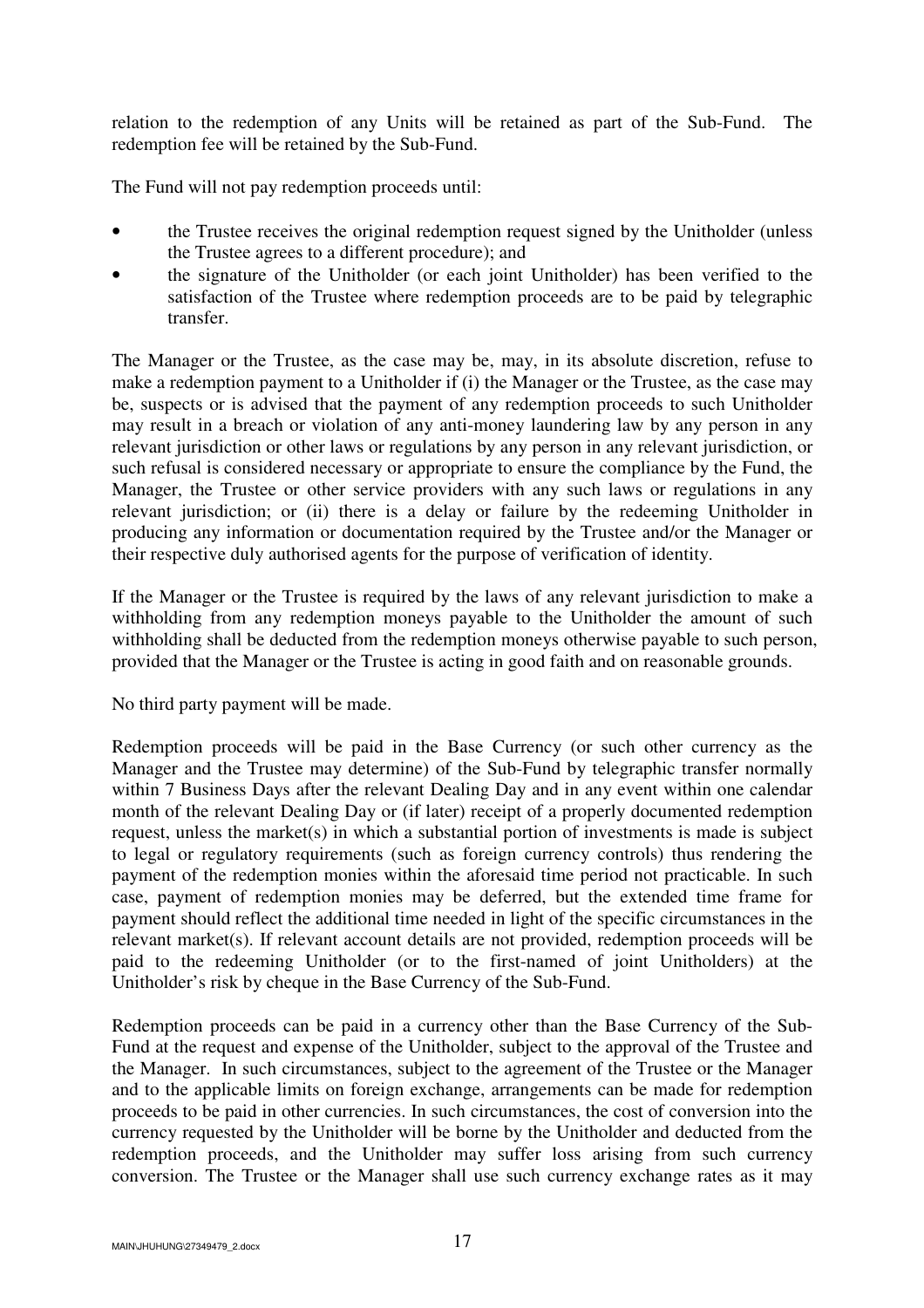relation to the redemption of any Units will be retained as part of the Sub-Fund. The redemption fee will be retained by the Sub-Fund.

The Fund will not pay redemption proceeds until:

- the Trustee receives the original redemption request signed by the Unitholder (unless the Trustee agrees to a different procedure); and
- the signature of the Unitholder (or each joint Unitholder) has been verified to the satisfaction of the Trustee where redemption proceeds are to be paid by telegraphic transfer.

The Manager or the Trustee, as the case may be, may, in its absolute discretion, refuse to make a redemption payment to a Unitholder if (i) the Manager or the Trustee, as the case may be, suspects or is advised that the payment of any redemption proceeds to such Unitholder may result in a breach or violation of any anti-money laundering law by any person in any relevant jurisdiction or other laws or regulations by any person in any relevant jurisdiction, or such refusal is considered necessary or appropriate to ensure the compliance by the Fund, the Manager, the Trustee or other service providers with any such laws or regulations in any relevant jurisdiction; or (ii) there is a delay or failure by the redeeming Unitholder in producing any information or documentation required by the Trustee and/or the Manager or their respective duly authorised agents for the purpose of verification of identity.

If the Manager or the Trustee is required by the laws of any relevant jurisdiction to make a withholding from any redemption moneys payable to the Unitholder the amount of such withholding shall be deducted from the redemption moneys otherwise payable to such person, provided that the Manager or the Trustee is acting in good faith and on reasonable grounds.

No third party payment will be made.

Redemption proceeds will be paid in the Base Currency (or such other currency as the Manager and the Trustee may determine) of the Sub-Fund by telegraphic transfer normally within 7 Business Days after the relevant Dealing Day and in any event within one calendar month of the relevant Dealing Day or (if later) receipt of a properly documented redemption request, unless the market(s) in which a substantial portion of investments is made is subject to legal or regulatory requirements (such as foreign currency controls) thus rendering the payment of the redemption monies within the aforesaid time period not practicable. In such case, payment of redemption monies may be deferred, but the extended time frame for payment should reflect the additional time needed in light of the specific circumstances in the relevant market(s). If relevant account details are not provided, redemption proceeds will be paid to the redeeming Unitholder (or to the first-named of joint Unitholders) at the Unitholder's risk by cheque in the Base Currency of the Sub-Fund.

Redemption proceeds can be paid in a currency other than the Base Currency of the Sub-Fund at the request and expense of the Unitholder, subject to the approval of the Trustee and the Manager. In such circumstances, subject to the agreement of the Trustee or the Manager and to the applicable limits on foreign exchange, arrangements can be made for redemption proceeds to be paid in other currencies. In such circumstances, the cost of conversion into the currency requested by the Unitholder will be borne by the Unitholder and deducted from the redemption proceeds, and the Unitholder may suffer loss arising from such currency conversion. The Trustee or the Manager shall use such currency exchange rates as it may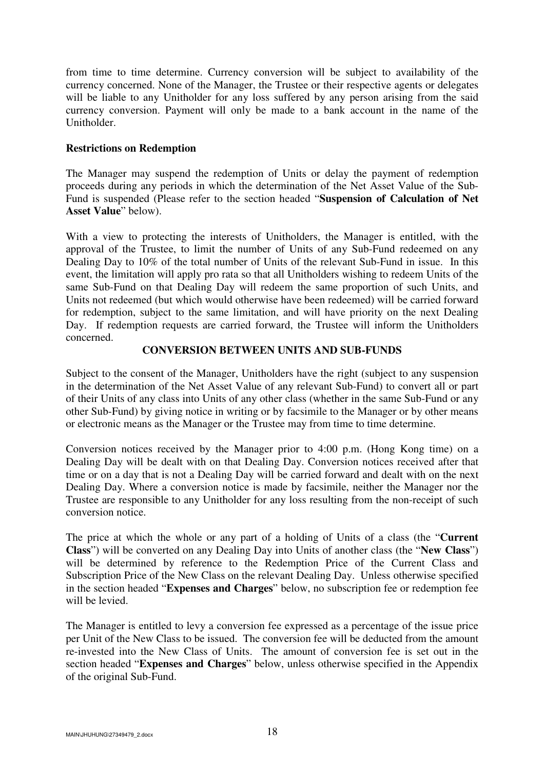from time to time determine. Currency conversion will be subject to availability of the currency concerned. None of the Manager, the Trustee or their respective agents or delegates will be liable to any Unitholder for any loss suffered by any person arising from the said currency conversion. Payment will only be made to a bank account in the name of the Unitholder.

**Restrictions on Redemption**

The Manager may suspend the redemption of Units or delay the payment of redemption proceeds during any periods in which the determination of the Net Asset Value of the Sub-Fund is suspended (Please refer to the section headed "**Suspension of Calculation of Net Asset Value**" below).

With a view to protecting the interests of Unitholders, the Manager is entitled, with the approval of the Trustee, to limit the number of Units of any Sub-Fund redeemed on any Dealing Day to 10% of the total number of Units of the relevant Sub-Fund in issue. In this event, the limitation will apply pro rata so that all Unitholders wishing to redeem Units of the same Sub-Fund on that Dealing Day will redeem the same proportion of such Units, and Units not redeemed (but which would otherwise have been redeemed) will be carried forward for redemption, subject to the same limitation, and will have priority on the next Dealing Day. If redemption requests are carried forward, the Trustee will inform the Unitholders concerned.

## CONVERSION BETWEEN UNITS AND SUB-FUNDS

Subject to the consent of the Manager, Unitholders have the right (subject to any suspension in the determination of the Net Asset Value of any relevant Sub-Fund) to convert all or part of their Units of any class into Units of any other class (whether in the same Sub-Fund or any other Sub-Fund) by giving notice in writing or by facsimile to the Manager or by other means or electronic means as the Manager or the Trustee may from time to time determine.

Conversion notices received by the Manager prior to 4:00 p.m. (Hong Kong time) on a Dealing Day will be dealt with on that Dealing Day. Conversion notices received after that time or on a day that is not a Dealing Day will be carried forward and dealt with on the next Dealing Day. Where a conversion notice is made by facsimile, neither the Manager nor the Trustee are responsible to any Unitholder for any loss resulting from the non-receipt of such conversion notice.

The price at which the whole or any part of a holding of Units of a class (the "**Current Class**") will be converted on any Dealing Day into Units of another class (the "**New Class**") will be determined by reference to the Redemption Price of the Current Class and Subscription Price of the New Class on the relevant Dealing Day. Unless otherwise specified in the section headed "**Expenses and Charges**" below, no subscription fee or redemption fee will be levied.

The Manager is entitled to levy a conversion fee expressed as a percentage of the issue price per Unit of the New Class to be issued. The conversion fee will be deducted from the amount re-invested into the New Class of Units. The amount of conversion fee is set out in the section headed "**Expenses and Charges**" below, unless otherwise specified in the Appendix of the original Sub-Fund.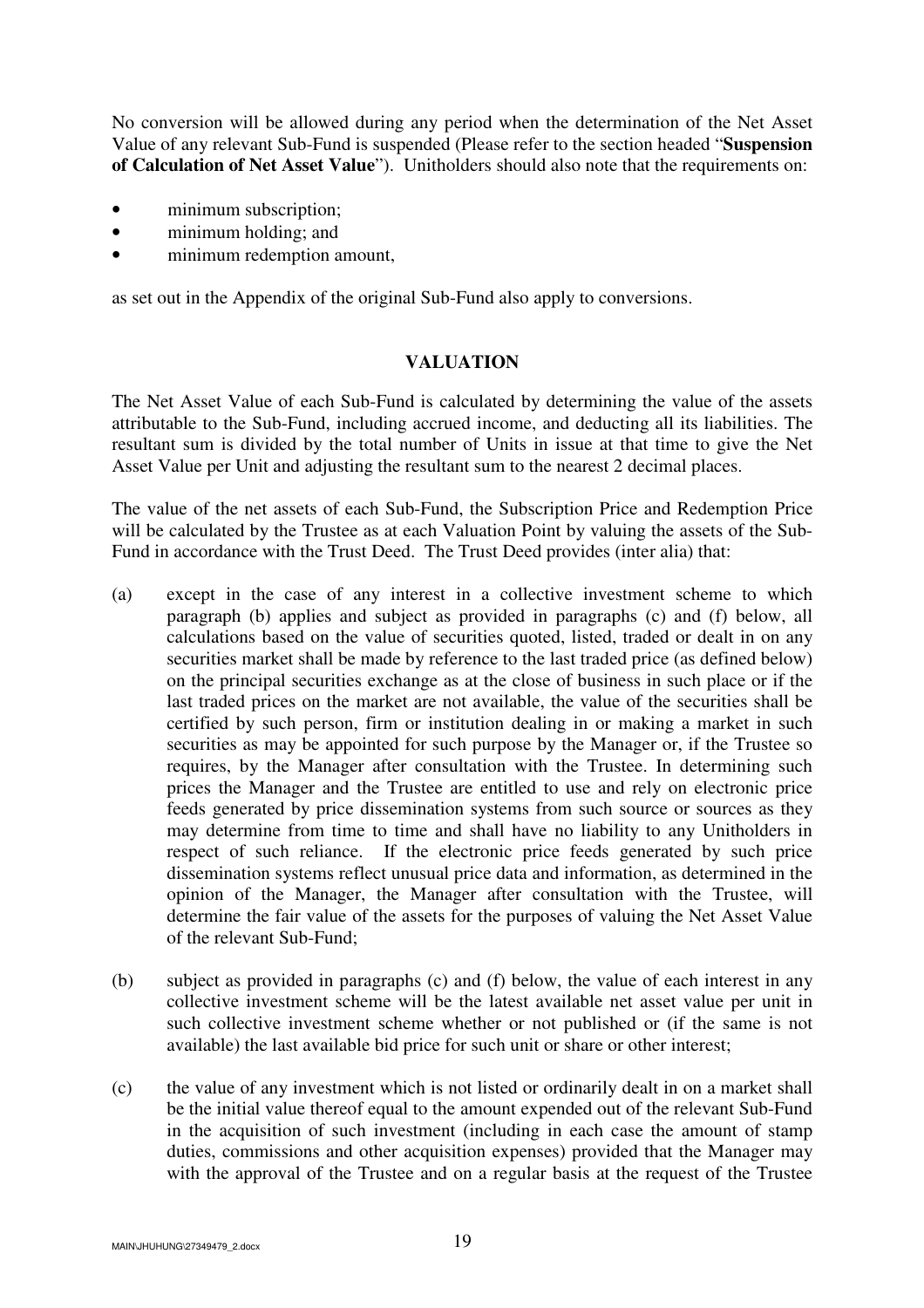No conversion will be allowed during any period when the determination of the Net Asset Value of any relevant Sub-Fund is suspended (Please refer to the section headed "**Suspension of Calculation of Net Asset Value**"). Unitholders should also note that the requirements on:

- minimum subscription;
- minimum holding; and
- minimum redemption amount,

as set out in the Appendix of the original Sub-Fund also apply to conversions.

## VALUATION

The Net Asset Value of each Sub-Fund is calculated by determining the value of the assets attributable to the Sub-Fund, including accrued income, and deducting all its liabilities. The resultant sum is divided by the total number of Units in issue at that time to give the Net Asset Value per Unit and adjusting the resultant sum to the nearest 2 decimal places.

The value of the net assets of each Sub-Fund, the Subscription Price and Redemption Price will be calculated by the Trustee as at each Valuation Point by valuing the assets of the Sub-Fund in accordance with the Trust Deed. The Trust Deed provides (inter alia) that:

(a) except in the case of any interest in a collective investment scheme to which paragraph (b) applies and subject as provided in paragraphs (c) and (f) below, all calculations based on the value of securities quoted, listed, traded or dealt in on any securities market shall be made by reference to the last traded price (as defined below) on the principal securities exchange as at the close of business in such place or if the last traded prices on the market are not available, the value of the securities shall be certified by such person, firm or institution dealing in or making a market in such securities as may be appointed for such purpose by the Manager or, if the Trustee so requires, by the Manager after consultation with the Trustee. In determining such prices the Manager and the Trustee are entitled to use and rely on electronic price feeds generated by price dissemination systems from such source or sources as they may determine from time to time and shall have no liability to any Unitholders in respect of such reliance. If the electronic price feeds generated by such price dissemination systems reflect unusual price data and information, as determined in the opinion of the Manager, the Manager after consultation with the Trustee, will determine the fair value of the assets for the purposes of valuing the Net Asset Value of the relevant Sub-Fund;

(b) subject as provided in paragraphs (c) and (f) below, the value of each interest in any collective investment scheme will be the latest available net asset value per unit in such collective investment scheme whether or not published or (if the same is not available) the last available bid price for such unit or share or other interest;

(c) the value of any investment which is not listed or ordinarily dealt in on a market shall be the initial value thereof equal to the amount expended out of the relevant Sub-Fund in the acquisition of such investment (including in each case the amount of stamp duties, commissions and other acquisition expenses) provided that the Manager may with the approval of the Trustee and on a regular basis at the request of the Trustee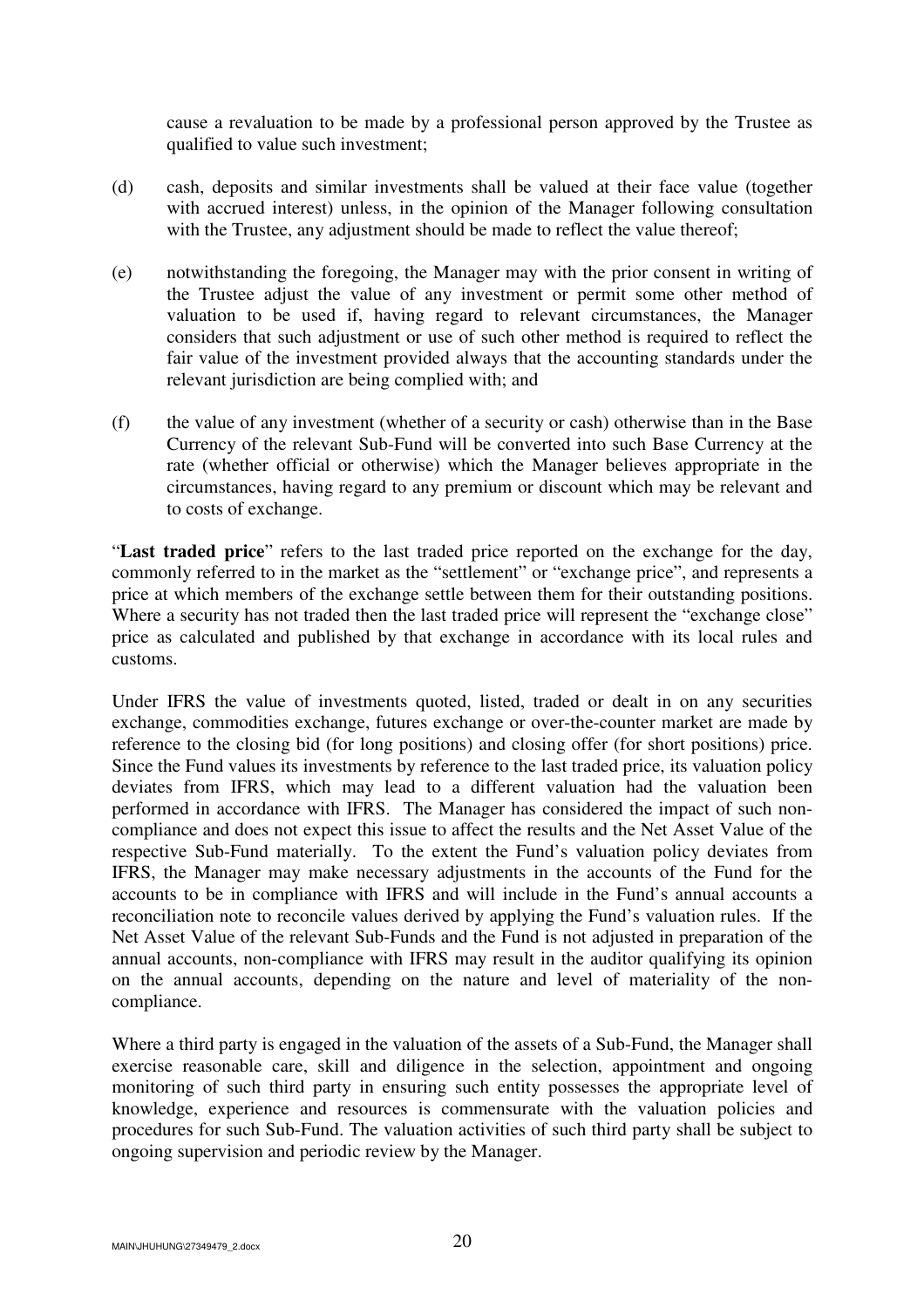cause a revaluation to be made by a professional person approved by the Trustee as qualified to value such investment;

(d) cash, deposits and similar investments shall be valued at their face value (together with accrued interest) unless, in the opinion of the Manager following consultation with the Trustee, any adjustment should be made to reflect the value thereof;

(e) notwithstanding the foregoing, the Manager may with the prior consent in writing of the Trustee adjust the value of any investment or permit some other method of valuation to be used if, having regard to relevant circumstances, the Manager considers that such adjustment or use of such other method is required to reflect the fair value of the investment provided always that the accounting standards under the relevant jurisdiction are being complied with; and

(f) the value of any investment (whether of a security or cash) otherwise than in the Base Currency of the relevant Sub-Fund will be converted into such Base Currency at the rate (whether official or otherwise) which the Manager believes appropriate in the circumstances, having regard to any premium or discount which may be relevant and to costs of exchange.

"**Last traded price**" refers to the last traded price reported on the exchange for the day, commonly referred to in the market as the "settlement" or "exchange price", and represents a price at which members of the exchange settle between them for their outstanding positions. Where a security has not traded then the last traded price will represent the "exchange close" price as calculated and published by that exchange in accordance with its local rules and customs.

Under IFRS the value of investments quoted, listed, traded or dealt in on any securities exchange, commodities exchange, futures exchange or over-the-counter market are made by reference to the closing bid (for long positions) and closing offer (for short positions) price. Since the Fund values its investments by reference to the last traded price, its valuation policy deviates from IFRS, which may lead to a different valuation had the valuation been performed in accordance with IFRS. The Manager has considered the impact of such non-compliance and does not expect this issue to affect the results and the Net Asset Value of the respective Sub-Fund materially. To the extent the Fund's valuation policy deviates from IFRS, the Manager may make necessary adjustments in the accounts of the Fund for the accounts to be in compliance with IFRS and will include in the Fund's annual accounts a reconciliation note to reconcile values derived by applying the Fund's valuation rules. If the Net Asset Value of the relevant Sub-Funds and the Fund is not adjusted in preparation of the annual accounts, non-compliance with IFRS may result in the auditor qualifying its opinion on the annual accounts, depending on the nature and level of materiality of the non-compliance.

Where a third party is engaged in the valuation of the assets of a Sub-Fund, the Manager shall exercise reasonable care, skill and diligence in the selection, appointment and ongoing monitoring of such third party in ensuring such entity possesses the appropriate level of knowledge, experience and resources is commensurate with the valuation policies and procedures for such Sub-Fund. The valuation activities of such third party shall be subject to ongoing supervision and periodic review by the Manager.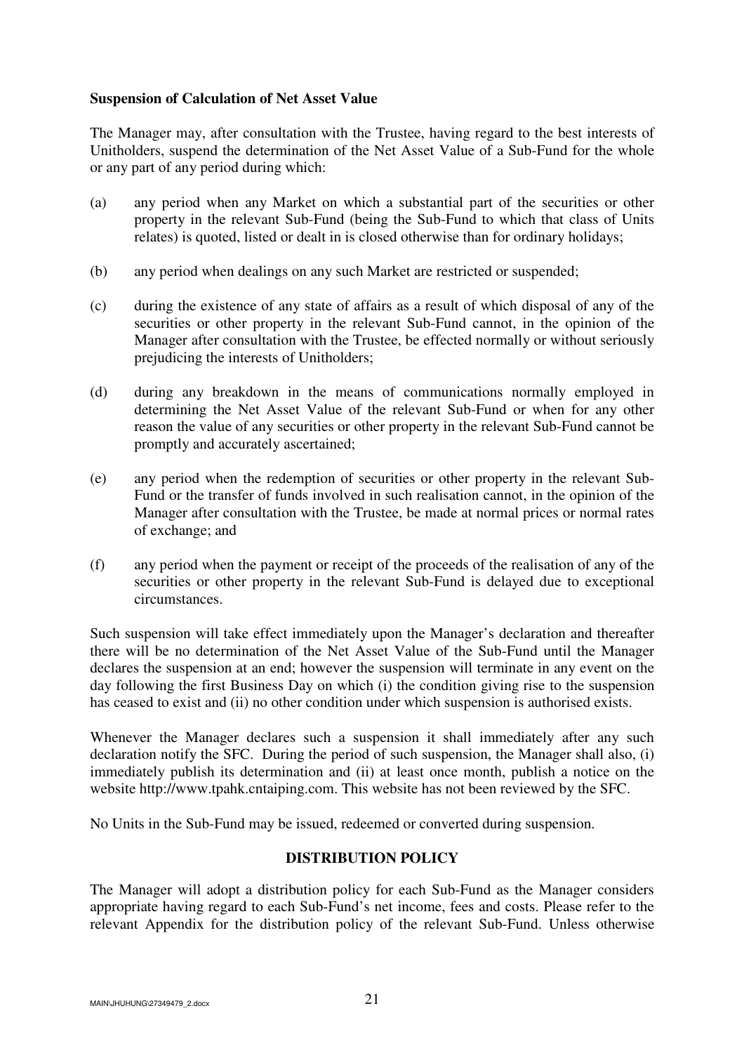**Suspension of Calculation of Net Asset Value**

The Manager may, after consultation with the Trustee, having regard to the best interests of Unitholders, suspend the determination of the Net Asset Value of a Sub-Fund for the whole or any part of any period during which:

(a) any period when any Market on which a substantial part of the securities or other property in the relevant Sub-Fund (being the Sub-Fund to which that class of Units relates) is quoted, listed or dealt in is closed otherwise than for ordinary holidays;

(b) any period when dealings on any such Market are restricted or suspended;

(c) during the existence of any state of affairs as a result of which disposal of any of the securities or other property in the relevant Sub-Fund cannot, in the opinion of the Manager after consultation with the Trustee, be effected normally or without seriously prejudicing the interests of Unitholders;

(d) during any breakdown in the means of communications normally employed in determining the Net Asset Value of the relevant Sub-Fund or when for any other reason the value of any securities or other property in the relevant Sub-Fund cannot be promptly and accurately ascertained;

(e) any period when the redemption of securities or other property in the relevant Sub-Fund or the transfer of funds involved in such realisation cannot, in the opinion of the Manager after consultation with the Trustee, be made at normal prices or normal rates of exchange; and

(f) any period when the payment or receipt of the proceeds of the realisation of any of the securities or other property in the relevant Sub-Fund is delayed due to exceptional circumstances.

Such suspension will take effect immediately upon the Manager's declaration and thereafter there will be no determination of the Net Asset Value of the Sub-Fund until the Manager declares the suspension at an end; however the suspension will terminate in any event on the day following the first Business Day on which (i) the condition giving rise to the suspension has ceased to exist and (ii) no other condition under which suspension is authorised exists.

Whenever the Manager declares such a suspension it shall immediately after any such declaration notify the SFC. During the period of such suspension, the Manager shall also, (i) immediately publish its determination and (ii) at least once month, publish a notice on the website http://www.tpahk.cntaiping.com. This website has not been reviewed by the SFC.

No Units in the Sub-Fund may be issued, redeemed or converted during suspension.

## DISTRIBUTION POLICY

The Manager will adopt a distribution policy for each Sub-Fund as the Manager considers appropriate having regard to each Sub-Fund's net income, fees and costs. Please refer to the relevant Appendix for the distribution policy of the relevant Sub-Fund. Unless otherwise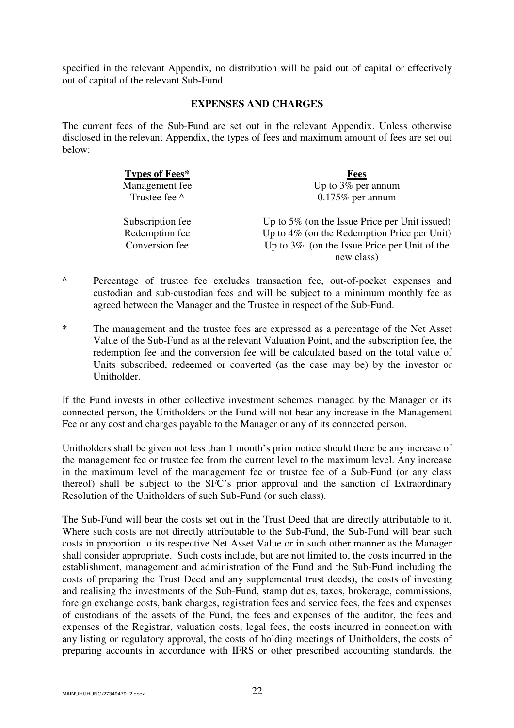specified in the relevant Appendix, no distribution will be paid out of capital or effectively out of capital of the relevant Sub-Fund.

## EXPENSES AND CHARGES

The current fees of the Sub-Fund are set out in the relevant Appendix. Unless otherwise disclosed in the relevant Appendix, the types of fees and maximum amount of fees are set out below:

| Types of Fees* | Fees |
|---|---|
| Management fee | Up to 3% per annum |
| Trustee fee ^ | 0.175% per annum |
| Subscription fee | Up to 5% (on the Issue Price per Unit issued) |
| Redemption fee | Up to 4% (on the Redemption Price per Unit) |
| Conversion fee | Up to 3% (on the Issue Price per Unit of the new class) |

^ Percentage of trustee fee excludes transaction fee, out-of-pocket expenses and custodian and sub-custodian fees and will be subject to a minimum monthly fee as agreed between the Manager and the Trustee in respect of the Sub-Fund.

* The management and the trustee fees are expressed as a percentage of the Net Asset Value of the Sub-Fund as at the relevant Valuation Point, and the subscription fee, the redemption fee and the conversion fee will be calculated based on the total value of Units subscribed, redeemed or converted (as the case may be) by the investor or Unitholder.

If the Fund invests in other collective investment schemes managed by the Manager or its connected person, the Unitholders or the Fund will not bear any increase in the Management Fee or any cost and charges payable to the Manager or any of its connected person.

Unitholders shall be given not less than 1 month's prior notice should there be any increase of the management fee or trustee fee from the current level to the maximum level. Any increase in the maximum level of the management fee or trustee fee of a Sub-Fund (or any class thereof) shall be subject to the SFC's prior approval and the sanction of Extraordinary Resolution of the Unitholders of such Sub-Fund (or such class).

The Sub-Fund will bear the costs set out in the Trust Deed that are directly attributable to it. Where such costs are not directly attributable to the Sub-Fund, the Sub-Fund will bear such costs in proportion to its respective Net Asset Value or in such other manner as the Manager shall consider appropriate. Such costs include, but are not limited to, the costs incurred in the establishment, management and administration of the Fund and the Sub-Fund including the costs of preparing the Trust Deed and any supplemental trust deeds), the costs of investing and realising the investments of the Sub-Fund, stamp duties, taxes, brokerage, commissions, foreign exchange costs, bank charges, registration fees and service fees, the fees and expenses of custodians of the assets of the Fund, the fees and expenses of the auditor, the fees and expenses of the Registrar, valuation costs, legal fees, the costs incurred in connection with any listing or regulatory approval, the costs of holding meetings of Unitholders, the costs of preparing accounts in accordance with IFRS or other prescribed accounting standards, the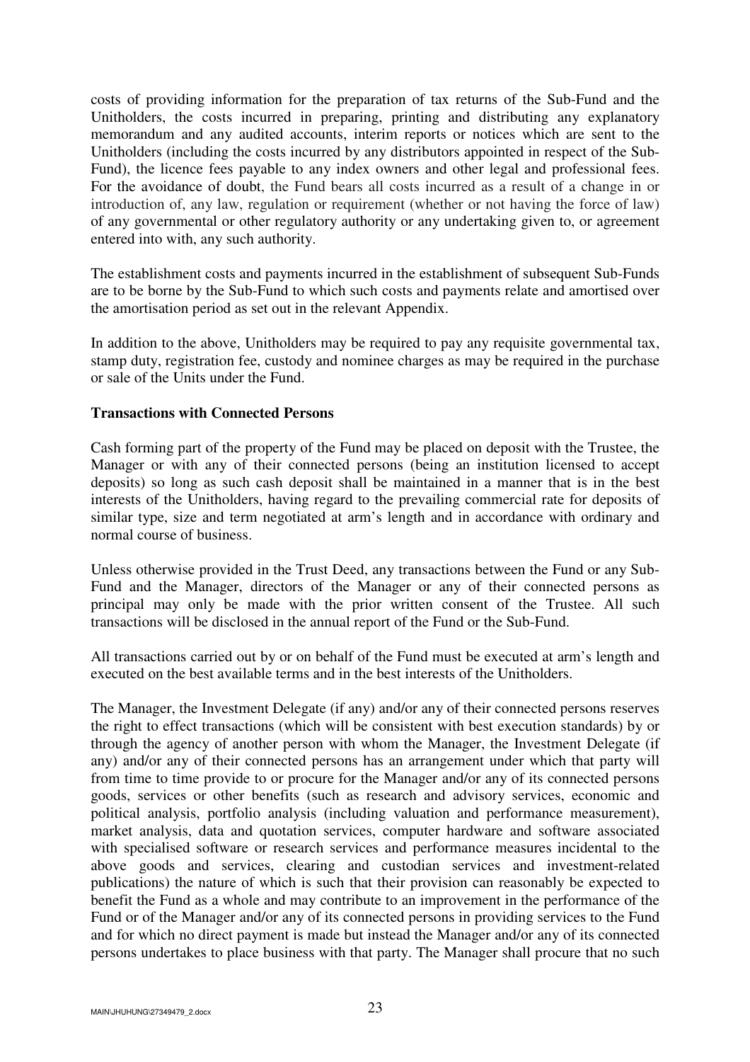costs of providing information for the preparation of tax returns of the Sub-Fund and the Unitholders, the costs incurred in preparing, printing and distributing any explanatory memorandum and any audited accounts, interim reports or notices which are sent to the Unitholders (including the costs incurred by any distributors appointed in respect of the Sub-Fund), the licence fees payable to any index owners and other legal and professional fees. For the avoidance of doubt, the Fund bears all costs incurred as a result of a change in or introduction of, any law, regulation or requirement (whether or not having the force of law) of any governmental or other regulatory authority or any undertaking given to, or agreement entered into with, any such authority.

The establishment costs and payments incurred in the establishment of subsequent Sub-Funds are to be borne by the Sub-Fund to which such costs and payments relate and amortised over the amortisation period as set out in the relevant Appendix.

In addition to the above, Unitholders may be required to pay any requisite governmental tax, stamp duty, registration fee, custody and nominee charges as may be required in the purchase or sale of the Units under the Fund.

**Transactions with Connected Persons**

Cash forming part of the property of the Fund may be placed on deposit with the Trustee, the Manager or with any of their connected persons (being an institution licensed to accept deposits) so long as such cash deposit shall be maintained in a manner that is in the best interests of the Unitholders, having regard to the prevailing commercial rate for deposits of similar type, size and term negotiated at arm's length and in accordance with ordinary and normal course of business.

Unless otherwise provided in the Trust Deed, any transactions between the Fund or any Sub-Fund and the Manager, directors of the Manager or any of their connected persons as principal may only be made with the prior written consent of the Trustee. All such transactions will be disclosed in the annual report of the Fund or the Sub-Fund.

All transactions carried out by or on behalf of the Fund must be executed at arm's length and executed on the best available terms and in the best interests of the Unitholders.

The Manager, the Investment Delegate (if any) and/or any of their connected persons reserves the right to effect transactions (which will be consistent with best execution standards) by or through the agency of another person with whom the Manager, the Investment Delegate (if any) and/or any of their connected persons has an arrangement under which that party will from time to time provide to or procure for the Manager and/or any of its connected persons goods, services or other benefits (such as research and advisory services, economic and political analysis, portfolio analysis (including valuation and performance measurement), market analysis, data and quotation services, computer hardware and software associated with specialised software or research services and performance measures incidental to the above goods and services, clearing and custodian services and investment-related publications) the nature of which is such that their provision can reasonably be expected to benefit the Fund as a whole and may contribute to an improvement in the performance of the Fund or of the Manager and/or any of its connected persons in providing services to the Fund and for which no direct payment is made but instead the Manager and/or any of its connected persons undertakes to place business with that party. The Manager shall procure that no such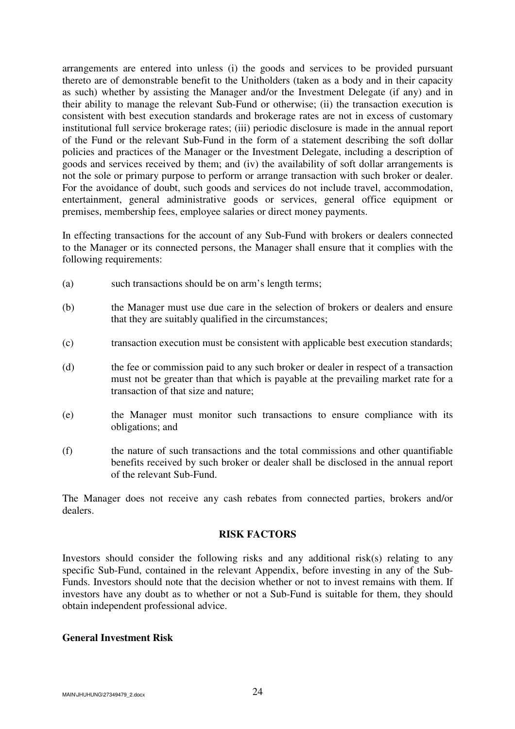arrangements are entered into unless (i) the goods and services to be provided pursuant thereto are of demonstrable benefit to the Unitholders (taken as a body and in their capacity as such) whether by assisting the Manager and/or the Investment Delegate (if any) and in their ability to manage the relevant Sub-Fund or otherwise; (ii) the transaction execution is consistent with best execution standards and brokerage rates are not in excess of customary institutional full service brokerage rates; (iii) periodic disclosure is made in the annual report of the Fund or the relevant Sub-Fund in the form of a statement describing the soft dollar policies and practices of the Manager or the Investment Delegate, including a description of goods and services received by them; and (iv) the availability of soft dollar arrangements is not the sole or primary purpose to perform or arrange transaction with such broker or dealer. For the avoidance of doubt, such goods and services do not include travel, accommodation, entertainment, general administrative goods or services, general office equipment or premises, membership fees, employee salaries or direct money payments.

In effecting transactions for the account of any Sub-Fund with brokers or dealers connected to the Manager or its connected persons, the Manager shall ensure that it complies with the following requirements:

(a) such transactions should be on arm's length terms;

(b) the Manager must use due care in the selection of brokers or dealers and ensure that they are suitably qualified in the circumstances;

(c) transaction execution must be consistent with applicable best execution standards;

(d) the fee or commission paid to any such broker or dealer in respect of a transaction must not be greater than that which is payable at the prevailing market rate for a transaction of that size and nature;

(e) the Manager must monitor such transactions to ensure compliance with its obligations; and

(f) the nature of such transactions and the total commissions and other quantifiable benefits received by such broker or dealer shall be disclosed in the annual report of the relevant Sub-Fund.

The Manager does not receive any cash rebates from connected parties, brokers and/or dealers.

## RISK FACTORS

Investors should consider the following risks and any additional risk(s) relating to any specific Sub-Fund, contained in the relevant Appendix, before investing in any of the Sub-Funds. Investors should note that the decision whether or not to invest remains with them. If investors have any doubt as to whether or not a Sub-Fund is suitable for them, they should obtain independent professional advice.

### General Investment Risk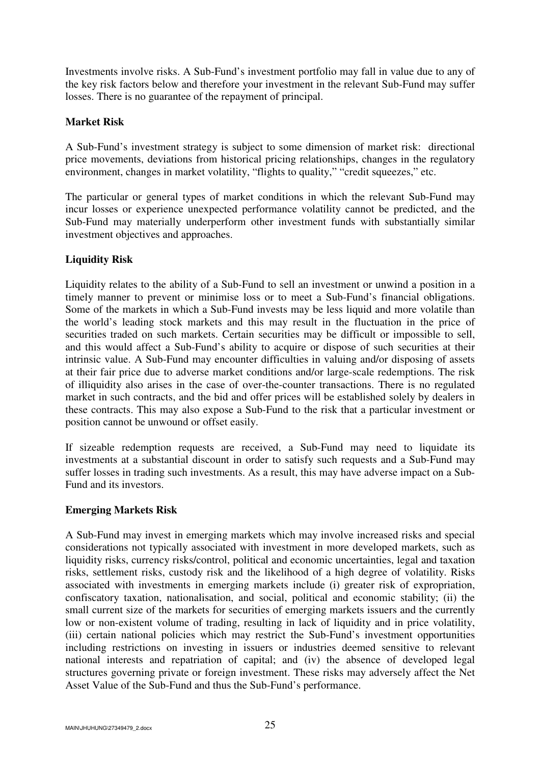Investments involve risks. A Sub-Fund's investment portfolio may fall in value due to any of the key risk factors below and therefore your investment in the relevant Sub-Fund may suffer losses. There is no guarantee of the repayment of principal.

**Market Risk**

A Sub-Fund's investment strategy is subject to some dimension of market risk: directional price movements, deviations from historical pricing relationships, changes in the regulatory environment, changes in market volatility, "flights to quality," "credit squeezes," etc.

The particular or general types of market conditions in which the relevant Sub-Fund may incur losses or experience unexpected performance volatility cannot be predicted, and the Sub-Fund may materially underperform other investment funds with substantially similar investment objectives and approaches.

**Liquidity Risk**

Liquidity relates to the ability of a Sub-Fund to sell an investment or unwind a position in a timely manner to prevent or minimise loss or to meet a Sub-Fund's financial obligations. Some of the markets in which a Sub-Fund invests may be less liquid and more volatile than the world's leading stock markets and this may result in the fluctuation in the price of securities traded on such markets. Certain securities may be difficult or impossible to sell, and this would affect a Sub-Fund's ability to acquire or dispose of such securities at their intrinsic value. A Sub-Fund may encounter difficulties in valuing and/or disposing of assets at their fair price due to adverse market conditions and/or large-scale redemptions. The risk of illiquidity also arises in the case of over-the-counter transactions. There is no regulated market in such contracts, and the bid and offer prices will be established solely by dealers in these contracts. This may also expose a Sub-Fund to the risk that a particular investment or position cannot be unwound or offset easily.

If sizeable redemption requests are received, a Sub-Fund may need to liquidate its investments at a substantial discount in order to satisfy such requests and a Sub-Fund may suffer losses in trading such investments. As a result, this may have adverse impact on a Sub-Fund and its investors.

**Emerging Markets Risk**

A Sub-Fund may invest in emerging markets which may involve increased risks and special considerations not typically associated with investment in more developed markets, such as liquidity risks, currency risks/control, political and economic uncertainties, legal and taxation risks, settlement risks, custody risk and the likelihood of a high degree of volatility. Risks associated with investments in emerging markets include (i) greater risk of expropriation, confiscatory taxation, nationalisation, and social, political and economic stability; (ii) the small current size of the markets for securities of emerging markets issuers and the currently low or non-existent volume of trading, resulting in lack of liquidity and in price volatility, (iii) certain national policies which may restrict the Sub-Fund's investment opportunities including restrictions on investing in issuers or industries deemed sensitive to relevant national interests and repatriation of capital; and (iv) the absence of developed legal structures governing private or foreign investment. These risks may adversely affect the Net Asset Value of the Sub-Fund and thus the Sub-Fund's performance.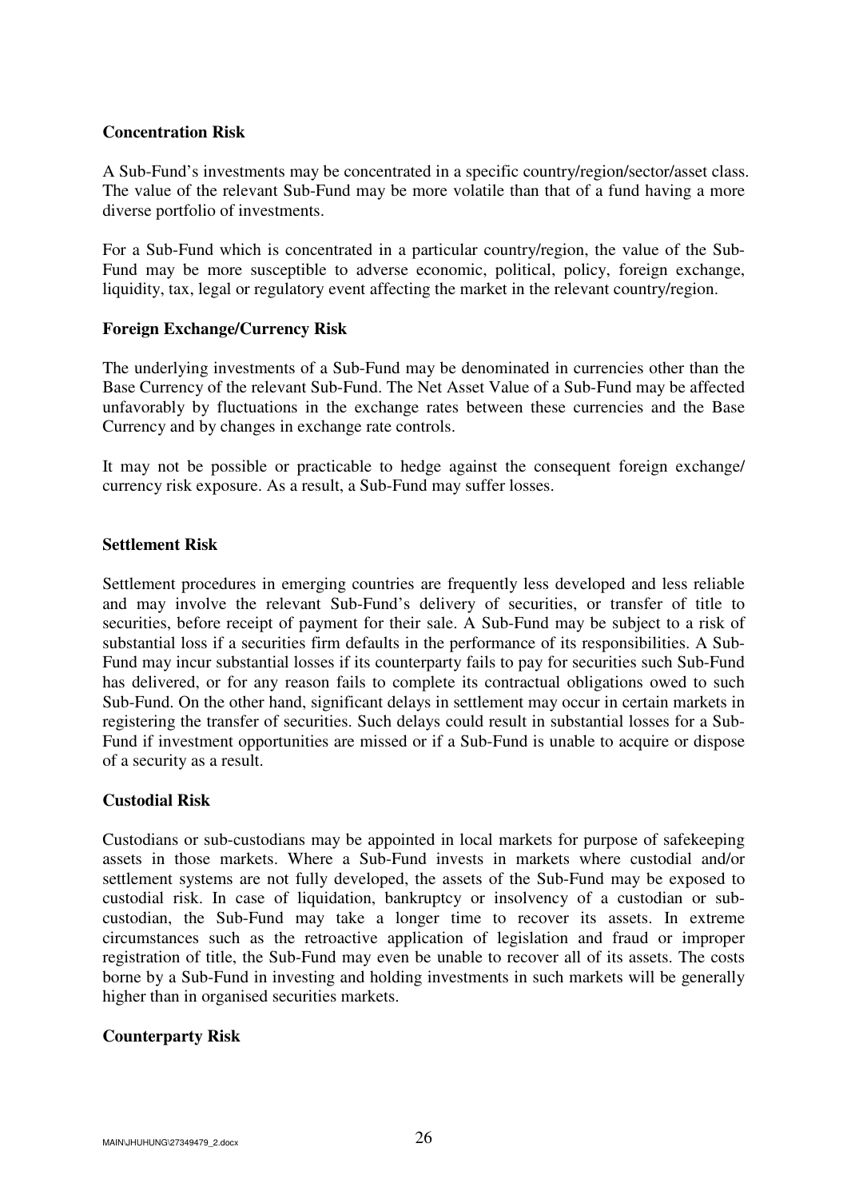**Concentration Risk**

A Sub-Fund's investments may be concentrated in a specific country/region/sector/asset class. The value of the relevant Sub-Fund may be more volatile than that of a fund having a more diverse portfolio of investments.

For a Sub-Fund which is concentrated in a particular country/region, the value of the Sub-Fund may be more susceptible to adverse economic, political, policy, foreign exchange, liquidity, tax, legal or regulatory event affecting the market in the relevant country/region.

**Foreign Exchange/Currency Risk**

The underlying investments of a Sub-Fund may be denominated in currencies other than the Base Currency of the relevant Sub-Fund. The Net Asset Value of a Sub-Fund may be affected unfavorably by fluctuations in the exchange rates between these currencies and the Base Currency and by changes in exchange rate controls.

It may not be possible or practicable to hedge against the consequent foreign exchange/ currency risk exposure. As a result, a Sub-Fund may suffer losses.

**Settlement Risk**

Settlement procedures in emerging countries are frequently less developed and less reliable and may involve the relevant Sub-Fund's delivery of securities, or transfer of title to securities, before receipt of payment for their sale. A Sub-Fund may be subject to a risk of substantial loss if a securities firm defaults in the performance of its responsibilities. A Sub-Fund may incur substantial losses if its counterparty fails to pay for securities such Sub-Fund has delivered, or for any reason fails to complete its contractual obligations owed to such Sub-Fund. On the other hand, significant delays in settlement may occur in certain markets in registering the transfer of securities. Such delays could result in substantial losses for a Sub-Fund if investment opportunities are missed or if a Sub-Fund is unable to acquire or dispose of a security as a result.

**Custodial Risk**

Custodians or sub-custodians may be appointed in local markets for purpose of safekeeping assets in those markets. Where a Sub-Fund invests in markets where custodial and/or settlement systems are not fully developed, the assets of the Sub-Fund may be exposed to custodial risk. In case of liquidation, bankruptcy or insolvency of a custodian or sub-custodian, the Sub-Fund may take a longer time to recover its assets. In extreme circumstances such as the retroactive application of legislation and fraud or improper registration of title, the Sub-Fund may even be unable to recover all of its assets. The costs borne by a Sub-Fund in investing and holding investments in such markets will be generally higher than in organised securities markets.

**Counterparty Risk**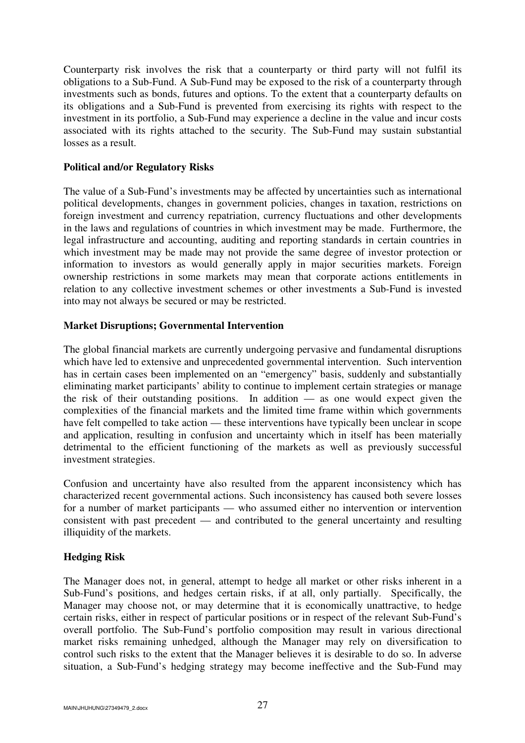Counterparty risk involves the risk that a counterparty or third party will not fulfil its obligations to a Sub-Fund. A Sub-Fund may be exposed to the risk of a counterparty through investments such as bonds, futures and options. To the extent that a counterparty defaults on its obligations and a Sub-Fund is prevented from exercising its rights with respect to the investment in its portfolio, a Sub-Fund may experience a decline in the value and incur costs associated with its rights attached to the security. The Sub-Fund may sustain substantial losses as a result.

**Political and/or Regulatory Risks**

The value of a Sub-Fund's investments may be affected by uncertainties such as international political developments, changes in government policies, changes in taxation, restrictions on foreign investment and currency repatriation, currency fluctuations and other developments in the laws and regulations of countries in which investment may be made. Furthermore, the legal infrastructure and accounting, auditing and reporting standards in certain countries in which investment may be made may not provide the same degree of investor protection or information to investors as would generally apply in major securities markets. Foreign ownership restrictions in some markets may mean that corporate actions entitlements in relation to any collective investment schemes or other investments a Sub-Fund is invested into may not always be secured or may be restricted.

**Market Disruptions; Governmental Intervention**

The global financial markets are currently undergoing pervasive and fundamental disruptions which have led to extensive and unprecedented governmental intervention. Such intervention has in certain cases been implemented on an "emergency" basis, suddenly and substantially eliminating market participants' ability to continue to implement certain strategies or manage the risk of their outstanding positions. In addition — as one would expect given the complexities of the financial markets and the limited time frame within which governments have felt compelled to take action — these interventions have typically been unclear in scope and application, resulting in confusion and uncertainty which in itself has been materially detrimental to the efficient functioning of the markets as well as previously successful investment strategies.

Confusion and uncertainty have also resulted from the apparent inconsistency which has characterized recent governmental actions. Such inconsistency has caused both severe losses for a number of market participants — who assumed either no intervention or intervention consistent with past precedent — and contributed to the general uncertainty and resulting illiquidity of the markets.

**Hedging Risk**

The Manager does not, in general, attempt to hedge all market or other risks inherent in a Sub-Fund's positions, and hedges certain risks, if at all, only partially. Specifically, the Manager may choose not, or may determine that it is economically unattractive, to hedge certain risks, either in respect of particular positions or in respect of the relevant Sub-Fund's overall portfolio. The Sub-Fund's portfolio composition may result in various directional market risks remaining unhedged, although the Manager may rely on diversification to control such risks to the extent that the Manager believes it is desirable to do so. In adverse situation, a Sub-Fund's hedging strategy may become ineffective and the Sub-Fund may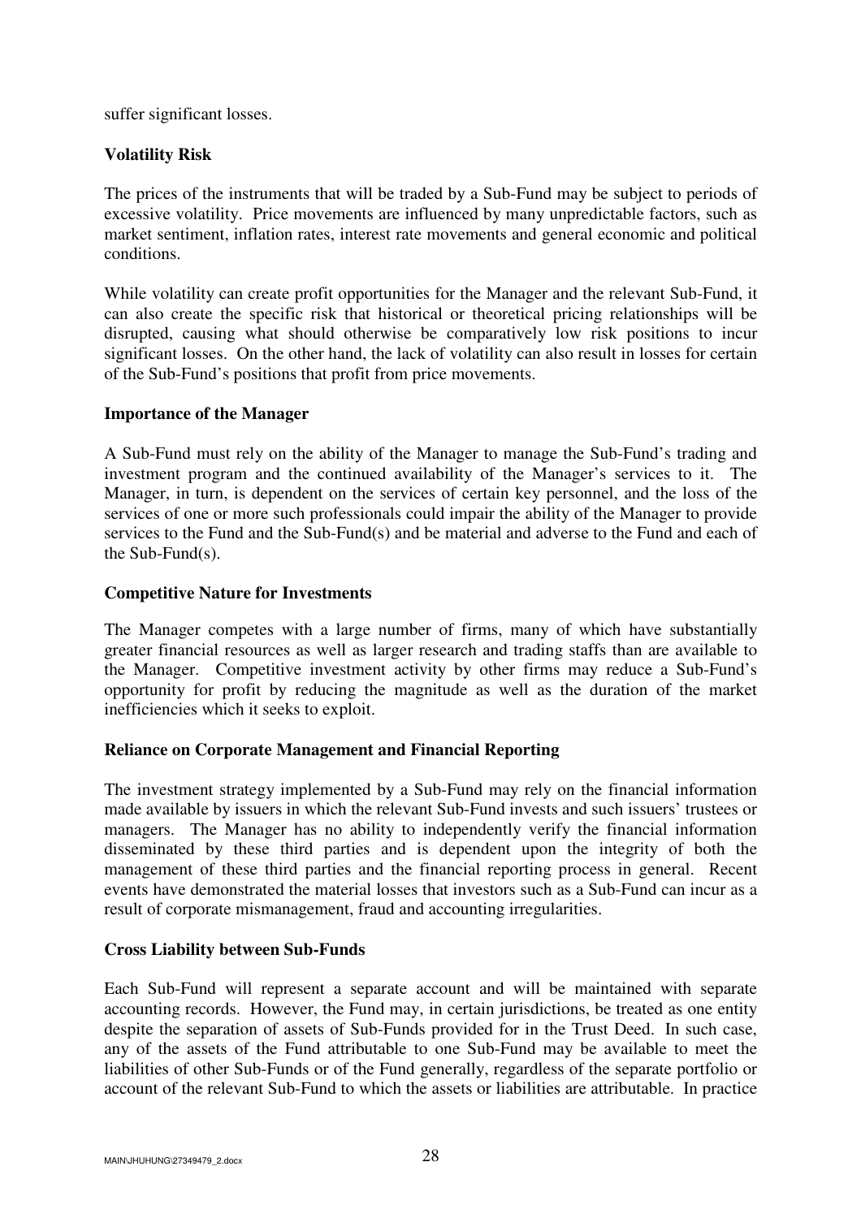suffer significant losses.

**Volatility Risk**

The prices of the instruments that will be traded by a Sub-Fund may be subject to periods of excessive volatility. Price movements are influenced by many unpredictable factors, such as market sentiment, inflation rates, interest rate movements and general economic and political conditions.

While volatility can create profit opportunities for the Manager and the relevant Sub-Fund, it can also create the specific risk that historical or theoretical pricing relationships will be disrupted, causing what should otherwise be comparatively low risk positions to incur significant losses. On the other hand, the lack of volatility can also result in losses for certain of the Sub-Fund's positions that profit from price movements.

**Importance of the Manager**

A Sub-Fund must rely on the ability of the Manager to manage the Sub-Fund's trading and investment program and the continued availability of the Manager's services to it. The Manager, in turn, is dependent on the services of certain key personnel, and the loss of the services of one or more such professionals could impair the ability of the Manager to provide services to the Fund and the Sub-Fund(s) and be material and adverse to the Fund and each of the Sub-Fund(s).

**Competitive Nature for Investments**

The Manager competes with a large number of firms, many of which have substantially greater financial resources as well as larger research and trading staffs than are available to the Manager. Competitive investment activity by other firms may reduce a Sub-Fund's opportunity for profit by reducing the magnitude as well as the duration of the market inefficiencies which it seeks to exploit.

**Reliance on Corporate Management and Financial Reporting**

The investment strategy implemented by a Sub-Fund may rely on the financial information made available by issuers in which the relevant Sub-Fund invests and such issuers' trustees or managers. The Manager has no ability to independently verify the financial information disseminated by these third parties and is dependent upon the integrity of both the management of these third parties and the financial reporting process in general. Recent events have demonstrated the material losses that investors such as a Sub-Fund can incur as a result of corporate mismanagement, fraud and accounting irregularities.

**Cross Liability between Sub-Funds**

Each Sub-Fund will represent a separate account and will be maintained with separate accounting records. However, the Fund may, in certain jurisdictions, be treated as one entity despite the separation of assets of Sub-Funds provided for in the Trust Deed. In such case, any of the assets of the Fund attributable to one Sub-Fund may be available to meet the liabilities of other Sub-Funds or of the Fund generally, regardless of the separate portfolio or account of the relevant Sub-Fund to which the assets or liabilities are attributable. In practice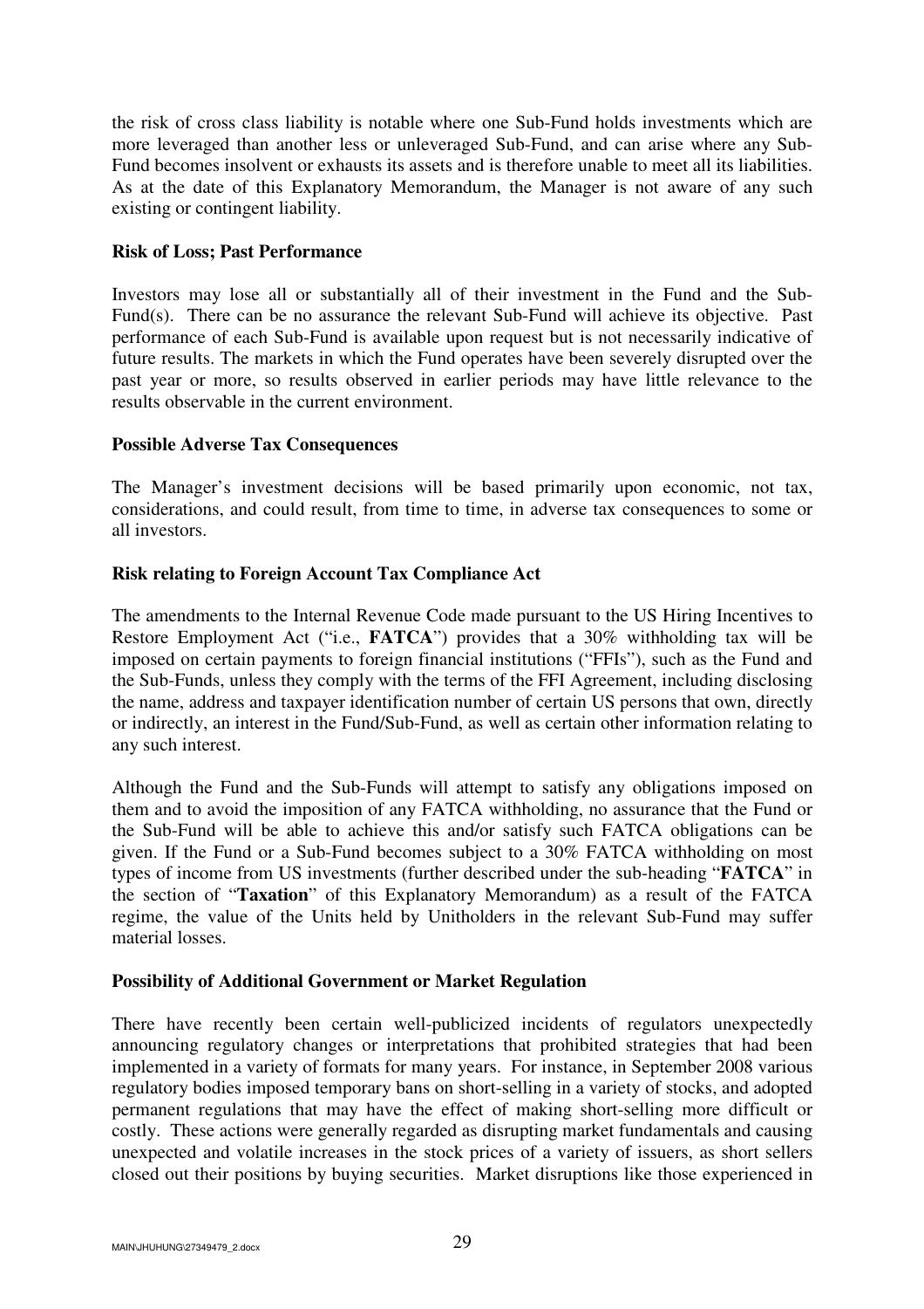the risk of cross class liability is notable where one Sub-Fund holds investments which are more leveraged than another less or unleveraged Sub-Fund, and can arise where any Sub-Fund becomes insolvent or exhausts its assets and is therefore unable to meet all its liabilities. As at the date of this Explanatory Memorandum, the Manager is not aware of any such existing or contingent liability.

**Risk of Loss; Past Performance**

Investors may lose all or substantially all of their investment in the Fund and the Sub-Fund(s). There can be no assurance the relevant Sub-Fund will achieve its objective. Past performance of each Sub-Fund is available upon request but is not necessarily indicative of future results. The markets in which the Fund operates have been severely disrupted over the past year or more, so results observed in earlier periods may have little relevance to the results observable in the current environment.

**Possible Adverse Tax Consequences**

The Manager's investment decisions will be based primarily upon economic, not tax, considerations, and could result, from time to time, in adverse tax consequences to some or all investors.

**Risk relating to Foreign Account Tax Compliance Act**

The amendments to the Internal Revenue Code made pursuant to the US Hiring Incentives to Restore Employment Act ("i.e., **FATCA**") provides that a 30% withholding tax will be imposed on certain payments to foreign financial institutions ("FFIs"), such as the Fund and the Sub-Funds, unless they comply with the terms of the FFI Agreement, including disclosing the name, address and taxpayer identification number of certain US persons that own, directly or indirectly, an interest in the Fund/Sub-Fund, as well as certain other information relating to any such interest.

Although the Fund and the Sub-Funds will attempt to satisfy any obligations imposed on them and to avoid the imposition of any FATCA withholding, no assurance that the Fund or the Sub-Fund will be able to achieve this and/or satisfy such FATCA obligations can be given. If the Fund or a Sub-Fund becomes subject to a 30% FATCA withholding on most types of income from US investments (further described under the sub-heading "**FATCA**" in the section of "**Taxation**" of this Explanatory Memorandum) as a result of the FATCA regime, the value of the Units held by Unitholders in the relevant Sub-Fund may suffer material losses.

**Possibility of Additional Government or Market Regulation**

There have recently been certain well-publicized incidents of regulators unexpectedly announcing regulatory changes or interpretations that prohibited strategies that had been implemented in a variety of formats for many years. For instance, in September 2008 various regulatory bodies imposed temporary bans on short-selling in a variety of stocks, and adopted permanent regulations that may have the effect of making short-selling more difficult or costly. These actions were generally regarded as disrupting market fundamentals and causing unexpected and volatile increases in the stock prices of a variety of issuers, as short sellers closed out their positions by buying securities. Market disruptions like those experienced in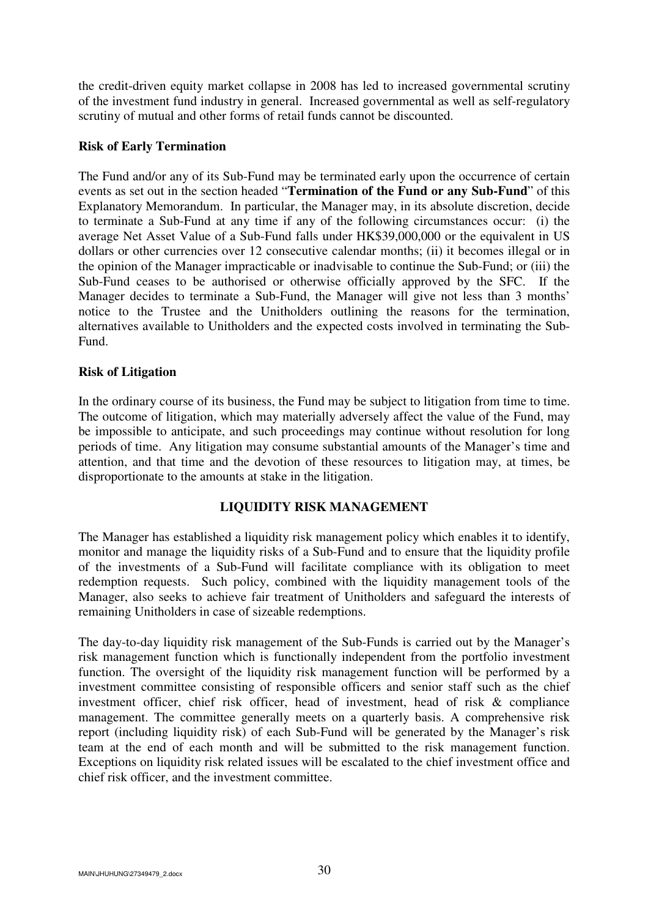the credit-driven equity market collapse in 2008 has led to increased governmental scrutiny of the investment fund industry in general. Increased governmental as well as self-regulatory scrutiny of mutual and other forms of retail funds cannot be discounted.

**Risk of Early Termination**

The Fund and/or any of its Sub-Fund may be terminated early upon the occurrence of certain events as set out in the section headed "**Termination of the Fund or any Sub-Fund**" of this Explanatory Memorandum. In particular, the Manager may, in its absolute discretion, decide to terminate a Sub-Fund at any time if any of the following circumstances occur: (i) the average Net Asset Value of a Sub-Fund falls under HK$39,000,000 or the equivalent in US dollars or other currencies over 12 consecutive calendar months; (ii) it becomes illegal or in the opinion of the Manager impracticable or inadvisable to continue the Sub-Fund; or (iii) the Sub-Fund ceases to be authorised or otherwise officially approved by the SFC. If the Manager decides to terminate a Sub-Fund, the Manager will give not less than 3 months' notice to the Trustee and the Unitholders outlining the reasons for the termination, alternatives available to Unitholders and the expected costs involved in terminating the Sub-Fund.

**Risk of Litigation**

In the ordinary course of its business, the Fund may be subject to litigation from time to time. The outcome of litigation, which may materially adversely affect the value of the Fund, may be impossible to anticipate, and such proceedings may continue without resolution for long periods of time. Any litigation may consume substantial amounts of the Manager's time and attention, and that time and the devotion of these resources to litigation may, at times, be disproportionate to the amounts at stake in the litigation.

## LIQUIDITY RISK MANAGEMENT

The Manager has established a liquidity risk management policy which enables it to identify, monitor and manage the liquidity risks of a Sub-Fund and to ensure that the liquidity profile of the investments of a Sub-Fund will facilitate compliance with its obligation to meet redemption requests. Such policy, combined with the liquidity management tools of the Manager, also seeks to achieve fair treatment of Unitholders and safeguard the interests of remaining Unitholders in case of sizeable redemptions.

The day-to-day liquidity risk management of the Sub-Funds is carried out by the Manager's risk management function which is functionally independent from the portfolio investment function. The oversight of the liquidity risk management function will be performed by a investment committee consisting of responsible officers and senior staff such as the chief investment officer, chief risk officer, head of investment, head of risk & compliance management. The committee generally meets on a quarterly basis. A comprehensive risk report (including liquidity risk) of each Sub-Fund will be generated by the Manager's risk team at the end of each month and will be submitted to the risk management function. Exceptions on liquidity risk related issues will be escalated to the chief investment office and chief risk officer, and the investment committee.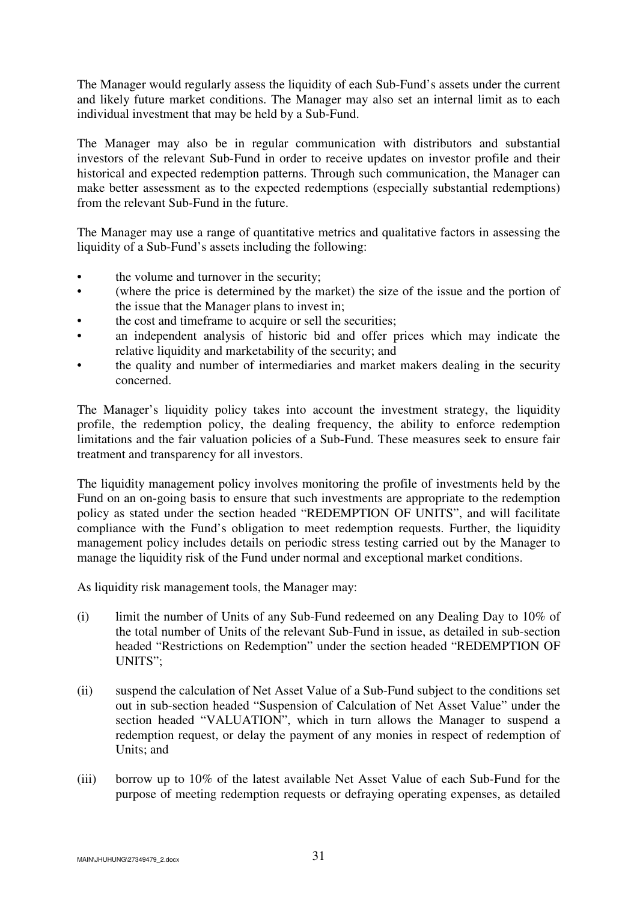The Manager would regularly assess the liquidity of each Sub-Fund's assets under the current and likely future market conditions. The Manager may also set an internal limit as to each individual investment that may be held by a Sub-Fund.

The Manager may also be in regular communication with distributors and substantial investors of the relevant Sub-Fund in order to receive updates on investor profile and their historical and expected redemption patterns. Through such communication, the Manager can make better assessment as to the expected redemptions (especially substantial redemptions) from the relevant Sub-Fund in the future.

The Manager may use a range of quantitative metrics and qualitative factors in assessing the liquidity of a Sub-Fund's assets including the following:

- the volume and turnover in the security;
- (where the price is determined by the market) the size of the issue and the portion of the issue that the Manager plans to invest in;
- the cost and timeframe to acquire or sell the securities;
- an independent analysis of historic bid and offer prices which may indicate the relative liquidity and marketability of the security; and
- the quality and number of intermediaries and market makers dealing in the security concerned.

The Manager's liquidity policy takes into account the investment strategy, the liquidity profile, the redemption policy, the dealing frequency, the ability to enforce redemption limitations and the fair valuation policies of a Sub-Fund. These measures seek to ensure fair treatment and transparency for all investors.

The liquidity management policy involves monitoring the profile of investments held by the Fund on an on-going basis to ensure that such investments are appropriate to the redemption policy as stated under the section headed "REDEMPTION OF UNITS", and will facilitate compliance with the Fund's obligation to meet redemption requests. Further, the liquidity management policy includes details on periodic stress testing carried out by the Manager to manage the liquidity risk of the Fund under normal and exceptional market conditions.

As liquidity risk management tools, the Manager may:

(i) limit the number of Units of any Sub-Fund redeemed on any Dealing Day to 10% of the total number of Units of the relevant Sub-Fund in issue, as detailed in sub-section headed "Restrictions on Redemption" under the section headed "REDEMPTION OF UNITS";

(ii) suspend the calculation of Net Asset Value of a Sub-Fund subject to the conditions set out in sub-section headed "Suspension of Calculation of Net Asset Value" under the section headed "VALUATION", which in turn allows the Manager to suspend a redemption request, or delay the payment of any monies in respect of redemption of Units; and

(iii) borrow up to 10% of the latest available Net Asset Value of each Sub-Fund for the purpose of meeting redemption requests or defraying operating expenses, as detailed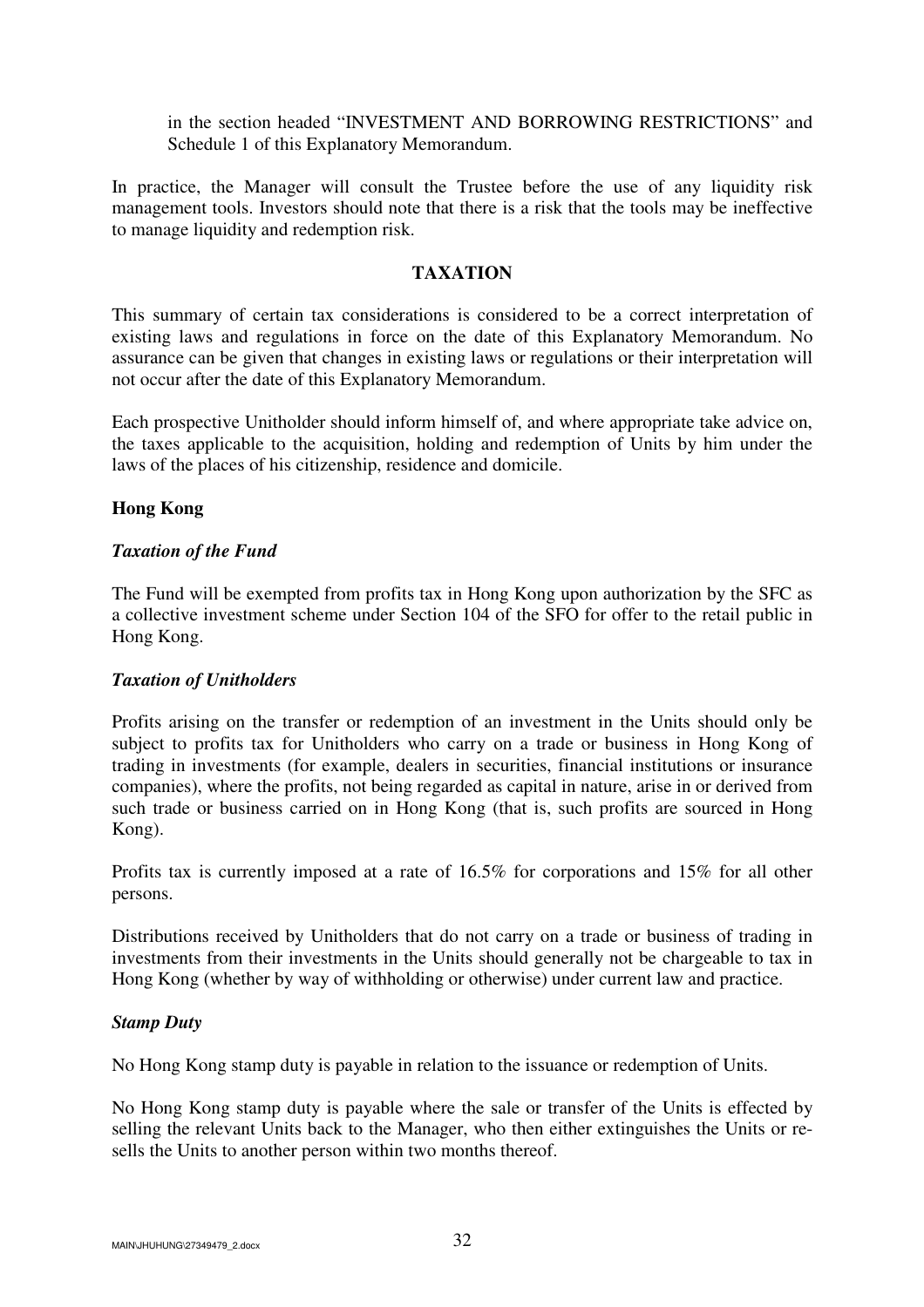in the section headed "INVESTMENT AND BORROWING RESTRICTIONS" and Schedule 1 of this Explanatory Memorandum.

In practice, the Manager will consult the Trustee before the use of any liquidity risk management tools. Investors should note that there is a risk that the tools may be ineffective to manage liquidity and redemption risk.

## TAXATION

This summary of certain tax considerations is considered to be a correct interpretation of existing laws and regulations in force on the date of this Explanatory Memorandum. No assurance can be given that changes in existing laws or regulations or their interpretation will not occur after the date of this Explanatory Memorandum.

Each prospective Unitholder should inform himself of, and where appropriate take advice on, the taxes applicable to the acquisition, holding and redemption of Units by him under the laws of the places of his citizenship, residence and domicile.

### Hong Kong

***Taxation of the Fund***

The Fund will be exempted from profits tax in Hong Kong upon authorization by the SFC as a collective investment scheme under Section 104 of the SFO for offer to the retail public in Hong Kong.

***Taxation of Unitholders***

Profits arising on the transfer or redemption of an investment in the Units should only be subject to profits tax for Unitholders who carry on a trade or business in Hong Kong of trading in investments (for example, dealers in securities, financial institutions or insurance companies), where the profits, not being regarded as capital in nature, arise in or derived from such trade or business carried on in Hong Kong (that is, such profits are sourced in Hong Kong).

Profits tax is currently imposed at a rate of 16.5% for corporations and 15% for all other persons.

Distributions received by Unitholders that do not carry on a trade or business of trading in investments from their investments in the Units should generally not be chargeable to tax in Hong Kong (whether by way of withholding or otherwise) under current law and practice.

***Stamp Duty***

No Hong Kong stamp duty is payable in relation to the issuance or redemption of Units.

No Hong Kong stamp duty is payable where the sale or transfer of the Units is effected by selling the relevant Units back to the Manager, who then either extinguishes the Units or re-sells the Units to another person within two months thereof.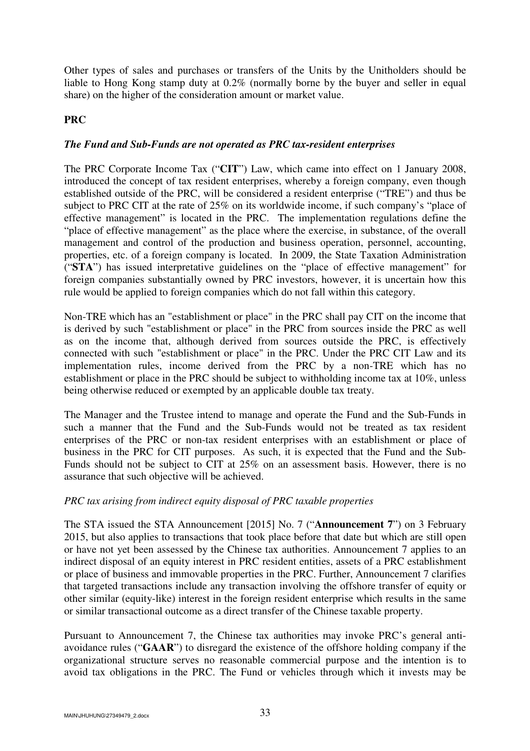Other types of sales and purchases or transfers of the Units by the Unitholders should be liable to Hong Kong stamp duty at 0.2% (normally borne by the buyer and seller in equal share) on the higher of the consideration amount or market value.

## PRC

### *The Fund and Sub-Funds are not operated as PRC tax-resident enterprises*

The PRC Corporate Income Tax ("**CIT**") Law, which came into effect on 1 January 2008, introduced the concept of tax resident enterprises, whereby a foreign company, even though established outside of the PRC, will be considered a resident enterprise ("TRE") and thus be subject to PRC CIT at the rate of 25% on its worldwide income, if such company's "place of effective management" is located in the PRC. The implementation regulations define the "place of effective management" as the place where the exercise, in substance, of the overall management and control of the production and business operation, personnel, accounting, properties, etc. of a foreign company is located. In 2009, the State Taxation Administration ("**STA**") has issued interpretative guidelines on the "place of effective management" for foreign companies substantially owned by PRC investors, however, it is uncertain how this rule would be applied to foreign companies which do not fall within this category.

Non-TRE which has an "establishment or place" in the PRC shall pay CIT on the income that is derived by such "establishment or place" in the PRC from sources inside the PRC as well as on the income that, although derived from sources outside the PRC, is effectively connected with such "establishment or place" in the PRC. Under the PRC CIT Law and its implementation rules, income derived from the PRC by a non-TRE which has no establishment or place in the PRC should be subject to withholding income tax at 10%, unless being otherwise reduced or exempted by an applicable double tax treaty.

The Manager and the Trustee intend to manage and operate the Fund and the Sub-Funds in such a manner that the Fund and the Sub-Funds would not be treated as tax resident enterprises of the PRC or non-tax resident enterprises with an establishment or place of business in the PRC for CIT purposes. As such, it is expected that the Fund and the Sub-Funds should not be subject to CIT at 25% on an assessment basis. However, there is no assurance that such objective will be achieved.

*PRC tax arising from indirect equity disposal of PRC taxable properties*

The STA issued the STA Announcement [2015] No. 7 ("**Announcement 7**") on 3 February 2015, but also applies to transactions that took place before that date but which are still open or have not yet been assessed by the Chinese tax authorities. Announcement 7 applies to an indirect disposal of an equity interest in PRC resident entities, assets of a PRC establishment or place of business and immovable properties in the PRC. Further, Announcement 7 clarifies that targeted transactions include any transaction involving the offshore transfer of equity or other similar (equity-like) interest in the foreign resident enterprise which results in the same or similar transactional outcome as a direct transfer of the Chinese taxable property.

Pursuant to Announcement 7, the Chinese tax authorities may invoke PRC's general anti-avoidance rules ("**GAAR**") to disregard the existence of the offshore holding company if the organizational structure serves no reasonable commercial purpose and the intention is to avoid tax obligations in the PRC. The Fund or vehicles through which it invests may be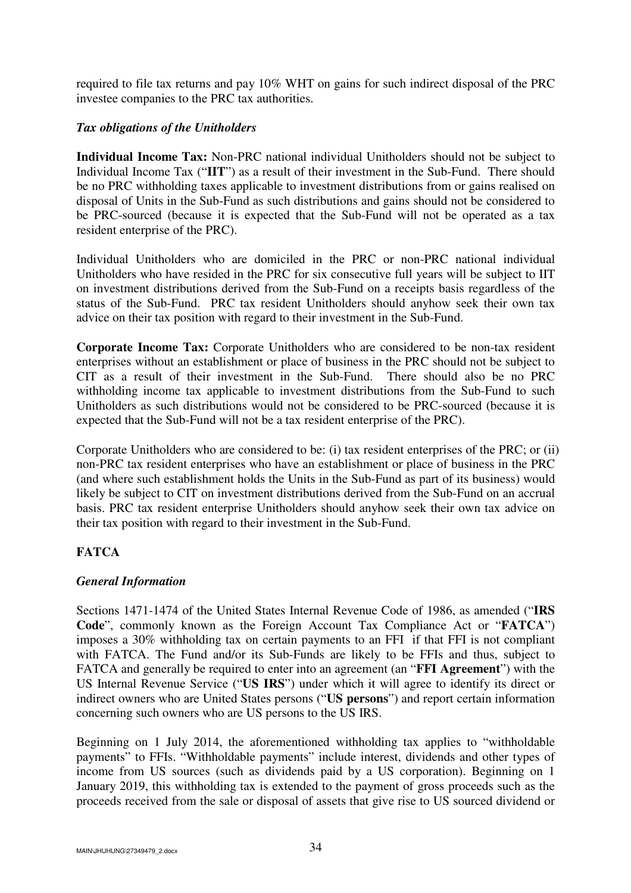required to file tax returns and pay 10% WHT on gains for such indirect disposal of the PRC investee companies to the PRC tax authorities.

***Tax obligations of the Unitholders***

**Individual Income Tax:** Non-PRC national individual Unitholders should not be subject to Individual Income Tax ("**IIT**") as a result of their investment in the Sub-Fund. There should be no PRC withholding taxes applicable to investment distributions from or gains realised on disposal of Units in the Sub-Fund as such distributions and gains should not be considered to be PRC-sourced (because it is expected that the Sub-Fund will not be operated as a tax resident enterprise of the PRC).

Individual Unitholders who are domiciled in the PRC or non-PRC national individual Unitholders who have resided in the PRC for six consecutive full years will be subject to IIT on investment distributions derived from the Sub-Fund on a receipts basis regardless of the status of the Sub-Fund. PRC tax resident Unitholders should anyhow seek their own tax advice on their tax position with regard to their investment in the Sub-Fund.

**Corporate Income Tax:** Corporate Unitholders who are considered to be non-tax resident enterprises without an establishment or place of business in the PRC should not be subject to CIT as a result of their investment in the Sub-Fund. There should also be no PRC withholding income tax applicable to investment distributions from the Sub-Fund to such Unitholders as such distributions would not be considered to be PRC-sourced (because it is expected that the Sub-Fund will not be a tax resident enterprise of the PRC).

Corporate Unitholders who are considered to be: (i) tax resident enterprises of the PRC; or (ii) non-PRC tax resident enterprises who have an establishment or place of business in the PRC (and where such establishment holds the Units in the Sub-Fund as part of its business) would likely be subject to CIT on investment distributions derived from the Sub-Fund on an accrual basis. PRC tax resident enterprise Unitholders should anyhow seek their own tax advice on their tax position with regard to their investment in the Sub-Fund.

**FATCA**

***General Information***

Sections 1471-1474 of the United States Internal Revenue Code of 1986, as amended ("**IRS Code**", commonly known as the Foreign Account Tax Compliance Act or "**FATCA**") imposes a 30% withholding tax on certain payments to an FFI if that FFI is not compliant with FATCA. The Fund and/or its Sub-Funds are likely to be FFIs and thus, subject to FATCA and generally be required to enter into an agreement (an "**FFI Agreement**") with the US Internal Revenue Service ("**US IRS**") under which it will agree to identify its direct or indirect owners who are United States persons ("**US persons**") and report certain information concerning such owners who are US persons to the US IRS.

Beginning on 1 July 2014, the aforementioned withholding tax applies to "withholdable payments" to FFIs. "Withholdable payments" include interest, dividends and other types of income from US sources (such as dividends paid by a US corporation). Beginning on 1 January 2019, this withholding tax is extended to the payment of gross proceeds such as the proceeds received from the sale or disposal of assets that give rise to US sourced dividend or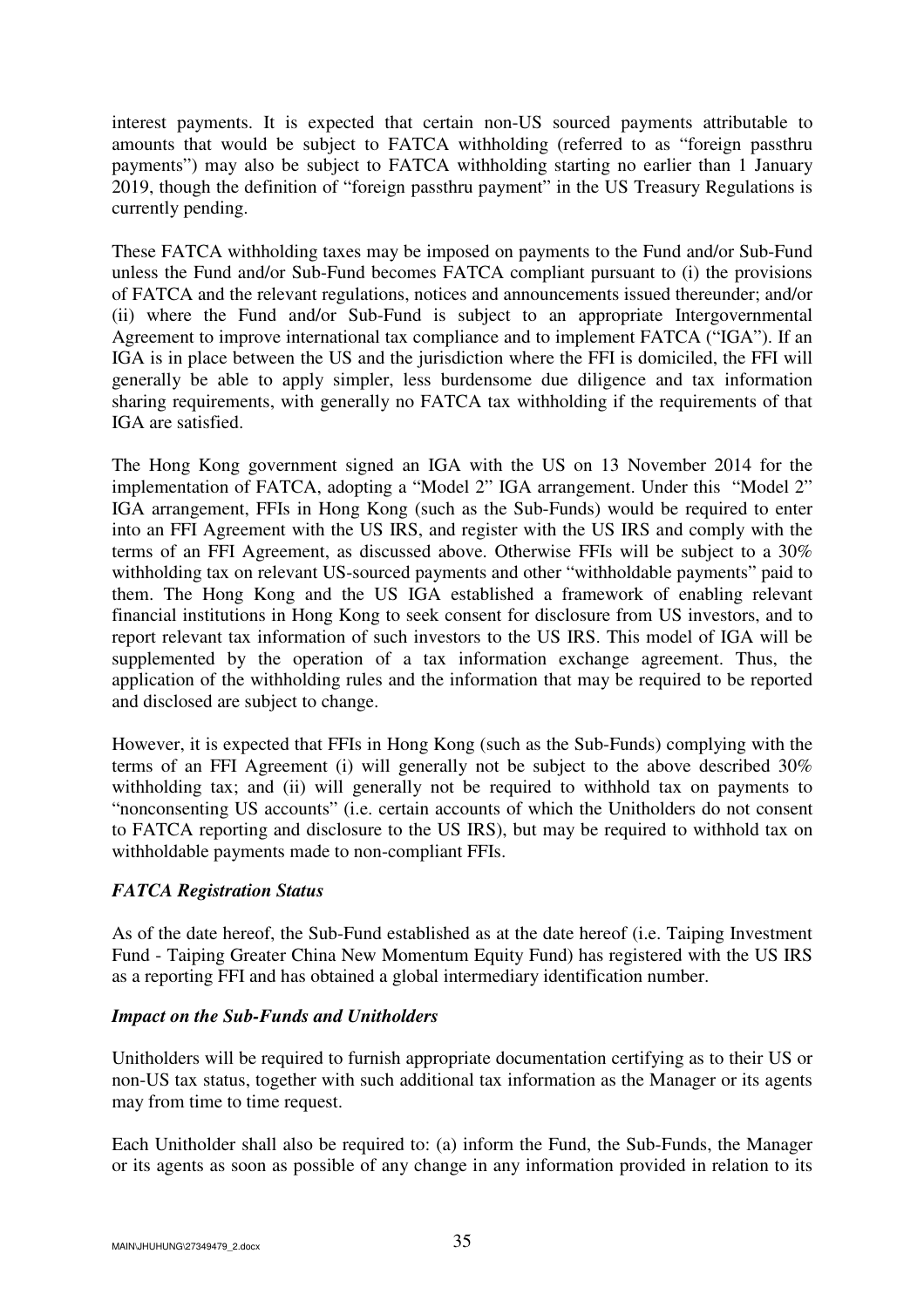interest payments. It is expected that certain non-US sourced payments attributable to amounts that would be subject to FATCA withholding (referred to as "foreign passthru payments") may also be subject to FATCA withholding starting no earlier than 1 January 2019, though the definition of "foreign passthru payment" in the US Treasury Regulations is currently pending.

These FATCA withholding taxes may be imposed on payments to the Fund and/or Sub-Fund unless the Fund and/or Sub-Fund becomes FATCA compliant pursuant to (i) the provisions of FATCA and the relevant regulations, notices and announcements issued thereunder; and/or (ii) where the Fund and/or Sub-Fund is subject to an appropriate Intergovernmental Agreement to improve international tax compliance and to implement FATCA ("IGA"). If an IGA is in place between the US and the jurisdiction where the FFI is domiciled, the FFI will generally be able to apply simpler, less burdensome due diligence and tax information sharing requirements, with generally no FATCA tax withholding if the requirements of that IGA are satisfied.

The Hong Kong government signed an IGA with the US on 13 November 2014 for the implementation of FATCA, adopting a "Model 2" IGA arrangement. Under this "Model 2" IGA arrangement, FFIs in Hong Kong (such as the Sub-Funds) would be required to enter into an FFI Agreement with the US IRS, and register with the US IRS and comply with the terms of an FFI Agreement, as discussed above. Otherwise FFIs will be subject to a 30% withholding tax on relevant US-sourced payments and other "withholdable payments" paid to them. The Hong Kong and the US IGA established a framework of enabling relevant financial institutions in Hong Kong to seek consent for disclosure from US investors, and to report relevant tax information of such investors to the US IRS. This model of IGA will be supplemented by the operation of a tax information exchange agreement. Thus, the application of the withholding rules and the information that may be required to be reported and disclosed are subject to change.

However, it is expected that FFIs in Hong Kong (such as the Sub-Funds) complying with the terms of an FFI Agreement (i) will generally not be subject to the above described 30% withholding tax; and (ii) will generally not be required to withhold tax on payments to "nonconsenting US accounts" (i.e. certain accounts of which the Unitholders do not consent to FATCA reporting and disclosure to the US IRS), but may be required to withhold tax on withholdable payments made to non-compliant FFIs.

***FATCA Registration Status***

As of the date hereof, the Sub-Fund established as at the date hereof (i.e. Taiping Investment Fund - Taiping Greater China New Momentum Equity Fund) has registered with the US IRS as a reporting FFI and has obtained a global intermediary identification number.

***Impact on the Sub-Funds and Unitholders***

Unitholders will be required to furnish appropriate documentation certifying as to their US or non-US tax status, together with such additional tax information as the Manager or its agents may from time to time request.

Each Unitholder shall also be required to: (a) inform the Fund, the Sub-Funds, the Manager or its agents as soon as possible of any change in any information provided in relation to its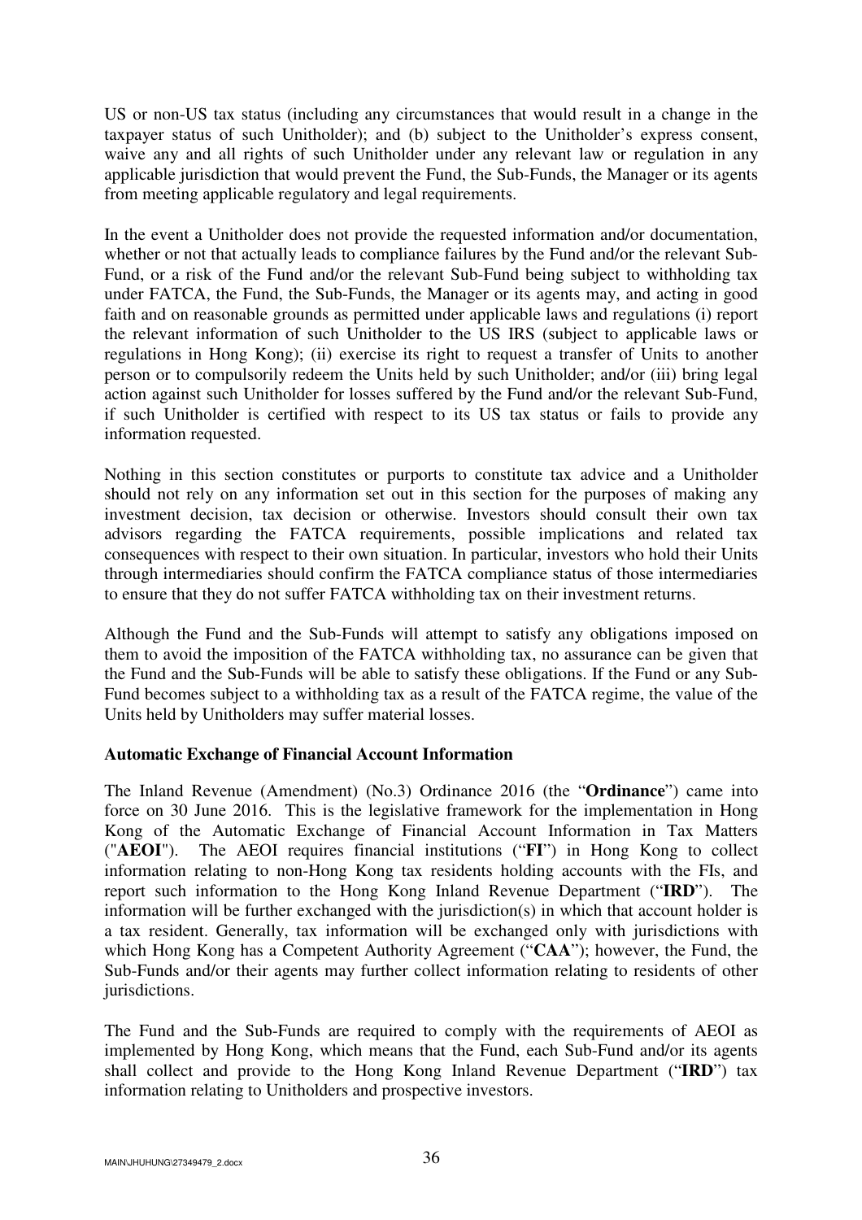US or non-US tax status (including any circumstances that would result in a change in the taxpayer status of such Unitholder); and (b) subject to the Unitholder's express consent, waive any and all rights of such Unitholder under any relevant law or regulation in any applicable jurisdiction that would prevent the Fund, the Sub-Funds, the Manager or its agents from meeting applicable regulatory and legal requirements.

In the event a Unitholder does not provide the requested information and/or documentation, whether or not that actually leads to compliance failures by the Fund and/or the relevant Sub-Fund, or a risk of the Fund and/or the relevant Sub-Fund being subject to withholding tax under FATCA, the Fund, the Sub-Funds, the Manager or its agents may, and acting in good faith and on reasonable grounds as permitted under applicable laws and regulations (i) report the relevant information of such Unitholder to the US IRS (subject to applicable laws or regulations in Hong Kong); (ii) exercise its right to request a transfer of Units to another person or to compulsorily redeem the Units held by such Unitholder; and/or (iii) bring legal action against such Unitholder for losses suffered by the Fund and/or the relevant Sub-Fund, if such Unitholder is certified with respect to its US tax status or fails to provide any information requested.

Nothing in this section constitutes or purports to constitute tax advice and a Unitholder should not rely on any information set out in this section for the purposes of making any investment decision, tax decision or otherwise. Investors should consult their own tax advisors regarding the FATCA requirements, possible implications and related tax consequences with respect to their own situation. In particular, investors who hold their Units through intermediaries should confirm the FATCA compliance status of those intermediaries to ensure that they do not suffer FATCA withholding tax on their investment returns.

Although the Fund and the Sub-Funds will attempt to satisfy any obligations imposed on them to avoid the imposition of the FATCA withholding tax, no assurance can be given that the Fund and the Sub-Funds will be able to satisfy these obligations. If the Fund or any Sub-Fund becomes subject to a withholding tax as a result of the FATCA regime, the value of the Units held by Unitholders may suffer material losses.

**Automatic Exchange of Financial Account Information**

The Inland Revenue (Amendment) (No.3) Ordinance 2016 (the "**Ordinance**") came into force on 30 June 2016. This is the legislative framework for the implementation in Hong Kong of the Automatic Exchange of Financial Account Information in Tax Matters ("**AEOI**"). The AEOI requires financial institutions ("**FI**") in Hong Kong to collect information relating to non-Hong Kong tax residents holding accounts with the FIs, and report such information to the Hong Kong Inland Revenue Department ("**IRD**"). The information will be further exchanged with the jurisdiction(s) in which that account holder is a tax resident. Generally, tax information will be exchanged only with jurisdictions with which Hong Kong has a Competent Authority Agreement ("**CAA**"); however, the Fund, the Sub-Funds and/or their agents may further collect information relating to residents of other jurisdictions.

The Fund and the Sub-Funds are required to comply with the requirements of AEOI as implemented by Hong Kong, which means that the Fund, each Sub-Fund and/or its agents shall collect and provide to the Hong Kong Inland Revenue Department ("**IRD**") tax information relating to Unitholders and prospective investors.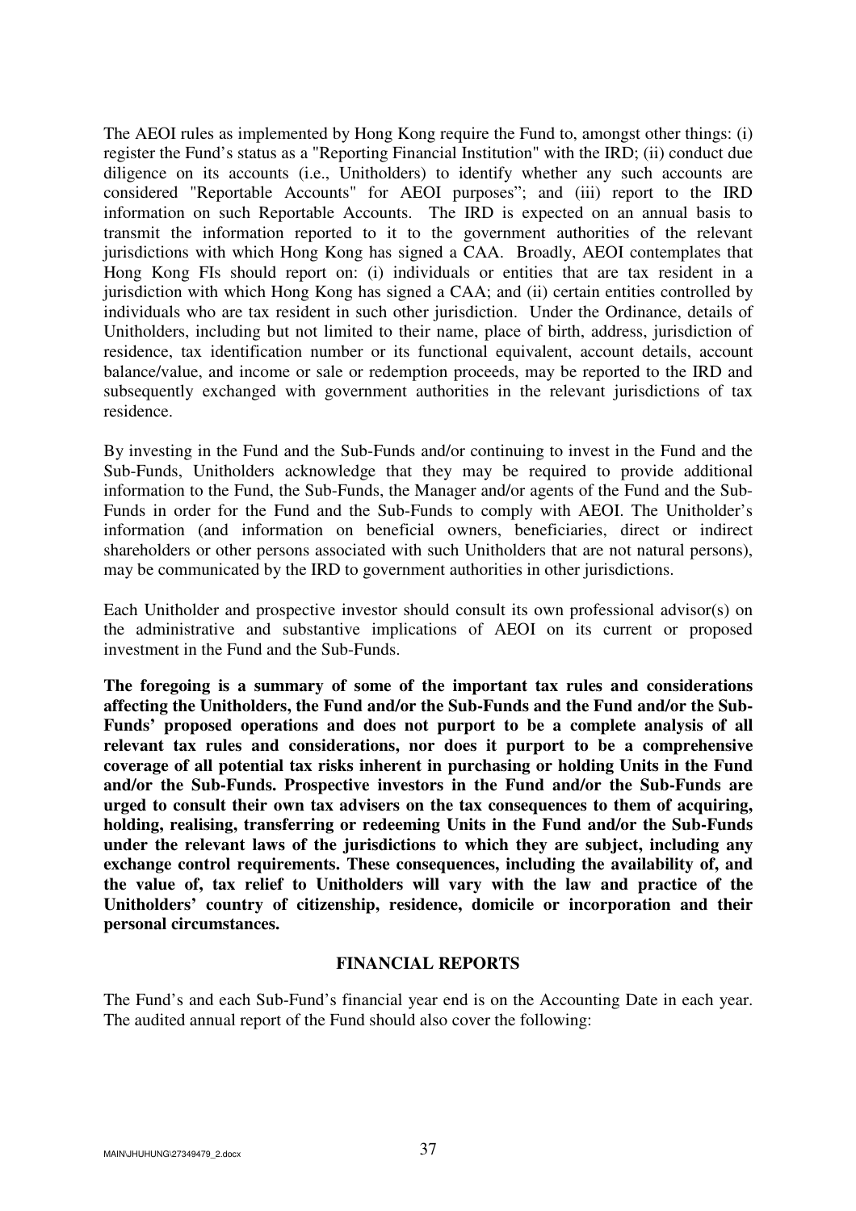The AEOI rules as implemented by Hong Kong require the Fund to, amongst other things: (i) register the Fund's status as a "Reporting Financial Institution" with the IRD; (ii) conduct due diligence on its accounts (i.e., Unitholders) to identify whether any such accounts are considered "Reportable Accounts" for AEOI purposes"; and (iii) report to the IRD information on such Reportable Accounts. The IRD is expected on an annual basis to transmit the information reported to it to the government authorities of the relevant jurisdictions with which Hong Kong has signed a CAA. Broadly, AEOI contemplates that Hong Kong FIs should report on: (i) individuals or entities that are tax resident in a jurisdiction with which Hong Kong has signed a CAA; and (ii) certain entities controlled by individuals who are tax resident in such other jurisdiction. Under the Ordinance, details of Unitholders, including but not limited to their name, place of birth, address, jurisdiction of residence, tax identification number or its functional equivalent, account details, account balance/value, and income or sale or redemption proceeds, may be reported to the IRD and subsequently exchanged with government authorities in the relevant jurisdictions of tax residence.

By investing in the Fund and the Sub-Funds and/or continuing to invest in the Fund and the Sub-Funds, Unitholders acknowledge that they may be required to provide additional information to the Fund, the Sub-Funds, the Manager and/or agents of the Fund and the Sub-Funds in order for the Fund and the Sub-Funds to comply with AEOI. The Unitholder's information (and information on beneficial owners, beneficiaries, direct or indirect shareholders or other persons associated with such Unitholders that are not natural persons), may be communicated by the IRD to government authorities in other jurisdictions.

Each Unitholder and prospective investor should consult its own professional advisor(s) on the administrative and substantive implications of AEOI on its current or proposed investment in the Fund and the Sub-Funds.

**The foregoing is a summary of some of the important tax rules and considerations affecting the Unitholders, the Fund and/or the Sub-Funds and the Fund and/or the Sub-Funds' proposed operations and does not purport to be a complete analysis of all relevant tax rules and considerations, nor does it purport to be a comprehensive coverage of all potential tax risks inherent in purchasing or holding Units in the Fund and/or the Sub-Funds. Prospective investors in the Fund and/or the Sub-Funds are urged to consult their own tax advisers on the tax consequences to them of acquiring, holding, realising, transferring or redeeming Units in the Fund and/or the Sub-Funds under the relevant laws of the jurisdictions to which they are subject, including any exchange control requirements. These consequences, including the availability of, and the value of, tax relief to Unitholders will vary with the law and practice of the Unitholders' country of citizenship, residence, domicile or incorporation and their personal circumstances.**

## FINANCIAL REPORTS

The Fund's and each Sub-Fund's financial year end is on the Accounting Date in each year. The audited annual report of the Fund should also cover the following: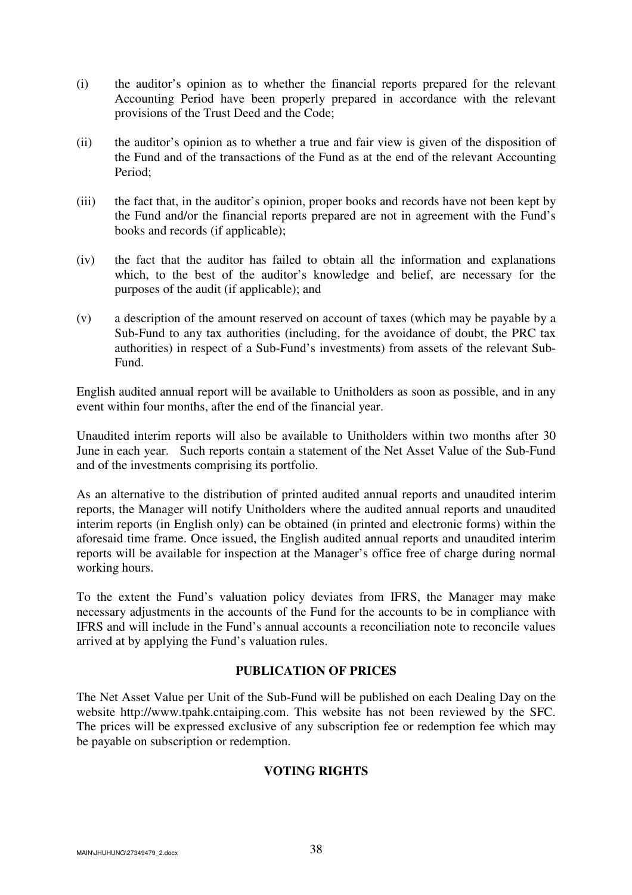(i) the auditor's opinion as to whether the financial reports prepared for the relevant Accounting Period have been properly prepared in accordance with the relevant provisions of the Trust Deed and the Code;

(ii) the auditor's opinion as to whether a true and fair view is given of the disposition of the Fund and of the transactions of the Fund as at the end of the relevant Accounting Period;

(iii) the fact that, in the auditor's opinion, proper books and records have not been kept by the Fund and/or the financial reports prepared are not in agreement with the Fund's books and records (if applicable);

(iv) the fact that the auditor has failed to obtain all the information and explanations which, to the best of the auditor's knowledge and belief, are necessary for the purposes of the audit (if applicable); and

(v) a description of the amount reserved on account of taxes (which may be payable by a Sub-Fund to any tax authorities (including, for the avoidance of doubt, the PRC tax authorities) in respect of a Sub-Fund's investments) from assets of the relevant Sub-Fund.

English audited annual report will be available to Unitholders as soon as possible, and in any event within four months, after the end of the financial year.

Unaudited interim reports will also be available to Unitholders within two months after 30 June in each year. Such reports contain a statement of the Net Asset Value of the Sub-Fund and of the investments comprising its portfolio.

As an alternative to the distribution of printed audited annual reports and unaudited interim reports, the Manager will notify Unitholders where the audited annual reports and unaudited interim reports (in English only) can be obtained (in printed and electronic forms) within the aforesaid time frame. Once issued, the English audited annual reports and unaudited interim reports will be available for inspection at the Manager's office free of charge during normal working hours.

To the extent the Fund's valuation policy deviates from IFRS, the Manager may make necessary adjustments in the accounts of the Fund for the accounts to be in compliance with IFRS and will include in the Fund's annual accounts a reconciliation note to reconcile values arrived at by applying the Fund's valuation rules.

## PUBLICATION OF PRICES

The Net Asset Value per Unit of the Sub-Fund will be published on each Dealing Day on the website http://www.tpahk.cntaiping.com. This website has not been reviewed by the SFC. The prices will be expressed exclusive of any subscription fee or redemption fee which may be payable on subscription or redemption.

## VOTING RIGHTS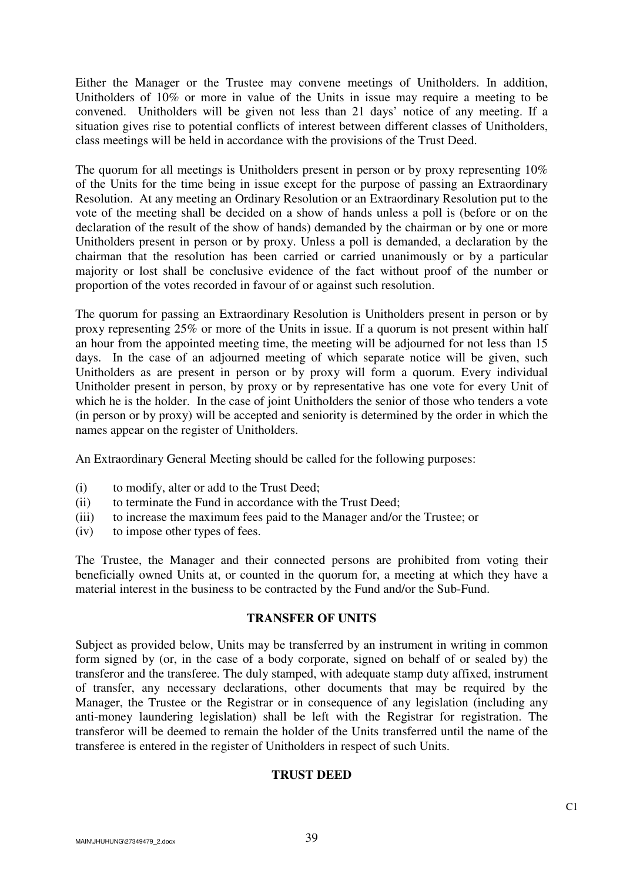Either the Manager or the Trustee may convene meetings of Unitholders. In addition, Unitholders of 10% or more in value of the Units in issue may require a meeting to be convened. Unitholders will be given not less than 21 days' notice of any meeting. If a situation gives rise to potential conflicts of interest between different classes of Unitholders, class meetings will be held in accordance with the provisions of the Trust Deed.

The quorum for all meetings is Unitholders present in person or by proxy representing 10% of the Units for the time being in issue except for the purpose of passing an Extraordinary Resolution. At any meeting an Ordinary Resolution or an Extraordinary Resolution put to the vote of the meeting shall be decided on a show of hands unless a poll is (before or on the declaration of the result of the show of hands) demanded by the chairman or by one or more Unitholders present in person or by proxy. Unless a poll is demanded, a declaration by the chairman that the resolution has been carried or carried unanimously or by a particular majority or lost shall be conclusive evidence of the fact without proof of the number or proportion of the votes recorded in favour of or against such resolution.

The quorum for passing an Extraordinary Resolution is Unitholders present in person or by proxy representing 25% or more of the Units in issue. If a quorum is not present within half an hour from the appointed meeting time, the meeting will be adjourned for not less than 15 days. In the case of an adjourned meeting of which separate notice will be given, such Unitholders as are present in person or by proxy will form a quorum. Every individual Unitholder present in person, by proxy or by representative has one vote for every Unit of which he is the holder. In the case of joint Unitholders the senior of those who tenders a vote (in person or by proxy) will be accepted and seniority is determined by the order in which the names appear on the register of Unitholders.

An Extraordinary General Meeting should be called for the following purposes:

(i) to modify, alter or add to the Trust Deed;
(ii) to terminate the Fund in accordance with the Trust Deed;
(iii) to increase the maximum fees paid to the Manager and/or the Trustee; or
(iv) to impose other types of fees.

The Trustee, the Manager and their connected persons are prohibited from voting their beneficially owned Units at, or counted in the quorum for, a meeting at which they have a material interest in the business to be contracted by the Fund and/or the Sub-Fund.

## TRANSFER OF UNITS

Subject as provided below, Units may be transferred by an instrument in writing in common form signed by (or, in the case of a body corporate, signed on behalf of or sealed by) the transferor and the transferee. The duly stamped, with adequate stamp duty affixed, instrument of transfer, any necessary declarations, other documents that may be required by the Manager, the Trustee or the Registrar or in consequence of any legislation (including any anti-money laundering legislation) shall be left with the Registrar for registration. The transferor will be deemed to remain the holder of the Units transferred until the name of the transferee is entered in the register of Unitholders in respect of such Units.

## TRUST DEED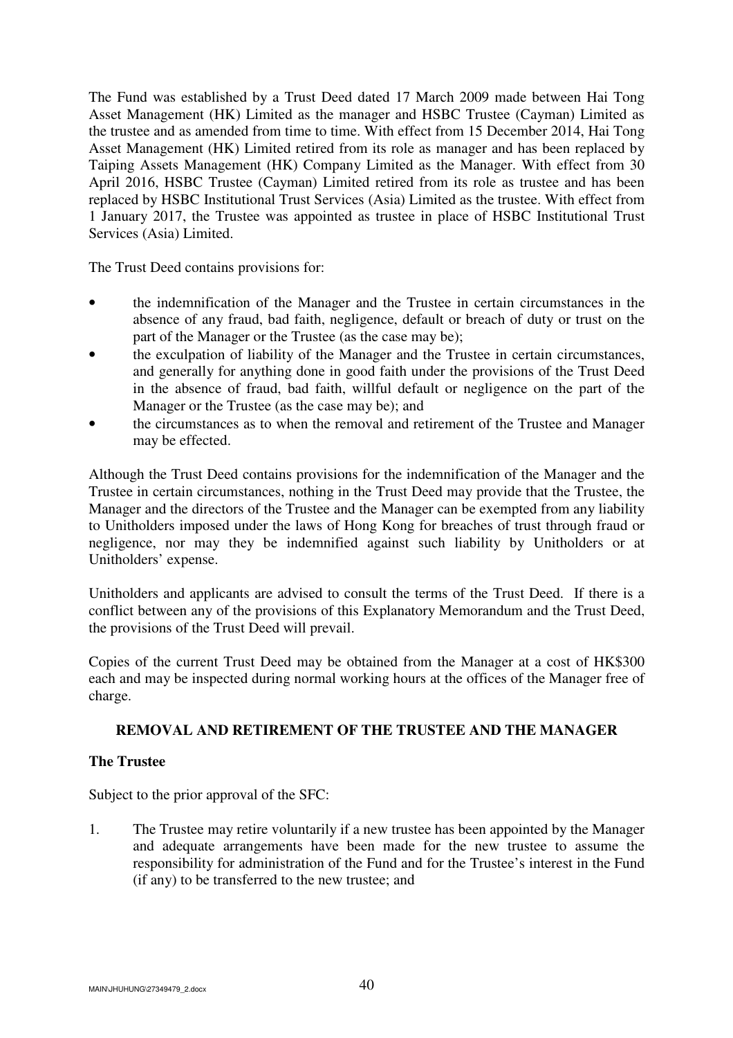The Fund was established by a Trust Deed dated 17 March 2009 made between Hai Tong Asset Management (HK) Limited as the manager and HSBC Trustee (Cayman) Limited as the trustee and as amended from time to time. With effect from 15 December 2014, Hai Tong Asset Management (HK) Limited retired from its role as manager and has been replaced by Taiping Assets Management (HK) Company Limited as the Manager. With effect from 30 April 2016, HSBC Trustee (Cayman) Limited retired from its role as trustee and has been replaced by HSBC Institutional Trust Services (Asia) Limited as the trustee. With effect from 1 January 2017, the Trustee was appointed as trustee in place of HSBC Institutional Trust Services (Asia) Limited.

The Trust Deed contains provisions for:

- the indemnification of the Manager and the Trustee in certain circumstances in the absence of any fraud, bad faith, negligence, default or breach of duty or trust on the part of the Manager or the Trustee (as the case may be);
- the exculpation of liability of the Manager and the Trustee in certain circumstances, and generally for anything done in good faith under the provisions of the Trust Deed in the absence of fraud, bad faith, willful default or negligence on the part of the Manager or the Trustee (as the case may be); and
- the circumstances as to when the removal and retirement of the Trustee and Manager may be effected.

Although the Trust Deed contains provisions for the indemnification of the Manager and the Trustee in certain circumstances, nothing in the Trust Deed may provide that the Trustee, the Manager and the directors of the Trustee and the Manager can be exempted from any liability to Unitholders imposed under the laws of Hong Kong for breaches of trust through fraud or negligence, nor may they be indemnified against such liability by Unitholders or at Unitholders' expense.

Unitholders and applicants are advised to consult the terms of the Trust Deed. If there is a conflict between any of the provisions of this Explanatory Memorandum and the Trust Deed, the provisions of the Trust Deed will prevail.

Copies of the current Trust Deed may be obtained from the Manager at a cost of HK$300 each and may be inspected during normal working hours at the offices of the Manager free of charge.

## REMOVAL AND RETIREMENT OF THE TRUSTEE AND THE MANAGER

### The Trustee

Subject to the prior approval of the SFC:

1. The Trustee may retire voluntarily if a new trustee has been appointed by the Manager and adequate arrangements have been made for the new trustee to assume the responsibility for administration of the Fund and for the Trustee's interest in the Fund (if any) to be transferred to the new trustee; and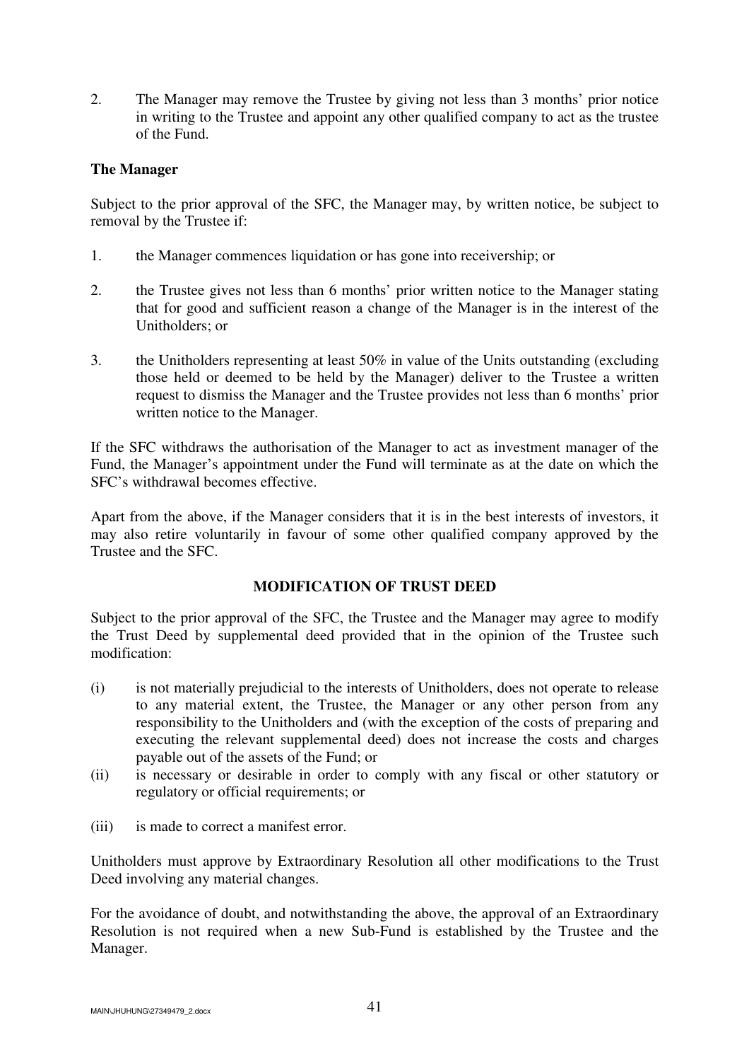2. The Manager may remove the Trustee by giving not less than 3 months' prior notice in writing to the Trustee and appoint any other qualified company to act as the trustee of the Fund.

**The Manager**

Subject to the prior approval of the SFC, the Manager may, by written notice, be subject to removal by the Trustee if:

1. the Manager commences liquidation or has gone into receivership; or

2. the Trustee gives not less than 6 months' prior written notice to the Manager stating that for good and sufficient reason a change of the Manager is in the interest of the Unitholders; or

3. the Unitholders representing at least 50% in value of the Units outstanding (excluding those held or deemed to be held by the Manager) deliver to the Trustee a written request to dismiss the Manager and the Trustee provides not less than 6 months' prior written notice to the Manager.

If the SFC withdraws the authorisation of the Manager to act as investment manager of the Fund, the Manager's appointment under the Fund will terminate as at the date on which the SFC's withdrawal becomes effective.

Apart from the above, if the Manager considers that it is in the best interests of investors, it may also retire voluntarily in favour of some other qualified company approved by the Trustee and the SFC.

## MODIFICATION OF TRUST DEED

Subject to the prior approval of the SFC, the Trustee and the Manager may agree to modify the Trust Deed by supplemental deed provided that in the opinion of the Trustee such modification:

(i) is not materially prejudicial to the interests of Unitholders, does not operate to release to any material extent, the Trustee, the Manager or any other person from any responsibility to the Unitholders and (with the exception of the costs of preparing and executing the relevant supplemental deed) does not increase the costs and charges payable out of the assets of the Fund; or

(ii) is necessary or desirable in order to comply with any fiscal or other statutory or regulatory or official requirements; or

(iii) is made to correct a manifest error.

Unitholders must approve by Extraordinary Resolution all other modifications to the Trust Deed involving any material changes.

For the avoidance of doubt, and notwithstanding the above, the approval of an Extraordinary Resolution is not required when a new Sub-Fund is established by the Trustee and the Manager.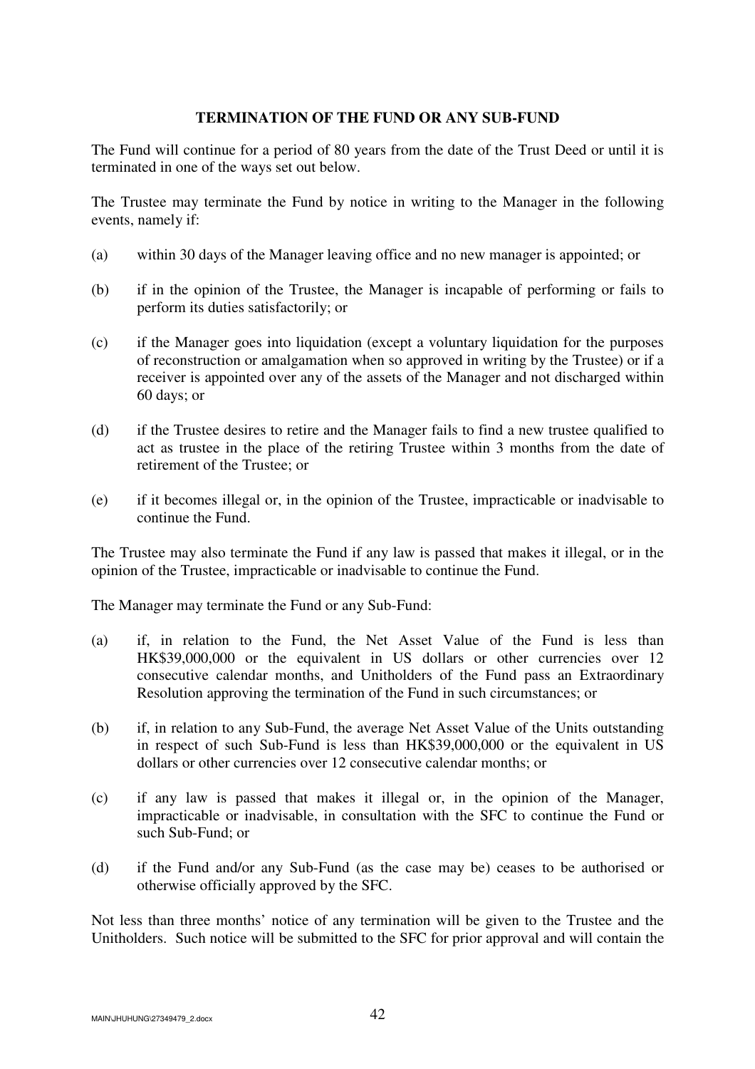## TERMINATION OF THE FUND OR ANY SUB-FUND

The Fund will continue for a period of 80 years from the date of the Trust Deed or until it is terminated in one of the ways set out below.

The Trustee may terminate the Fund by notice in writing to the Manager in the following events, namely if:

(a) within 30 days of the Manager leaving office and no new manager is appointed; or

(b) if in the opinion of the Trustee, the Manager is incapable of performing or fails to perform its duties satisfactorily; or

(c) if the Manager goes into liquidation (except a voluntary liquidation for the purposes of reconstruction or amalgamation when so approved in writing by the Trustee) or if a receiver is appointed over any of the assets of the Manager and not discharged within 60 days; or

(d) if the Trustee desires to retire and the Manager fails to find a new trustee qualified to act as trustee in the place of the retiring Trustee within 3 months from the date of retirement of the Trustee; or

(e) if it becomes illegal or, in the opinion of the Trustee, impracticable or inadvisable to continue the Fund.

The Trustee may also terminate the Fund if any law is passed that makes it illegal, or in the opinion of the Trustee, impracticable or inadvisable to continue the Fund.

The Manager may terminate the Fund or any Sub-Fund:

(a) if, in relation to the Fund, the Net Asset Value of the Fund is less than HK$39,000,000 or the equivalent in US dollars or other currencies over 12 consecutive calendar months, and Unitholders of the Fund pass an Extraordinary Resolution approving the termination of the Fund in such circumstances; or

(b) if, in relation to any Sub-Fund, the average Net Asset Value of the Units outstanding in respect of such Sub-Fund is less than HK$39,000,000 or the equivalent in US dollars or other currencies over 12 consecutive calendar months; or

(c) if any law is passed that makes it illegal or, in the opinion of the Manager, impracticable or inadvisable, in consultation with the SFC to continue the Fund or such Sub-Fund; or

(d) if the Fund and/or any Sub-Fund (as the case may be) ceases to be authorised or otherwise officially approved by the SFC.

Not less than three months' notice of any termination will be given to the Trustee and the Unitholders. Such notice will be submitted to the SFC for prior approval and will contain the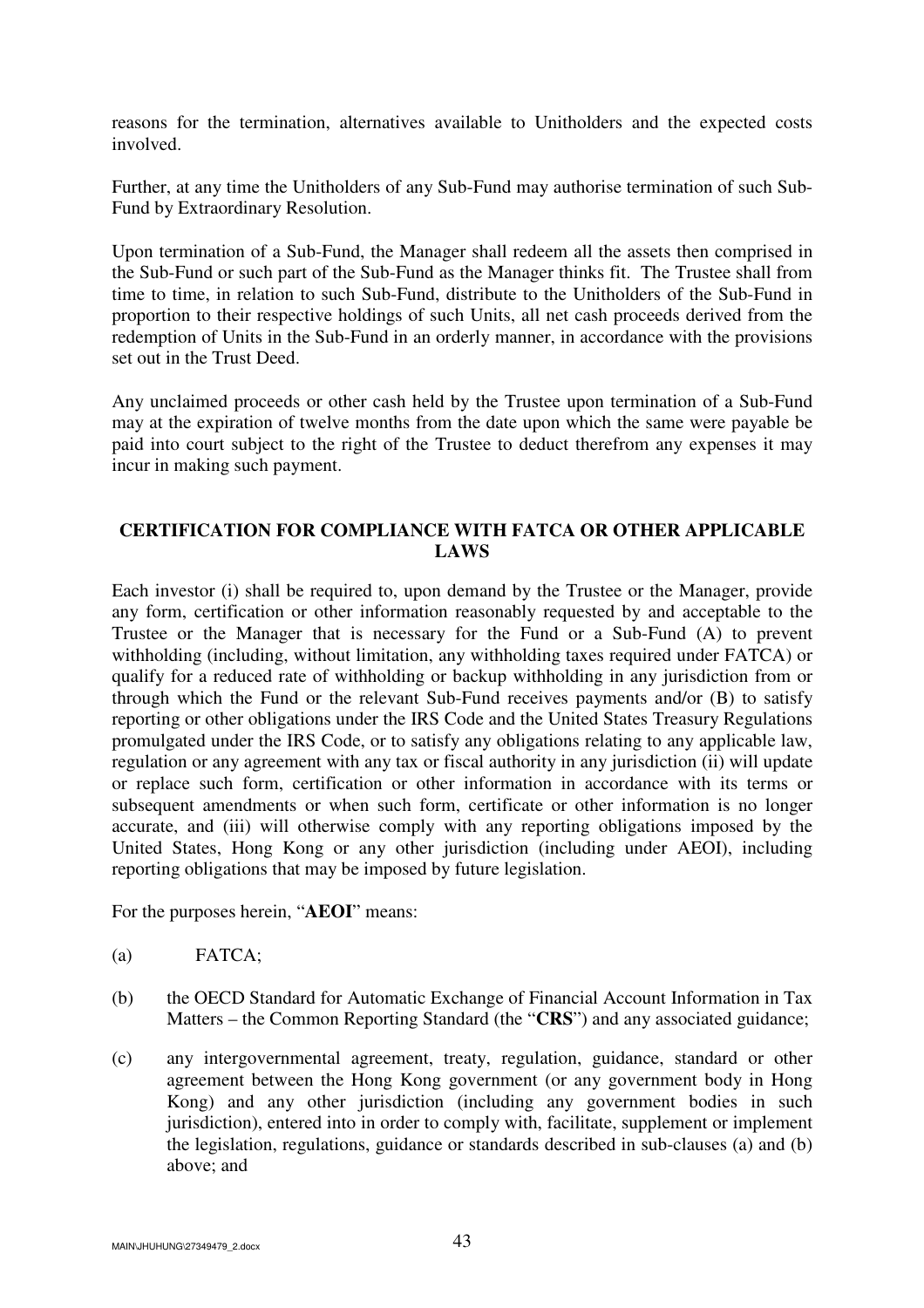reasons for the termination, alternatives available to Unitholders and the expected costs involved.

Further, at any time the Unitholders of any Sub-Fund may authorise termination of such Sub-Fund by Extraordinary Resolution.

Upon termination of a Sub-Fund, the Manager shall redeem all the assets then comprised in the Sub-Fund or such part of the Sub-Fund as the Manager thinks fit. The Trustee shall from time to time, in relation to such Sub-Fund, distribute to the Unitholders of the Sub-Fund in proportion to their respective holdings of such Units, all net cash proceeds derived from the redemption of Units in the Sub-Fund in an orderly manner, in accordance with the provisions set out in the Trust Deed.

Any unclaimed proceeds or other cash held by the Trustee upon termination of a Sub-Fund may at the expiration of twelve months from the date upon which the same were payable be paid into court subject to the right of the Trustee to deduct therefrom any expenses it may incur in making such payment.

## CERTIFICATION FOR COMPLIANCE WITH FATCA OR OTHER APPLICABLE LAWS

Each investor (i) shall be required to, upon demand by the Trustee or the Manager, provide any form, certification or other information reasonably requested by and acceptable to the Trustee or the Manager that is necessary for the Fund or a Sub-Fund (A) to prevent withholding (including, without limitation, any withholding taxes required under FATCA) or qualify for a reduced rate of withholding or backup withholding in any jurisdiction from or through which the Fund or the relevant Sub-Fund receives payments and/or (B) to satisfy reporting or other obligations under the IRS Code and the United States Treasury Regulations promulgated under the IRS Code, or to satisfy any obligations relating to any applicable law, regulation or any agreement with any tax or fiscal authority in any jurisdiction (ii) will update or replace such form, certification or other information in accordance with its terms or subsequent amendments or when such form, certificate or other information is no longer accurate, and (iii) will otherwise comply with any reporting obligations imposed by the United States, Hong Kong or any other jurisdiction (including under AEOI), including reporting obligations that may be imposed by future legislation.

For the purposes herein, "**AEOI**" means:

(a) FATCA;

(b) the OECD Standard for Automatic Exchange of Financial Account Information in Tax Matters – the Common Reporting Standard (the "**CRS**") and any associated guidance;

(c) any intergovernmental agreement, treaty, regulation, guidance, standard or other agreement between the Hong Kong government (or any government body in Hong Kong) and any other jurisdiction (including any government bodies in such jurisdiction), entered into in order to comply with, facilitate, supplement or implement the legislation, regulations, guidance or standards described in sub-clauses (a) and (b) above; and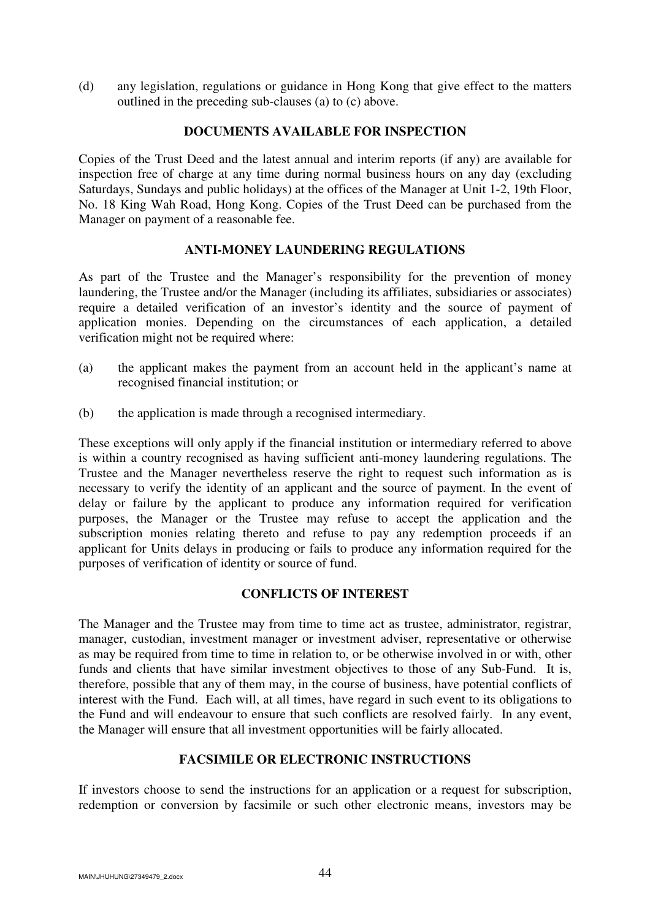(d) any legislation, regulations or guidance in Hong Kong that give effect to the matters outlined in the preceding sub-clauses (a) to (c) above.

## DOCUMENTS AVAILABLE FOR INSPECTION

Copies of the Trust Deed and the latest annual and interim reports (if any) are available for inspection free of charge at any time during normal business hours on any day (excluding Saturdays, Sundays and public holidays) at the offices of the Manager at Unit 1-2, 19th Floor, No. 18 King Wah Road, Hong Kong. Copies of the Trust Deed can be purchased from the Manager on payment of a reasonable fee.

## ANTI-MONEY LAUNDERING REGULATIONS

As part of the Trustee and the Manager's responsibility for the prevention of money laundering, the Trustee and/or the Manager (including its affiliates, subsidiaries or associates) require a detailed verification of an investor's identity and the source of payment of application monies. Depending on the circumstances of each application, a detailed verification might not be required where:

(a) the applicant makes the payment from an account held in the applicant's name at recognised financial institution; or

(b) the application is made through a recognised intermediary.

These exceptions will only apply if the financial institution or intermediary referred to above is within a country recognised as having sufficient anti-money laundering regulations. The Trustee and the Manager nevertheless reserve the right to request such information as is necessary to verify the identity of an applicant and the source of payment. In the event of delay or failure by the applicant to produce any information required for verification purposes, the Manager or the Trustee may refuse to accept the application and the subscription monies relating thereto and refuse to pay any redemption proceeds if an applicant for Units delays in producing or fails to produce any information required for the purposes of verification of identity or source of fund.

## CONFLICTS OF INTEREST

The Manager and the Trustee may from time to time act as trustee, administrator, registrar, manager, custodian, investment manager or investment adviser, representative or otherwise as may be required from time to time in relation to, or be otherwise involved in or with, other funds and clients that have similar investment objectives to those of any Sub-Fund. It is, therefore, possible that any of them may, in the course of business, have potential conflicts of interest with the Fund. Each will, at all times, have regard in such event to its obligations to the Fund and will endeavour to ensure that such conflicts are resolved fairly. In any event, the Manager will ensure that all investment opportunities will be fairly allocated.

## FACSIMILE OR ELECTRONIC INSTRUCTIONS

If investors choose to send the instructions for an application or a request for subscription, redemption or conversion by facsimile or such other electronic means, investors may be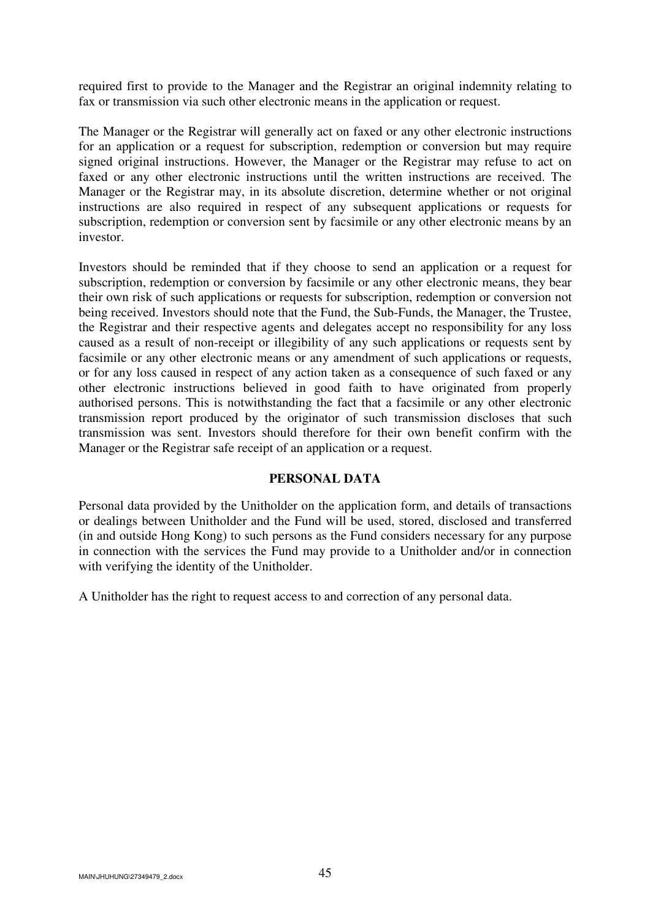required first to provide to the Manager and the Registrar an original indemnity relating to fax or transmission via such other electronic means in the application or request.

The Manager or the Registrar will generally act on faxed or any other electronic instructions for an application or a request for subscription, redemption or conversion but may require signed original instructions. However, the Manager or the Registrar may refuse to act on faxed or any other electronic instructions until the written instructions are received. The Manager or the Registrar may, in its absolute discretion, determine whether or not original instructions are also required in respect of any subsequent applications or requests for subscription, redemption or conversion sent by facsimile or any other electronic means by an investor.

Investors should be reminded that if they choose to send an application or a request for subscription, redemption or conversion by facsimile or any other electronic means, they bear their own risk of such applications or requests for subscription, redemption or conversion not being received. Investors should note that the Fund, the Sub-Funds, the Manager, the Trustee, the Registrar and their respective agents and delegates accept no responsibility for any loss caused as a result of non-receipt or illegibility of any such applications or requests sent by facsimile or any other electronic means or any amendment of such applications or requests, or for any loss caused in respect of any action taken as a consequence of such faxed or any other electronic instructions believed in good faith to have originated from properly authorised persons. This is notwithstanding the fact that a facsimile or any other electronic transmission report produced by the originator of such transmission discloses that such transmission was sent. Investors should therefore for their own benefit confirm with the Manager or the Registrar safe receipt of an application or a request.

## PERSONAL DATA

Personal data provided by the Unitholder on the application form, and details of transactions or dealings between Unitholder and the Fund will be used, stored, disclosed and transferred (in and outside Hong Kong) to such persons as the Fund considers necessary for any purpose in connection with the services the Fund may provide to a Unitholder and/or in connection with verifying the identity of the Unitholder.

A Unitholder has the right to request access to and correction of any personal data.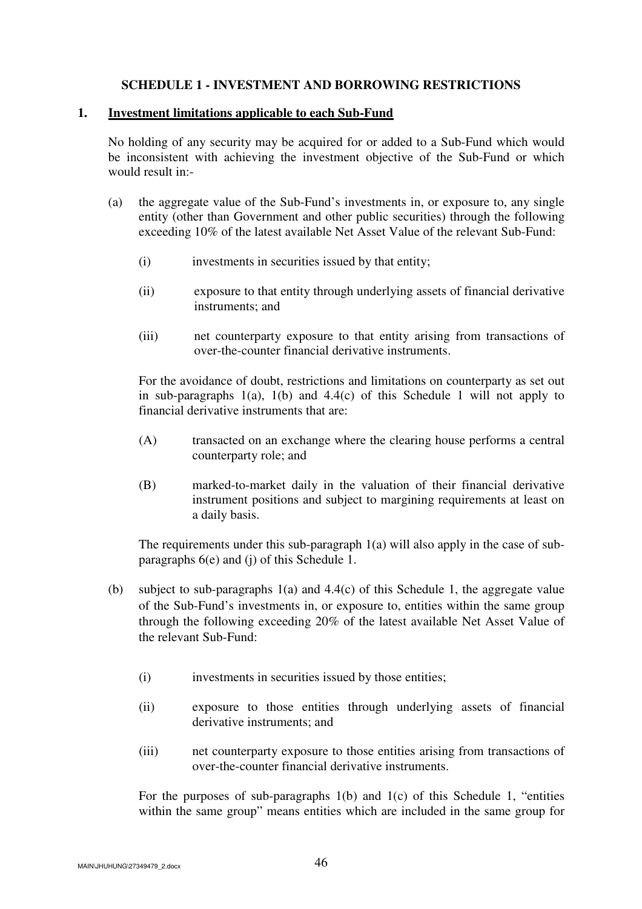## SCHEDULE 1 - INVESTMENT AND BORROWING RESTRICTIONS

### 1. Investment limitations applicable to each Sub-Fund

No holding of any security may be acquired for or added to a Sub-Fund which would be inconsistent with achieving the investment objective of the Sub-Fund or which would result in:-

(a) the aggregate value of the Sub-Fund's investments in, or exposure to, any single entity (other than Government and other public securities) through the following exceeding 10% of the latest available Net Asset Value of the relevant Sub-Fund:

(i) investments in securities issued by that entity;

(ii) exposure to that entity through underlying assets of financial derivative instruments; and

(iii) net counterparty exposure to that entity arising from transactions of over-the-counter financial derivative instruments.

For the avoidance of doubt, restrictions and limitations on counterparty as set out in sub-paragraphs 1(a), 1(b) and 4.4(c) of this Schedule 1 will not apply to financial derivative instruments that are:

(A) transacted on an exchange where the clearing house performs a central counterparty role; and

(B) marked-to-market daily in the valuation of their financial derivative instrument positions and subject to margining requirements at least on a daily basis.

The requirements under this sub-paragraph 1(a) will also apply in the case of sub-paragraphs 6(e) and (j) of this Schedule 1.

(b) subject to sub-paragraphs 1(a) and 4.4(c) of this Schedule 1, the aggregate value of the Sub-Fund's investments in, or exposure to, entities within the same group through the following exceeding 20% of the latest available Net Asset Value of the relevant Sub-Fund:

(i) investments in securities issued by those entities;

(ii) exposure to those entities through underlying assets of financial derivative instruments; and

(iii) net counterparty exposure to those entities arising from transactions of over-the-counter financial derivative instruments.

For the purposes of sub-paragraphs 1(b) and 1(c) of this Schedule 1, "entities within the same group" means entities which are included in the same group for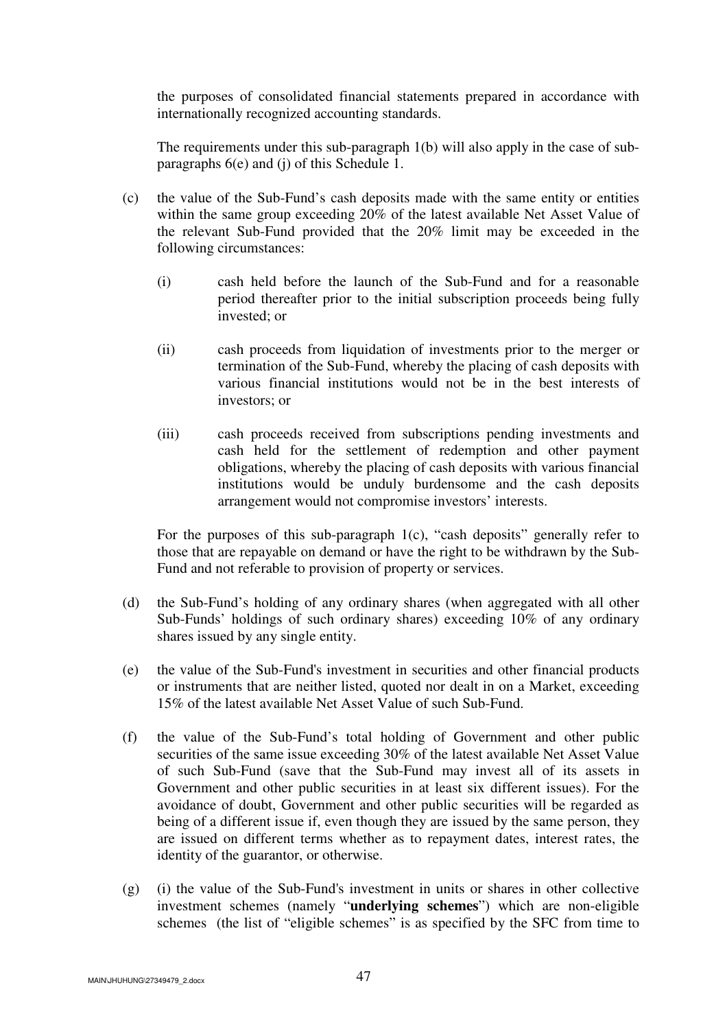the purposes of consolidated financial statements prepared in accordance with internationally recognized accounting standards.

The requirements under this sub-paragraph 1(b) will also apply in the case of sub-paragraphs 6(e) and (j) of this Schedule 1.

(c) the value of the Sub-Fund's cash deposits made with the same entity or entities within the same group exceeding 20% of the latest available Net Asset Value of the relevant Sub-Fund provided that the 20% limit may be exceeded in the following circumstances:

(i) cash held before the launch of the Sub-Fund and for a reasonable period thereafter prior to the initial subscription proceeds being fully invested; or

(ii) cash proceeds from liquidation of investments prior to the merger or termination of the Sub-Fund, whereby the placing of cash deposits with various financial institutions would not be in the best interests of investors; or

(iii) cash proceeds received from subscriptions pending investments and cash held for the settlement of redemption and other payment obligations, whereby the placing of cash deposits with various financial institutions would be unduly burdensome and the cash deposits arrangement would not compromise investors' interests.

For the purposes of this sub-paragraph 1(c), "cash deposits" generally refer to those that are repayable on demand or have the right to be withdrawn by the Sub-Fund and not referable to provision of property or services.

(d) the Sub-Fund's holding of any ordinary shares (when aggregated with all other Sub-Funds' holdings of such ordinary shares) exceeding 10% of any ordinary shares issued by any single entity.

(e) the value of the Sub-Fund's investment in securities and other financial products or instruments that are neither listed, quoted nor dealt in on a Market, exceeding 15% of the latest available Net Asset Value of such Sub-Fund.

(f) the value of the Sub-Fund's total holding of Government and other public securities of the same issue exceeding 30% of the latest available Net Asset Value of such Sub-Fund (save that the Sub-Fund may invest all of its assets in Government and other public securities in at least six different issues). For the avoidance of doubt, Government and other public securities will be regarded as being of a different issue if, even though they are issued by the same person, they are issued on different terms whether as to repayment dates, interest rates, the identity of the guarantor, or otherwise.

(g) (i) the value of the Sub-Fund's investment in units or shares in other collective investment schemes (namely "**underlying schemes**") which are non-eligible schemes (the list of "eligible schemes" is as specified by the SFC from time to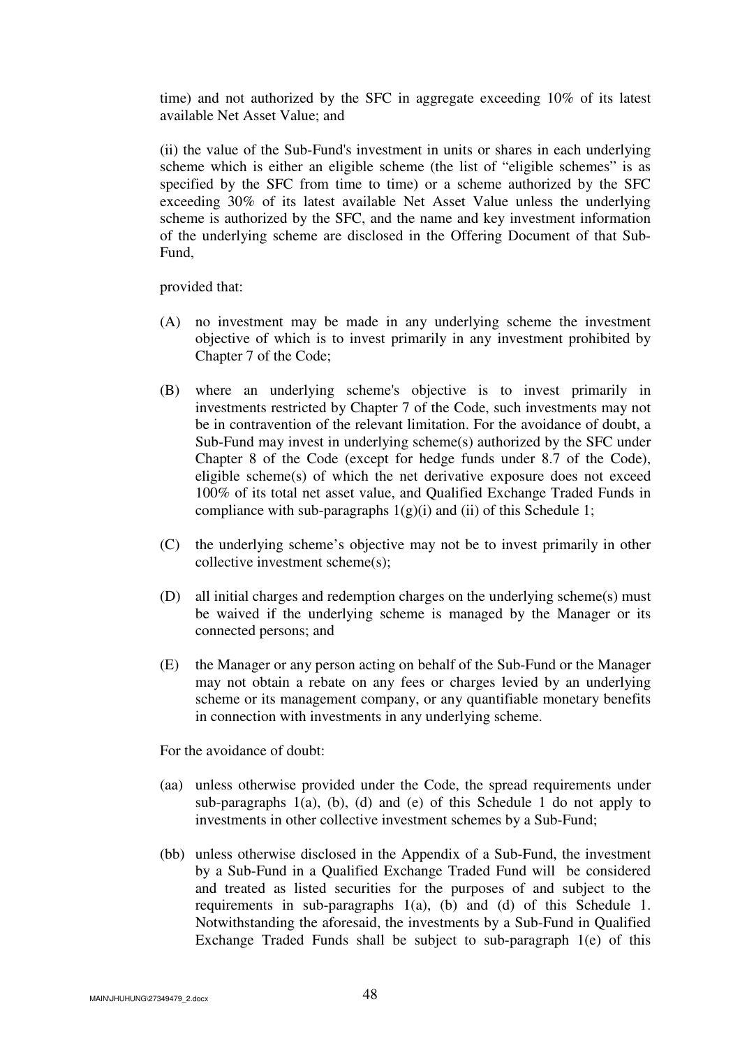time) and not authorized by the SFC in aggregate exceeding 10% of its latest available Net Asset Value; and

(ii) the value of the Sub-Fund's investment in units or shares in each underlying scheme which is either an eligible scheme (the list of "eligible schemes" is as specified by the SFC from time to time) or a scheme authorized by the SFC exceeding 30% of its latest available Net Asset Value unless the underlying scheme is authorized by the SFC, and the name and key investment information of the underlying scheme are disclosed in the Offering Document of that Sub-Fund,

provided that:

(A) no investment may be made in any underlying scheme the investment objective of which is to invest primarily in any investment prohibited by Chapter 7 of the Code;

(B) where an underlying scheme's objective is to invest primarily in investments restricted by Chapter 7 of the Code, such investments may not be in contravention of the relevant limitation. For the avoidance of doubt, a Sub-Fund may invest in underlying scheme(s) authorized by the SFC under Chapter 8 of the Code (except for hedge funds under 8.7 of the Code), eligible scheme(s) of which the net derivative exposure does not exceed 100% of its total net asset value, and Qualified Exchange Traded Funds in compliance with sub-paragraphs 1(g)(i) and (ii) of this Schedule 1;

(C) the underlying scheme's objective may not be to invest primarily in other collective investment scheme(s);

(D) all initial charges and redemption charges on the underlying scheme(s) must be waived if the underlying scheme is managed by the Manager or its connected persons; and

(E) the Manager or any person acting on behalf of the Sub-Fund or the Manager may not obtain a rebate on any fees or charges levied by an underlying scheme or its management company, or any quantifiable monetary benefits in connection with investments in any underlying scheme.

For the avoidance of doubt:

(aa) unless otherwise provided under the Code, the spread requirements under sub-paragraphs 1(a), (b), (d) and (e) of this Schedule 1 do not apply to investments in other collective investment schemes by a Sub-Fund;

(bb) unless otherwise disclosed in the Appendix of a Sub-Fund, the investment by a Sub-Fund in a Qualified Exchange Traded Fund will be considered and treated as listed securities for the purposes of and subject to the requirements in sub-paragraphs 1(a), (b) and (d) of this Schedule 1. Notwithstanding the aforesaid, the investments by a Sub-Fund in Qualified Exchange Traded Funds shall be subject to sub-paragraph 1(e) of this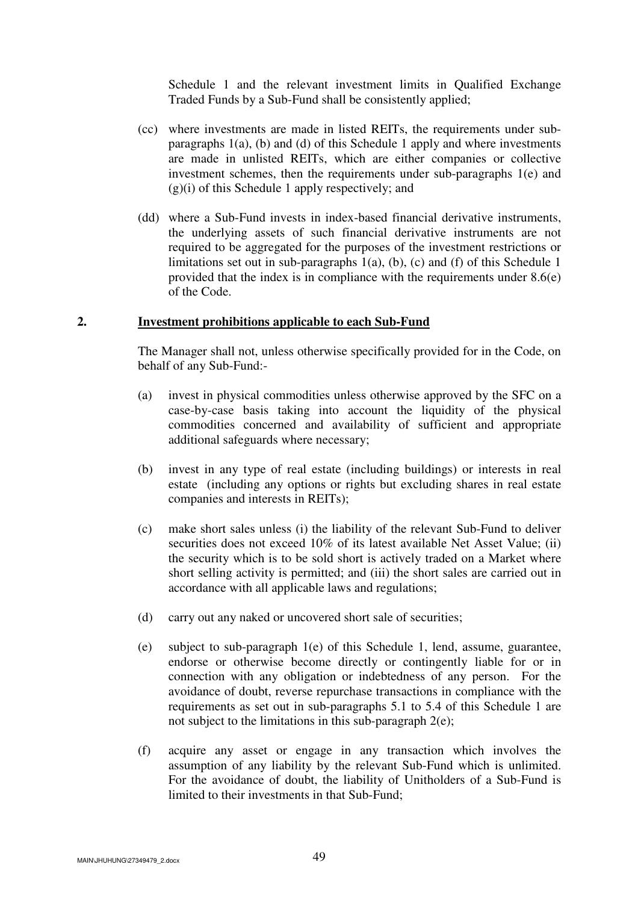Schedule 1 and the relevant investment limits in Qualified Exchange Traded Funds by a Sub-Fund shall be consistently applied;

(cc) where investments are made in listed REITs, the requirements under sub-paragraphs 1(a), (b) and (d) of this Schedule 1 apply and where investments are made in unlisted REITs, which are either companies or collective investment schemes, then the requirements under sub-paragraphs 1(e) and (g)(i) of this Schedule 1 apply respectively; and

(dd) where a Sub-Fund invests in index-based financial derivative instruments, the underlying assets of such financial derivative instruments are not required to be aggregated for the purposes of the investment restrictions or limitations set out in sub-paragraphs 1(a), (b), (c) and (f) of this Schedule 1 provided that the index is in compliance with the requirements under 8.6(e) of the Code.

## 2. Investment prohibitions applicable to each Sub-Fund

The Manager shall not, unless otherwise specifically provided for in the Code, on behalf of any Sub-Fund:-

(a) invest in physical commodities unless otherwise approved by the SFC on a case-by-case basis taking into account the liquidity of the physical commodities concerned and availability of sufficient and appropriate additional safeguards where necessary;

(b) invest in any type of real estate (including buildings) or interests in real estate (including any options or rights but excluding shares in real estate companies and interests in REITs);

(c) make short sales unless (i) the liability of the relevant Sub-Fund to deliver securities does not exceed 10% of its latest available Net Asset Value; (ii) the security which is to be sold short is actively traded on a Market where short selling activity is permitted; and (iii) the short sales are carried out in accordance with all applicable laws and regulations;

(d) carry out any naked or uncovered short sale of securities;

(e) subject to sub-paragraph 1(e) of this Schedule 1, lend, assume, guarantee, endorse or otherwise become directly or contingently liable for or in connection with any obligation or indebtedness of any person. For the avoidance of doubt, reverse repurchase transactions in compliance with the requirements as set out in sub-paragraphs 5.1 to 5.4 of this Schedule 1 are not subject to the limitations in this sub-paragraph 2(e);

(f) acquire any asset or engage in any transaction which involves the assumption of any liability by the relevant Sub-Fund which is unlimited. For the avoidance of doubt, the liability of Unitholders of a Sub-Fund is limited to their investments in that Sub-Fund;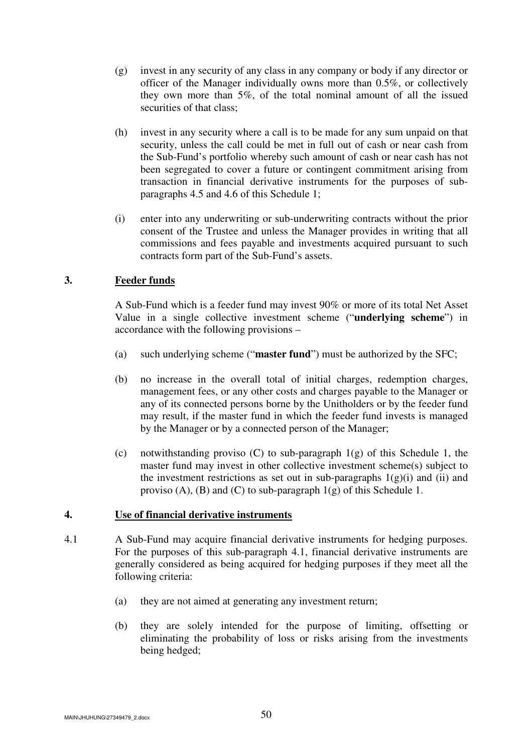(g) invest in any security of any class in any company or body if any director or officer of the Manager individually owns more than 0.5%, or collectively they own more than 5%, of the total nominal amount of all the issued securities of that class;

(h) invest in any security where a call is to be made for any sum unpaid on that security, unless the call could be met in full out of cash or near cash from the Sub-Fund's portfolio whereby such amount of cash or near cash has not been segregated to cover a future or contingent commitment arising from transaction in financial derivative instruments for the purposes of sub-paragraphs 4.5 and 4.6 of this Schedule 1;

(i) enter into any underwriting or sub-underwriting contracts without the prior consent of the Trustee and unless the Manager provides in writing that all commissions and fees payable and investments acquired pursuant to such contracts form part of the Sub-Fund's assets.

## 3. Feeder funds

A Sub-Fund which is a feeder fund may invest 90% or more of its total Net Asset Value in a single collective investment scheme ("**underlying scheme**") in accordance with the following provisions –

(a) such underlying scheme ("**master fund**") must be authorized by the SFC;

(b) no increase in the overall total of initial charges, redemption charges, management fees, or any other costs and charges payable to the Manager or any of its connected persons borne by the Unitholders or by the feeder fund may result, if the master fund in which the feeder fund invests is managed by the Manager or by a connected person of the Manager;

(c) notwithstanding proviso (C) to sub-paragraph 1(g) of this Schedule 1, the master fund may invest in other collective investment scheme(s) subject to the investment restrictions as set out in sub-paragraphs 1(g)(i) and (ii) and proviso (A), (B) and (C) to sub-paragraph 1(g) of this Schedule 1.

## 4. Use of financial derivative instruments

4.1 A Sub-Fund may acquire financial derivative instruments for hedging purposes. For the purposes of this sub-paragraph 4.1, financial derivative instruments are generally considered as being acquired for hedging purposes if they meet all the following criteria:

(a) they are not aimed at generating any investment return;

(b) they are solely intended for the purpose of limiting, offsetting or eliminating the probability of loss or risks arising from the investments being hedged;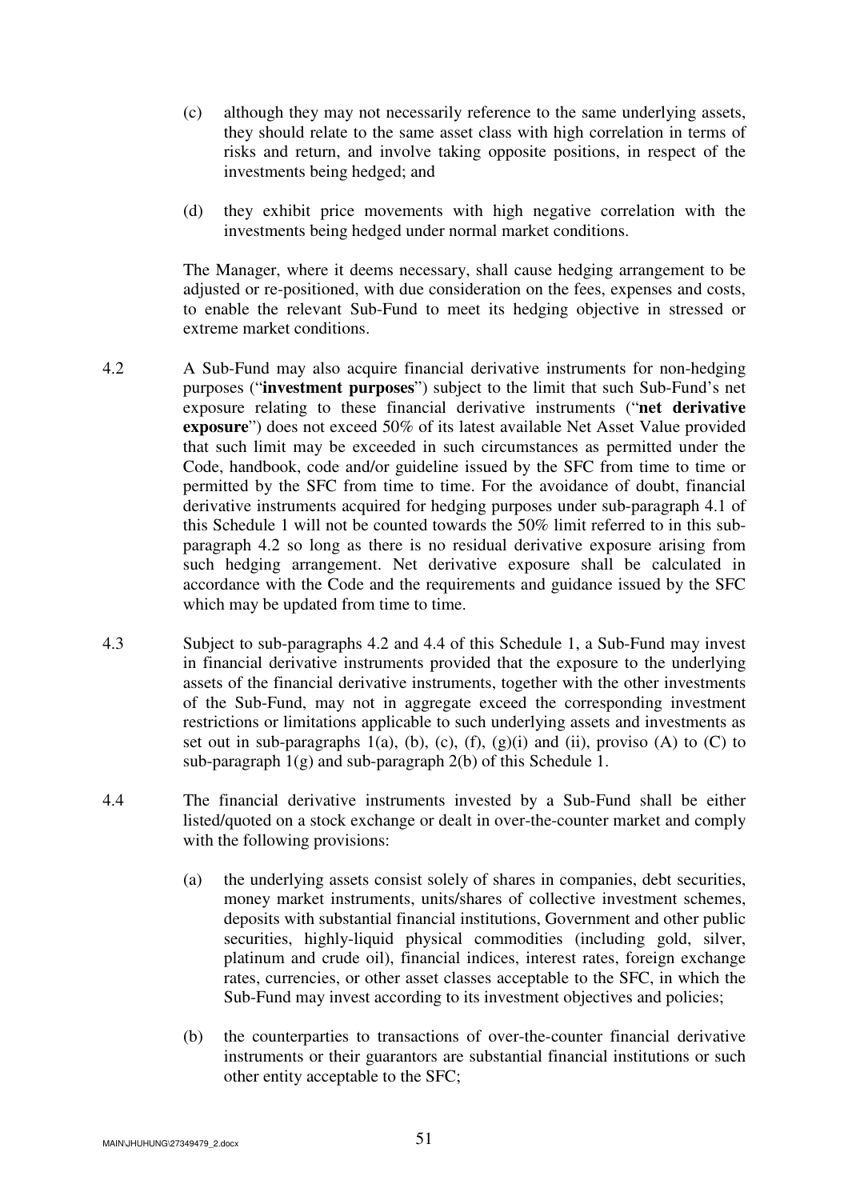(c) although they may not necessarily reference to the same underlying assets, they should relate to the same asset class with high correlation in terms of risks and return, and involve taking opposite positions, in respect of the investments being hedged; and

(d) they exhibit price movements with high negative correlation with the investments being hedged under normal market conditions.

The Manager, where it deems necessary, shall cause hedging arrangement to be adjusted or re-positioned, with due consideration on the fees, expenses and costs, to enable the relevant Sub-Fund to meet its hedging objective in stressed or extreme market conditions.

4.2 A Sub-Fund may also acquire financial derivative instruments for non-hedging purposes ("**investment purposes**") subject to the limit that such Sub-Fund's net exposure relating to these financial derivative instruments ("**net derivative exposure**") does not exceed 50% of its latest available Net Asset Value provided that such limit may be exceeded in such circumstances as permitted under the Code, handbook, code and/or guideline issued by the SFC from time to time or permitted by the SFC from time to time. For the avoidance of doubt, financial derivative instruments acquired for hedging purposes under sub-paragraph 4.1 of this Schedule 1 will not be counted towards the 50% limit referred to in this sub-paragraph 4.2 so long as there is no residual derivative exposure arising from such hedging arrangement. Net derivative exposure shall be calculated in accordance with the Code and the requirements and guidance issued by the SFC which may be updated from time to time.

4.3 Subject to sub-paragraphs 4.2 and 4.4 of this Schedule 1, a Sub-Fund may invest in financial derivative instruments provided that the exposure to the underlying assets of the financial derivative instruments, together with the other investments of the Sub-Fund, may not in aggregate exceed the corresponding investment restrictions or limitations applicable to such underlying assets and investments as set out in sub-paragraphs 1(a), (b), (c), (f), (g)(i) and (ii), proviso (A) to (C) to sub-paragraph 1(g) and sub-paragraph 2(b) of this Schedule 1.

4.4 The financial derivative instruments invested by a Sub-Fund shall be either listed/quoted on a stock exchange or dealt in over-the-counter market and comply with the following provisions:

(a) the underlying assets consist solely of shares in companies, debt securities, money market instruments, units/shares of collective investment schemes, deposits with substantial financial institutions, Government and other public securities, highly-liquid physical commodities (including gold, silver, platinum and crude oil), financial indices, interest rates, foreign exchange rates, currencies, or other asset classes acceptable to the SFC, in which the Sub-Fund may invest according to its investment objectives and policies;

(b) the counterparties to transactions of over-the-counter financial derivative instruments or their guarantors are substantial financial institutions or such other entity acceptable to the SFC;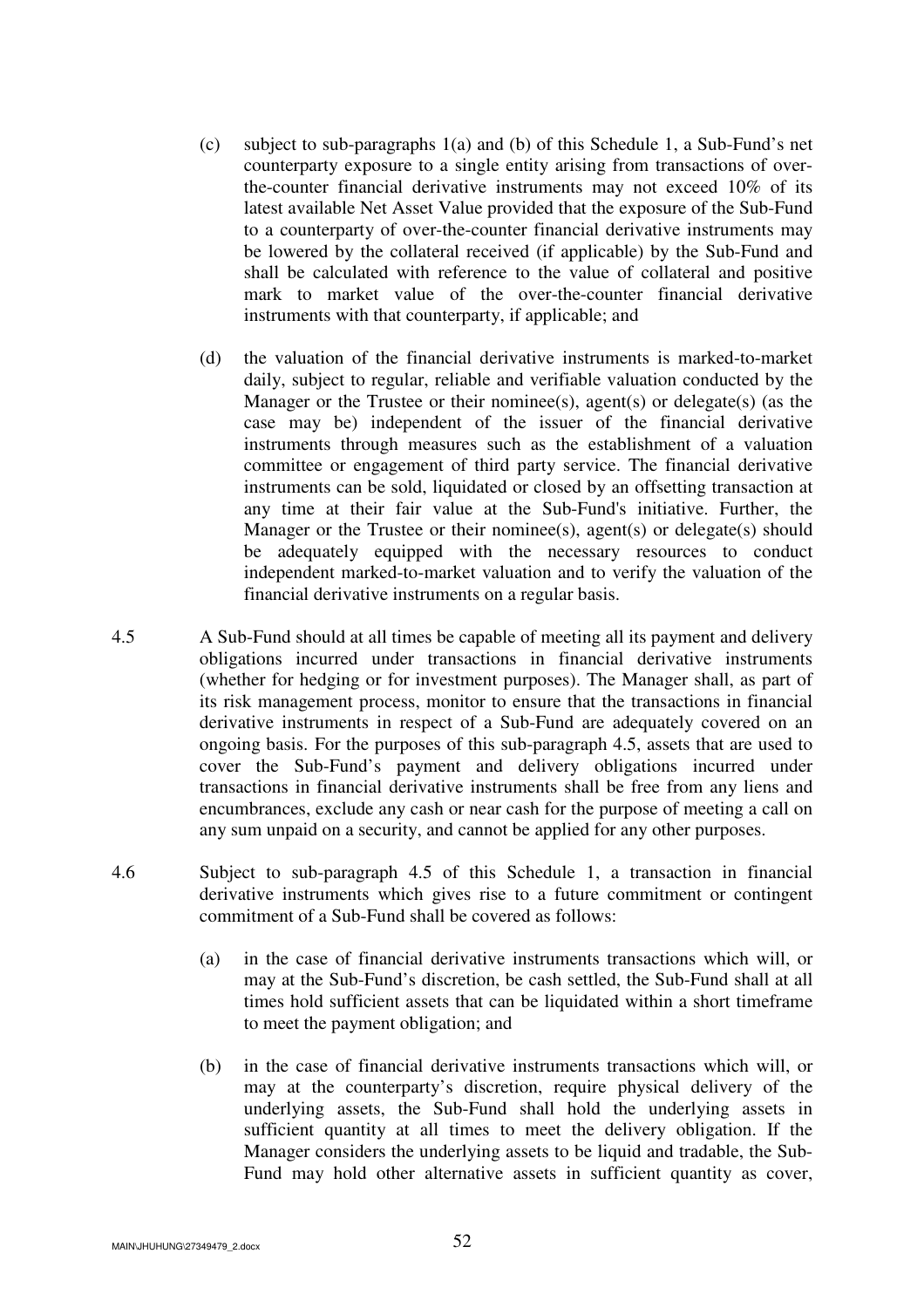(c) subject to sub-paragraphs 1(a) and (b) of this Schedule 1, a Sub-Fund's net counterparty exposure to a single entity arising from transactions of over-the-counter financial derivative instruments may not exceed 10% of its latest available Net Asset Value provided that the exposure of the Sub-Fund to a counterparty of over-the-counter financial derivative instruments may be lowered by the collateral received (if applicable) by the Sub-Fund and shall be calculated with reference to the value of collateral and positive mark to market value of the over-the-counter financial derivative instruments with that counterparty, if applicable; and

(d) the valuation of the financial derivative instruments is marked-to-market daily, subject to regular, reliable and verifiable valuation conducted by the Manager or the Trustee or their nominee(s), agent(s) or delegate(s) (as the case may be) independent of the issuer of the financial derivative instruments through measures such as the establishment of a valuation committee or engagement of third party service. The financial derivative instruments can be sold, liquidated or closed by an offsetting transaction at any time at their fair value at the Sub-Fund's initiative. Further, the Manager or the Trustee or their nominee(s), agent(s) or delegate(s) should be adequately equipped with the necessary resources to conduct independent marked-to-market valuation and to verify the valuation of the financial derivative instruments on a regular basis.

4.5 A Sub-Fund should at all times be capable of meeting all its payment and delivery obligations incurred under transactions in financial derivative instruments (whether for hedging or for investment purposes). The Manager shall, as part of its risk management process, monitor to ensure that the transactions in financial derivative instruments in respect of a Sub-Fund are adequately covered on an ongoing basis. For the purposes of this sub-paragraph 4.5, assets that are used to cover the Sub-Fund's payment and delivery obligations incurred under transactions in financial derivative instruments shall be free from any liens and encumbrances, exclude any cash or near cash for the purpose of meeting a call on any sum unpaid on a security, and cannot be applied for any other purposes.

4.6 Subject to sub-paragraph 4.5 of this Schedule 1, a transaction in financial derivative instruments which gives rise to a future commitment or contingent commitment of a Sub-Fund shall be covered as follows:

(a) in the case of financial derivative instruments transactions which will, or may at the Sub-Fund's discretion, be cash settled, the Sub-Fund shall at all times hold sufficient assets that can be liquidated within a short timeframe to meet the payment obligation; and

(b) in the case of financial derivative instruments transactions which will, or may at the counterparty's discretion, require physical delivery of the underlying assets, the Sub-Fund shall hold the underlying assets in sufficient quantity at all times to meet the delivery obligation. If the Manager considers the underlying assets to be liquid and tradable, the Sub-Fund may hold other alternative assets in sufficient quantity as cover,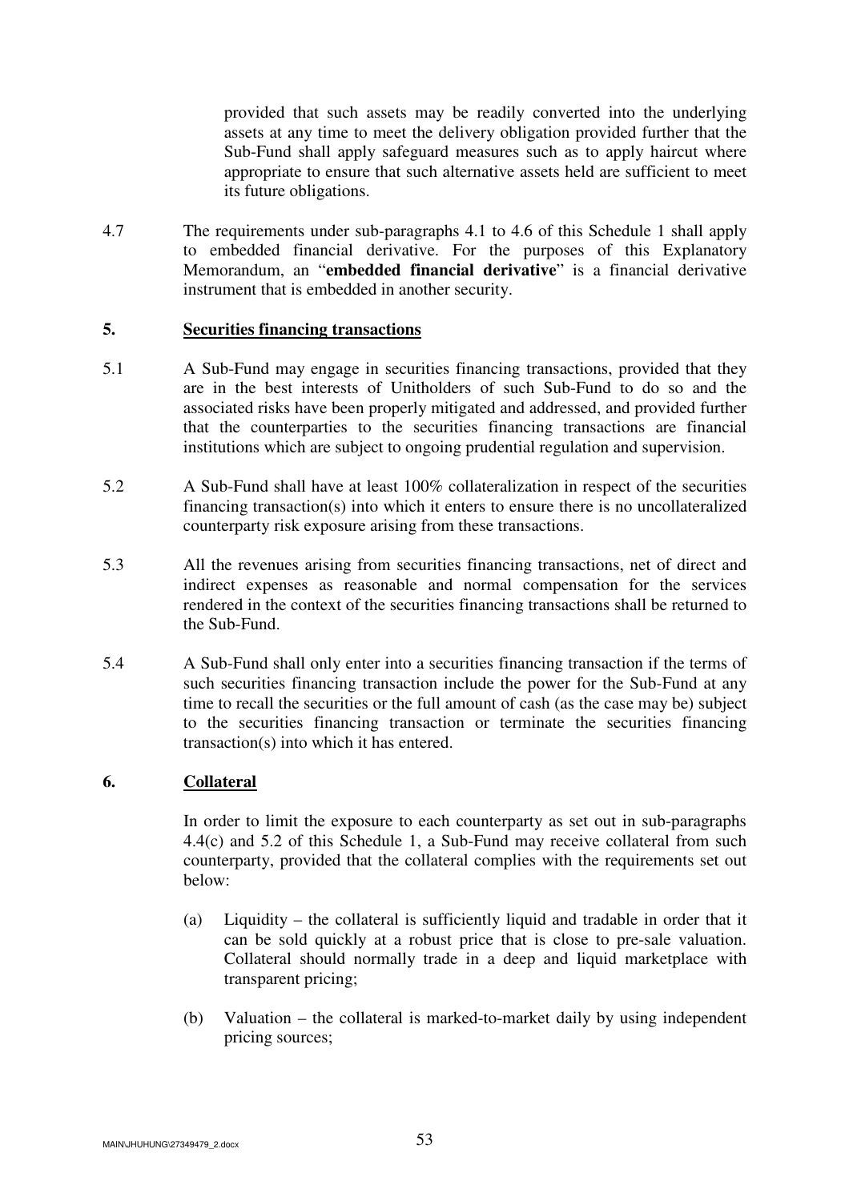provided that such assets may be readily converted into the underlying assets at any time to meet the delivery obligation provided further that the Sub-Fund shall apply safeguard measures such as to apply haircut where appropriate to ensure that such alternative assets held are sufficient to meet its future obligations.

4.7 The requirements under sub-paragraphs 4.1 to 4.6 of this Schedule 1 shall apply to embedded financial derivative. For the purposes of this Explanatory Memorandum, an "**embedded financial derivative**" is a financial derivative instrument that is embedded in another security.

## 5. Securities financing transactions

5.1 A Sub-Fund may engage in securities financing transactions, provided that they are in the best interests of Unitholders of such Sub-Fund to do so and the associated risks have been properly mitigated and addressed, and provided further that the counterparties to the securities financing transactions are financial institutions which are subject to ongoing prudential regulation and supervision.

5.2 A Sub-Fund shall have at least 100% collateralization in respect of the securities financing transaction(s) into which it enters to ensure there is no uncollateralized counterparty risk exposure arising from these transactions.

5.3 All the revenues arising from securities financing transactions, net of direct and indirect expenses as reasonable and normal compensation for the services rendered in the context of the securities financing transactions shall be returned to the Sub-Fund.

5.4 A Sub-Fund shall only enter into a securities financing transaction if the terms of such securities financing transaction include the power for the Sub-Fund at any time to recall the securities or the full amount of cash (as the case may be) subject to the securities financing transaction or terminate the securities financing transaction(s) into which it has entered.

## 6. Collateral

In order to limit the exposure to each counterparty as set out in sub-paragraphs 4.4(c) and 5.2 of this Schedule 1, a Sub-Fund may receive collateral from such counterparty, provided that the collateral complies with the requirements set out below:

(a) Liquidity – the collateral is sufficiently liquid and tradable in order that it can be sold quickly at a robust price that is close to pre-sale valuation. Collateral should normally trade in a deep and liquid marketplace with transparent pricing;

(b) Valuation – the collateral is marked-to-market daily by using independent pricing sources;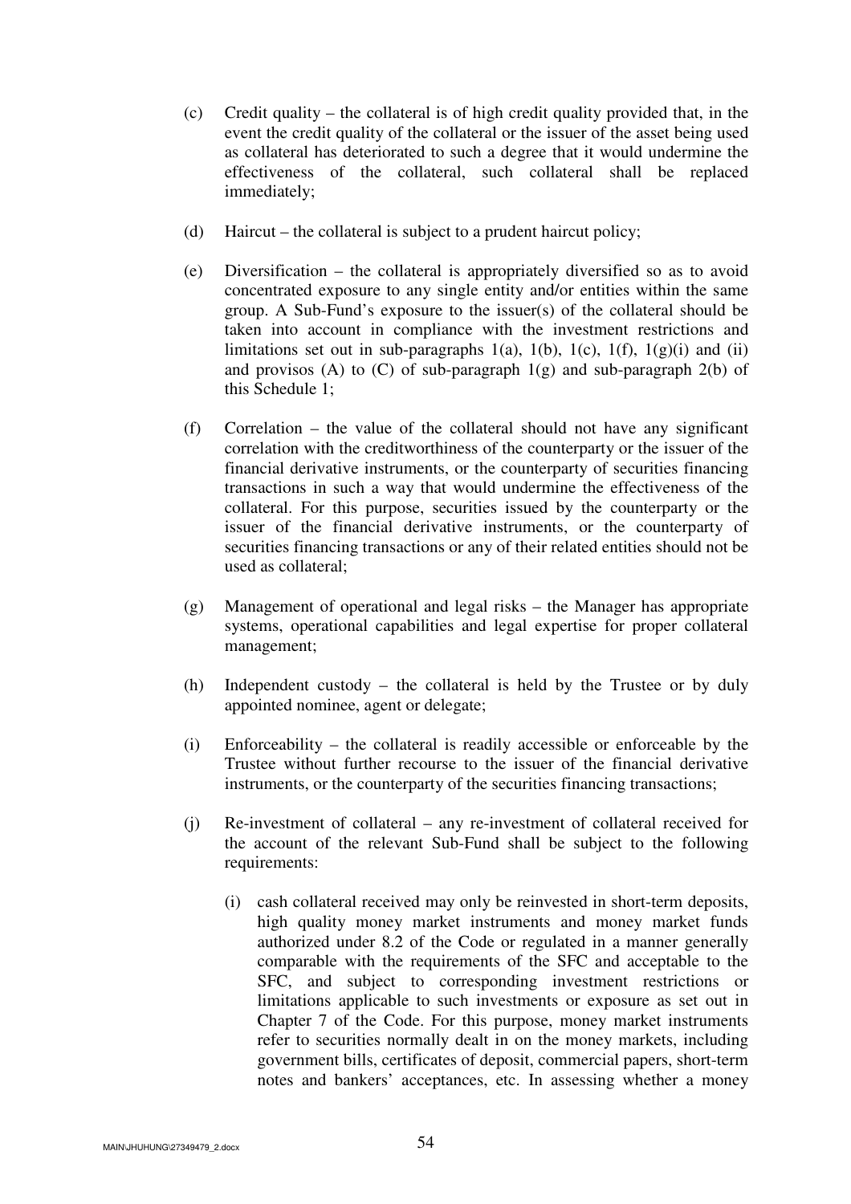(c) Credit quality – the collateral is of high credit quality provided that, in the event the credit quality of the collateral or the issuer of the asset being used as collateral has deteriorated to such a degree that it would undermine the effectiveness of the collateral, such collateral shall be replaced immediately;

(d) Haircut – the collateral is subject to a prudent haircut policy;

(e) Diversification – the collateral is appropriately diversified so as to avoid concentrated exposure to any single entity and/or entities within the same group. A Sub-Fund's exposure to the issuer(s) of the collateral should be taken into account in compliance with the investment restrictions and limitations set out in sub-paragraphs 1(a), 1(b), 1(c), 1(f), 1(g)(i) and (ii) and provisos (A) to (C) of sub-paragraph 1(g) and sub-paragraph 2(b) of this Schedule 1;

(f) Correlation – the value of the collateral should not have any significant correlation with the creditworthiness of the counterparty or the issuer of the financial derivative instruments, or the counterparty of securities financing transactions in such a way that would undermine the effectiveness of the collateral. For this purpose, securities issued by the counterparty or the issuer of the financial derivative instruments, or the counterparty of securities financing transactions or any of their related entities should not be used as collateral;

(g) Management of operational and legal risks – the Manager has appropriate systems, operational capabilities and legal expertise for proper collateral management;

(h) Independent custody – the collateral is held by the Trustee or by duly appointed nominee, agent or delegate;

(i) Enforceability – the collateral is readily accessible or enforceable by the Trustee without further recourse to the issuer of the financial derivative instruments, or the counterparty of the securities financing transactions;

(j) Re-investment of collateral – any re-investment of collateral received for the account of the relevant Sub-Fund shall be subject to the following requirements:

   (i) cash collateral received may only be reinvested in short-term deposits, high quality money market instruments and money market funds authorized under 8.2 of the Code or regulated in a manner generally comparable with the requirements of the SFC and acceptable to the SFC, and subject to corresponding investment restrictions or limitations applicable to such investments or exposure as set out in Chapter 7 of the Code. For this purpose, money market instruments refer to securities normally dealt in on the money markets, including government bills, certificates of deposit, commercial papers, short-term notes and bankers' acceptances, etc. In assessing whether a money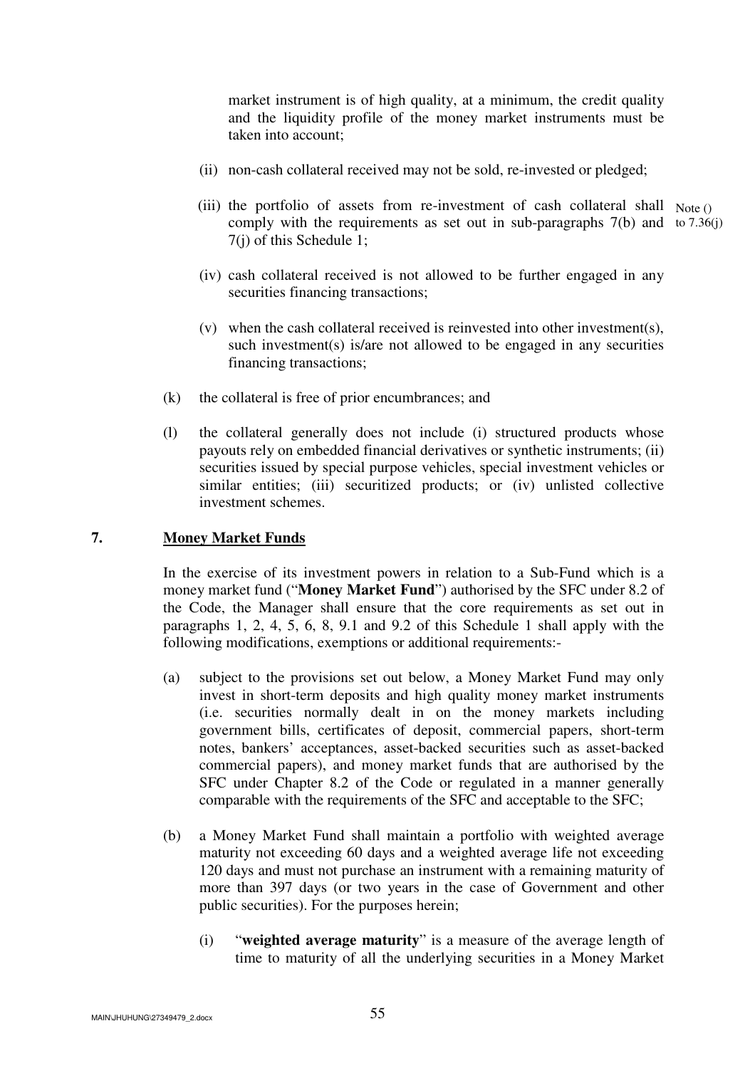market instrument is of high quality, at a minimum, the credit quality and the liquidity profile of the money market instruments must be taken into account;

(ii) non-cash collateral received may not be sold, re-invested or pledged;

(iii) the portfolio of assets from re-investment of cash collateral shall comply with the requirements as set out in sub-paragraphs 7(b) and 7(j) of this Schedule 1; Note () to 7.36(j)

(iv) cash collateral received is not allowed to be further engaged in any securities financing transactions;

(v) when the cash collateral received is reinvested into other investment(s), such investment(s) is/are not allowed to be engaged in any securities financing transactions;

(k) the collateral is free of prior encumbrances; and

(l) the collateral generally does not include (i) structured products whose payouts rely on embedded financial derivatives or synthetic instruments; (ii) securities issued by special purpose vehicles, special investment vehicles or similar entities; (iii) securitized products; or (iv) unlisted collective investment schemes.

## 7. Money Market Funds

In the exercise of its investment powers in relation to a Sub-Fund which is a money market fund ("**Money Market Fund**") authorised by the SFC under 8.2 of the Code, the Manager shall ensure that the core requirements as set out in paragraphs 1, 2, 4, 5, 6, 8, 9.1 and 9.2 of this Schedule 1 shall apply with the following modifications, exemptions or additional requirements:-

(a) subject to the provisions set out below, a Money Market Fund may only invest in short-term deposits and high quality money market instruments (i.e. securities normally dealt in on the money markets including government bills, certificates of deposit, commercial papers, short-term notes, bankers' acceptances, asset-backed securities such as asset-backed commercial papers), and money market funds that are authorised by the SFC under Chapter 8.2 of the Code or regulated in a manner generally comparable with the requirements of the SFC and acceptable to the SFC;

(b) a Money Market Fund shall maintain a portfolio with weighted average maturity not exceeding 60 days and a weighted average life not exceeding 120 days and must not purchase an instrument with a remaining maturity of more than 397 days (or two years in the case of Government and other public securities). For the purposes herein;

(i) "**weighted average maturity**" is a measure of the average length of time to maturity of all the underlying securities in a Money Market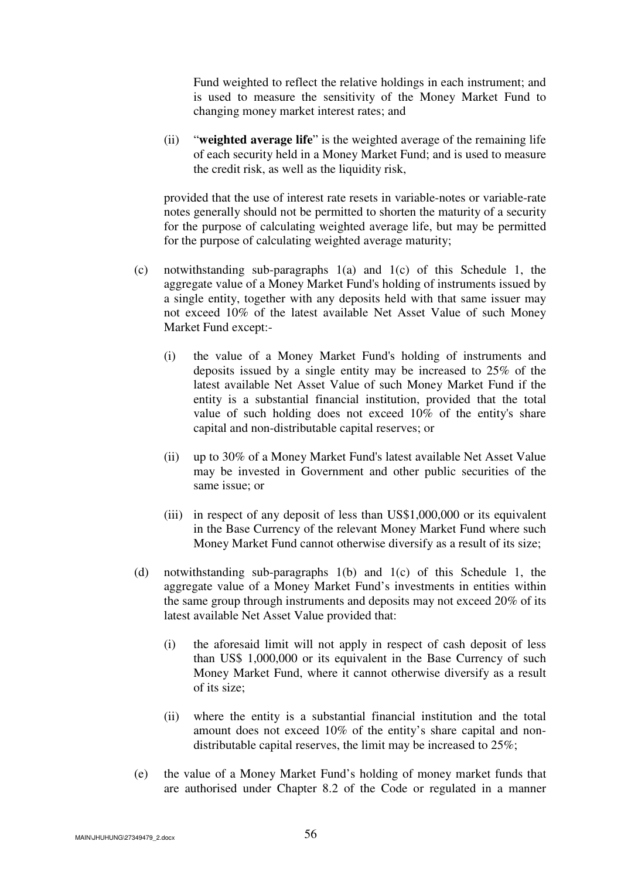Fund weighted to reflect the relative holdings in each instrument; and is used to measure the sensitivity of the Money Market Fund to changing money market interest rates; and

(ii) "**weighted average life**" is the weighted average of the remaining life of each security held in a Money Market Fund; and is used to measure the credit risk, as well as the liquidity risk,

provided that the use of interest rate resets in variable-notes or variable-rate notes generally should not be permitted to shorten the maturity of a security for the purpose of calculating weighted average life, but may be permitted for the purpose of calculating weighted average maturity;

(c) notwithstanding sub-paragraphs 1(a) and 1(c) of this Schedule 1, the aggregate value of a Money Market Fund's holding of instruments issued by a single entity, together with any deposits held with that same issuer may not exceed 10% of the latest available Net Asset Value of such Money Market Fund except:-

   (i) the value of a Money Market Fund's holding of instruments and deposits issued by a single entity may be increased to 25% of the latest available Net Asset Value of such Money Market Fund if the entity is a substantial financial institution, provided that the total value of such holding does not exceed 10% of the entity's share capital and non-distributable capital reserves; or

   (ii) up to 30% of a Money Market Fund's latest available Net Asset Value may be invested in Government and other public securities of the same issue; or

   (iii) in respect of any deposit of less than US$1,000,000 or its equivalent in the Base Currency of the relevant Money Market Fund where such Money Market Fund cannot otherwise diversify as a result of its size;

(d) notwithstanding sub-paragraphs 1(b) and 1(c) of this Schedule 1, the aggregate value of a Money Market Fund's investments in entities within the same group through instruments and deposits may not exceed 20% of its latest available Net Asset Value provided that:

   (i) the aforesaid limit will not apply in respect of cash deposit of less than US$ 1,000,000 or its equivalent in the Base Currency of such Money Market Fund, where it cannot otherwise diversify as a result of its size;

   (ii) where the entity is a substantial financial institution and the total amount does not exceed 10% of the entity's share capital and non-distributable capital reserves, the limit may be increased to 25%;

(e) the value of a Money Market Fund's holding of money market funds that are authorised under Chapter 8.2 of the Code or regulated in a manner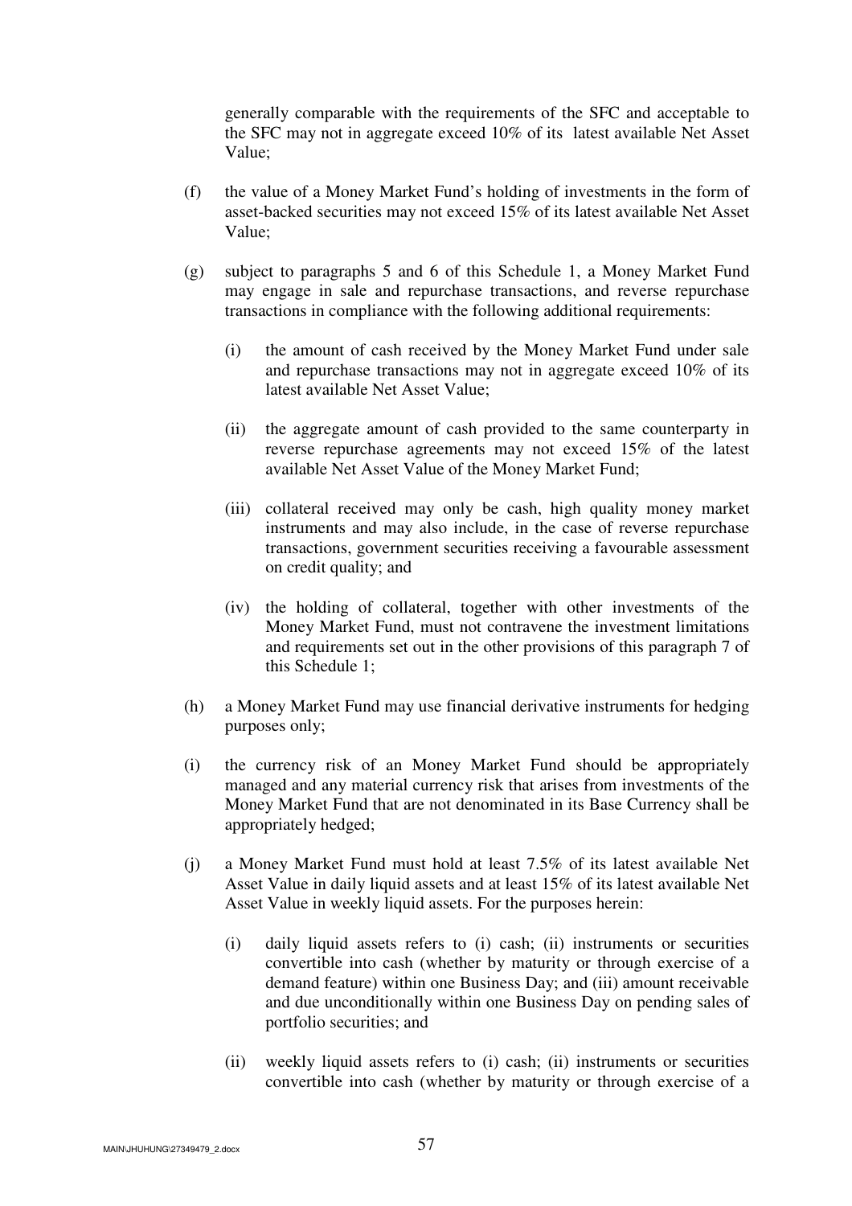generally comparable with the requirements of the SFC and acceptable to the SFC may not in aggregate exceed 10% of its latest available Net Asset Value;

(f) the value of a Money Market Fund's holding of investments in the form of asset-backed securities may not exceed 15% of its latest available Net Asset Value;

(g) subject to paragraphs 5 and 6 of this Schedule 1, a Money Market Fund may engage in sale and repurchase transactions, and reverse repurchase transactions in compliance with the following additional requirements:

   (i) the amount of cash received by the Money Market Fund under sale and repurchase transactions may not in aggregate exceed 10% of its latest available Net Asset Value;

   (ii) the aggregate amount of cash provided to the same counterparty in reverse repurchase agreements may not exceed 15% of the latest available Net Asset Value of the Money Market Fund;

   (iii) collateral received may only be cash, high quality money market instruments and may also include, in the case of reverse repurchase transactions, government securities receiving a favourable assessment on credit quality; and

   (iv) the holding of collateral, together with other investments of the Money Market Fund, must not contravene the investment limitations and requirements set out in the other provisions of this paragraph 7 of this Schedule 1;

(h) a Money Market Fund may use financial derivative instruments for hedging purposes only;

(i) the currency risk of an Money Market Fund should be appropriately managed and any material currency risk that arises from investments of the Money Market Fund that are not denominated in its Base Currency shall be appropriately hedged;

(j) a Money Market Fund must hold at least 7.5% of its latest available Net Asset Value in daily liquid assets and at least 15% of its latest available Net Asset Value in weekly liquid assets. For the purposes herein:

   (i) daily liquid assets refers to (i) cash; (ii) instruments or securities convertible into cash (whether by maturity or through exercise of a demand feature) within one Business Day; and (iii) amount receivable and due unconditionally within one Business Day on pending sales of portfolio securities; and

   (ii) weekly liquid assets refers to (i) cash; (ii) instruments or securities convertible into cash (whether by maturity or through exercise of a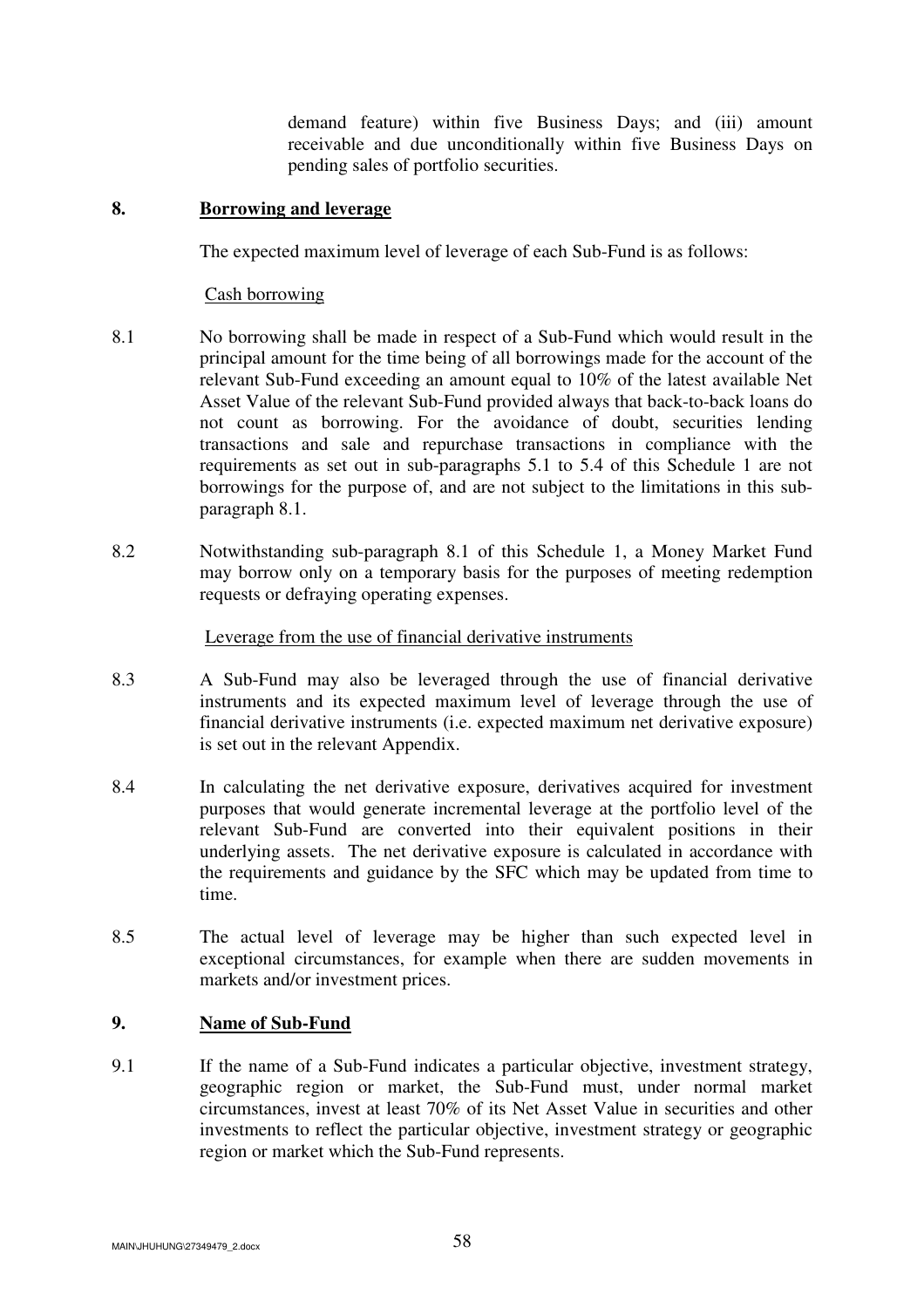demand feature) within five Business Days; and (iii) amount receivable and due unconditionally within five Business Days on pending sales of portfolio securities.

## 8. Borrowing and leverage

The expected maximum level of leverage of each Sub-Fund is as follows:

Cash borrowing

8.1 No borrowing shall be made in respect of a Sub-Fund which would result in the principal amount for the time being of all borrowings made for the account of the relevant Sub-Fund exceeding an amount equal to 10% of the latest available Net Asset Value of the relevant Sub-Fund provided always that back-to-back loans do not count as borrowing. For the avoidance of doubt, securities lending transactions and sale and repurchase transactions in compliance with the requirements as set out in sub-paragraphs 5.1 to 5.4 of this Schedule 1 are not borrowings for the purpose of, and are not subject to the limitations in this sub-paragraph 8.1.

8.2 Notwithstanding sub-paragraph 8.1 of this Schedule 1, a Money Market Fund may borrow only on a temporary basis for the purposes of meeting redemption requests or defraying operating expenses.

Leverage from the use of financial derivative instruments

8.3 A Sub-Fund may also be leveraged through the use of financial derivative instruments and its expected maximum level of leverage through the use of financial derivative instruments (i.e. expected maximum net derivative exposure) is set out in the relevant Appendix.

8.4 In calculating the net derivative exposure, derivatives acquired for investment purposes that would generate incremental leverage at the portfolio level of the relevant Sub-Fund are converted into their equivalent positions in their underlying assets. The net derivative exposure is calculated in accordance with the requirements and guidance by the SFC which may be updated from time to time.

8.5 The actual level of leverage may be higher than such expected level in exceptional circumstances, for example when there are sudden movements in markets and/or investment prices.

## 9. Name of Sub-Fund

9.1 If the name of a Sub-Fund indicates a particular objective, investment strategy, geographic region or market, the Sub-Fund must, under normal market circumstances, invest at least 70% of its Net Asset Value in securities and other investments to reflect the particular objective, investment strategy or geographic region or market which the Sub-Fund represents.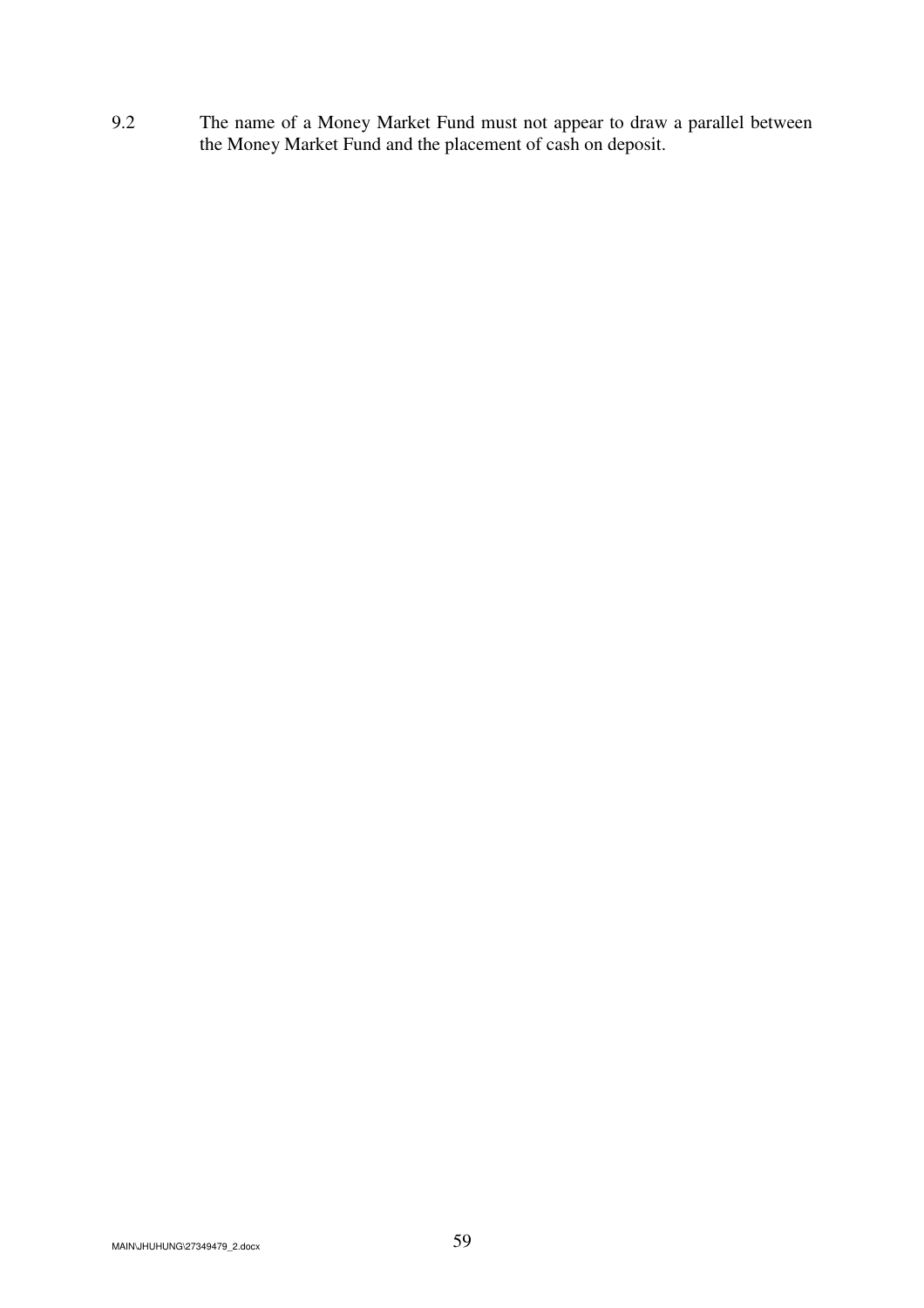9.2 The name of a Money Market Fund must not appear to draw a parallel between the Money Market Fund and the placement of cash on deposit.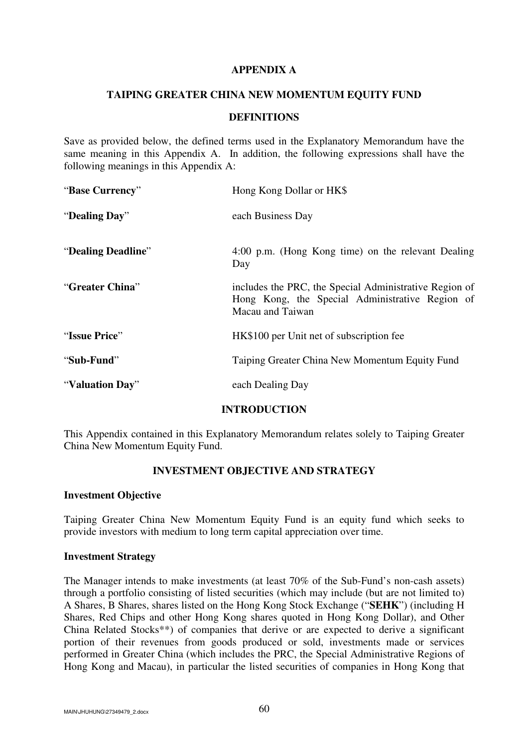# APPENDIX A

## TAIPING GREATER CHINA NEW MOMENTUM EQUITY FUND

### DEFINITIONS

Save as provided below, the defined terms used in the Explanatory Memorandum have the same meaning in this Appendix A. In addition, the following expressions shall have the following meanings in this Appendix A:

| | |
|---|---|
| "**Base Currency**" | Hong Kong Dollar or HK$ |
| "**Dealing Day**" | each Business Day |
| "**Dealing Deadline**" | 4:00 p.m. (Hong Kong time) on the relevant Dealing Day |
| "**Greater China**" | includes the PRC, the Special Administrative Region of Hong Kong, the Special Administrative Region of Macau and Taiwan |
| "**Issue Price**" | HK$100 per Unit net of subscription fee |
| "**Sub-Fund**" | Taiping Greater China New Momentum Equity Fund |
| "**Valuation Day**" | each Dealing Day |

### INTRODUCTION

This Appendix contained in this Explanatory Memorandum relates solely to Taiping Greater China New Momentum Equity Fund.

### INVESTMENT OBJECTIVE AND STRATEGY

**Investment Objective**

Taiping Greater China New Momentum Equity Fund is an equity fund which seeks to provide investors with medium to long term capital appreciation over time.

**Investment Strategy**

The Manager intends to make investments (at least 70% of the Sub-Fund's non-cash assets) through a portfolio consisting of listed securities (which may include (but are not limited to) A Shares, B Shares, shares listed on the Hong Kong Stock Exchange ("**SEHK**") (including H Shares, Red Chips and other Hong Kong shares quoted in Hong Kong Dollar), and Other China Related Stocks**) of companies that derive or are expected to derive a significant portion of their revenues from goods produced or sold, investments made or services performed in Greater China (which includes the PRC, the Special Administrative Regions of Hong Kong and Macau), in particular the listed securities of companies in Hong Kong that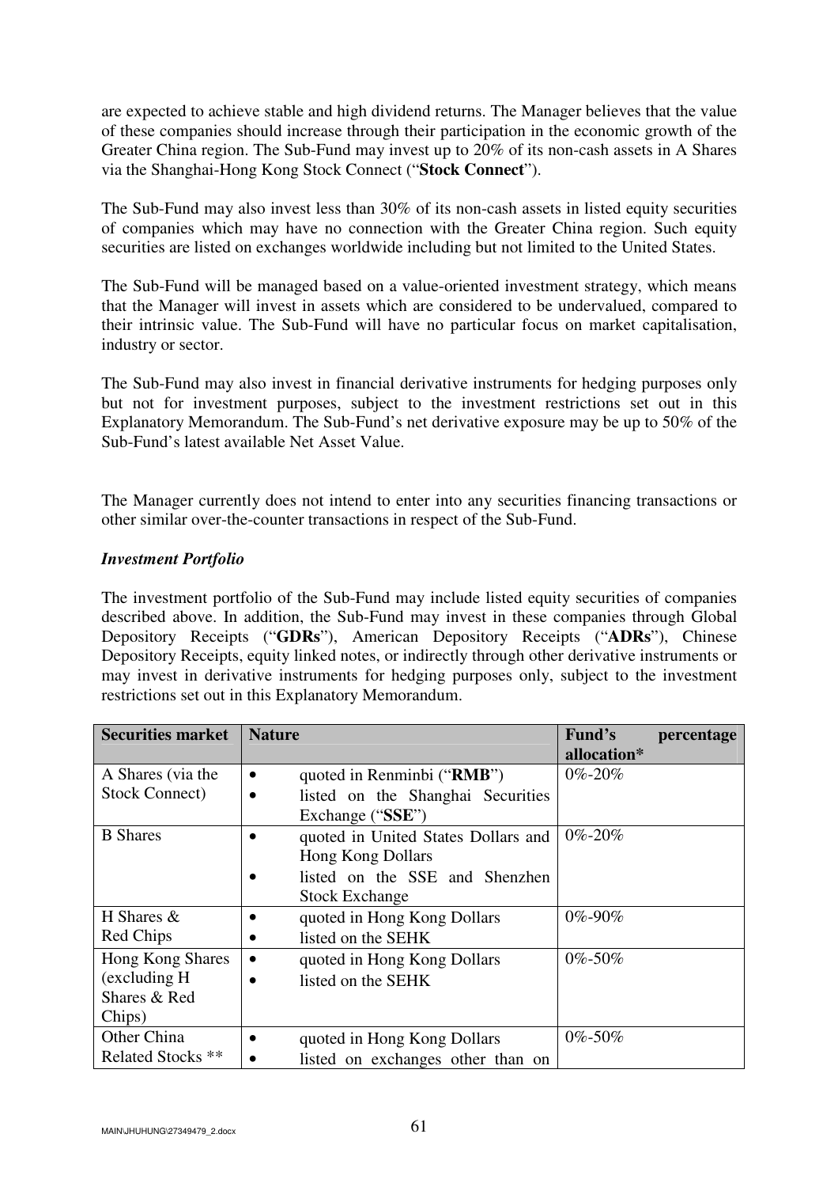are expected to achieve stable and high dividend returns. The Manager believes that the value of these companies should increase through their participation in the economic growth of the Greater China region. The Sub-Fund may invest up to 20% of its non-cash assets in A Shares via the Shanghai-Hong Kong Stock Connect ("**Stock Connect**").

The Sub-Fund may also invest less than 30% of its non-cash assets in listed equity securities of companies which may have no connection with the Greater China region. Such equity securities are listed on exchanges worldwide including but not limited to the United States.

The Sub-Fund will be managed based on a value-oriented investment strategy, which means that the Manager will invest in assets which are considered to be undervalued, compared to their intrinsic value. The Sub-Fund will have no particular focus on market capitalisation, industry or sector.

The Sub-Fund may also invest in financial derivative instruments for hedging purposes only but not for investment purposes, subject to the investment restrictions set out in this Explanatory Memorandum. The Sub-Fund's net derivative exposure may be up to 50% of the Sub-Fund's latest available Net Asset Value.

The Manager currently does not intend to enter into any securities financing transactions or other similar over-the-counter transactions in respect of the Sub-Fund.

***Investment Portfolio***

The investment portfolio of the Sub-Fund may include listed equity securities of companies described above. In addition, the Sub-Fund may invest in these companies through Global Depository Receipts ("**GDRs**"), American Depository Receipts ("**ADRs**"), Chinese Depository Receipts, equity linked notes, or indirectly through other derivative instruments or may invest in derivative instruments for hedging purposes only, subject to the investment restrictions set out in this Explanatory Memorandum.

| Securities market | Nature | Fund's percentage allocation* |
|---|---|---|
| A Shares (via the Stock Connect) | • quoted in Renminbi ("**RMB**")<br>• listed on the Shanghai Securities Exchange ("**SSE**") | 0%-20% |
| B Shares | • quoted in United States Dollars and Hong Kong Dollars<br>• listed on the SSE and Shenzhen Stock Exchange | 0%-20% |
| H Shares & Red Chips | • quoted in Hong Kong Dollars<br>• listed on the SEHK | 0%-90% |
| Hong Kong Shares (excluding H Shares & Red Chips) | • quoted in Hong Kong Dollars<br>• listed on the SEHK | 0%-50% |
| Other China Related Stocks ** | • quoted in Hong Kong Dollars<br>• listed on exchanges other than on | 0%-50% |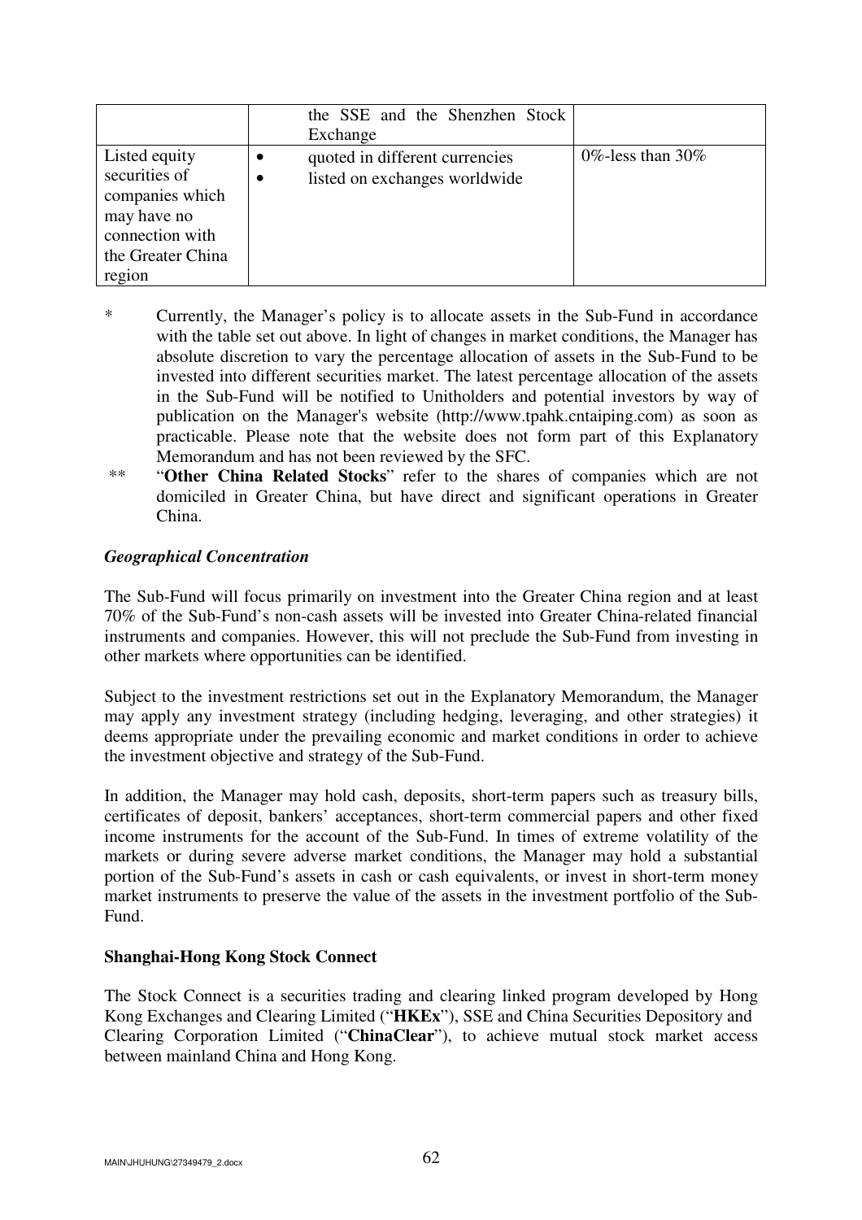| | | |
|---|---|---|
| | the SSE and the Shenzhen Stock Exchange | |
| Listed equity securities of companies which may have no connection with the Greater China region | • quoted in different currencies<br>• listed on exchanges worldwide | 0%-less than 30% |

\* Currently, the Manager's policy is to allocate assets in the Sub-Fund in accordance with the table set out above. In light of changes in market conditions, the Manager has absolute discretion to vary the percentage allocation of assets in the Sub-Fund to be invested into different securities market. The latest percentage allocation of the assets in the Sub-Fund will be notified to Unitholders and potential investors by way of publication on the Manager's website (http://www.tpahk.cntaiping.com) as soon as practicable. Please note that the website does not form part of this Explanatory Memorandum and has not been reviewed by the SFC.

\** "**Other China Related Stocks**" refer to the shares of companies which are not domiciled in Greater China, but have direct and significant operations in Greater China.

***Geographical Concentration***

The Sub-Fund will focus primarily on investment into the Greater China region and at least 70% of the Sub-Fund's non-cash assets will be invested into Greater China-related financial instruments and companies. However, this will not preclude the Sub-Fund from investing in other markets where opportunities can be identified.

Subject to the investment restrictions set out in the Explanatory Memorandum, the Manager may apply any investment strategy (including hedging, leveraging, and other strategies) it deems appropriate under the prevailing economic and market conditions in order to achieve the investment objective and strategy of the Sub-Fund.

In addition, the Manager may hold cash, deposits, short-term papers such as treasury bills, certificates of deposit, bankers' acceptances, short-term commercial papers and other fixed income instruments for the account of the Sub-Fund. In times of extreme volatility of the markets or during severe adverse market conditions, the Manager may hold a substantial portion of the Sub-Fund's assets in cash or cash equivalents, or invest in short-term money market instruments to preserve the value of the assets in the investment portfolio of the Sub-Fund.

**Shanghai-Hong Kong Stock Connect**

The Stock Connect is a securities trading and clearing linked program developed by Hong Kong Exchanges and Clearing Limited ("**HKEx**"), SSE and China Securities Depository and Clearing Corporation Limited ("**ChinaClear**"), to achieve mutual stock market access between mainland China and Hong Kong.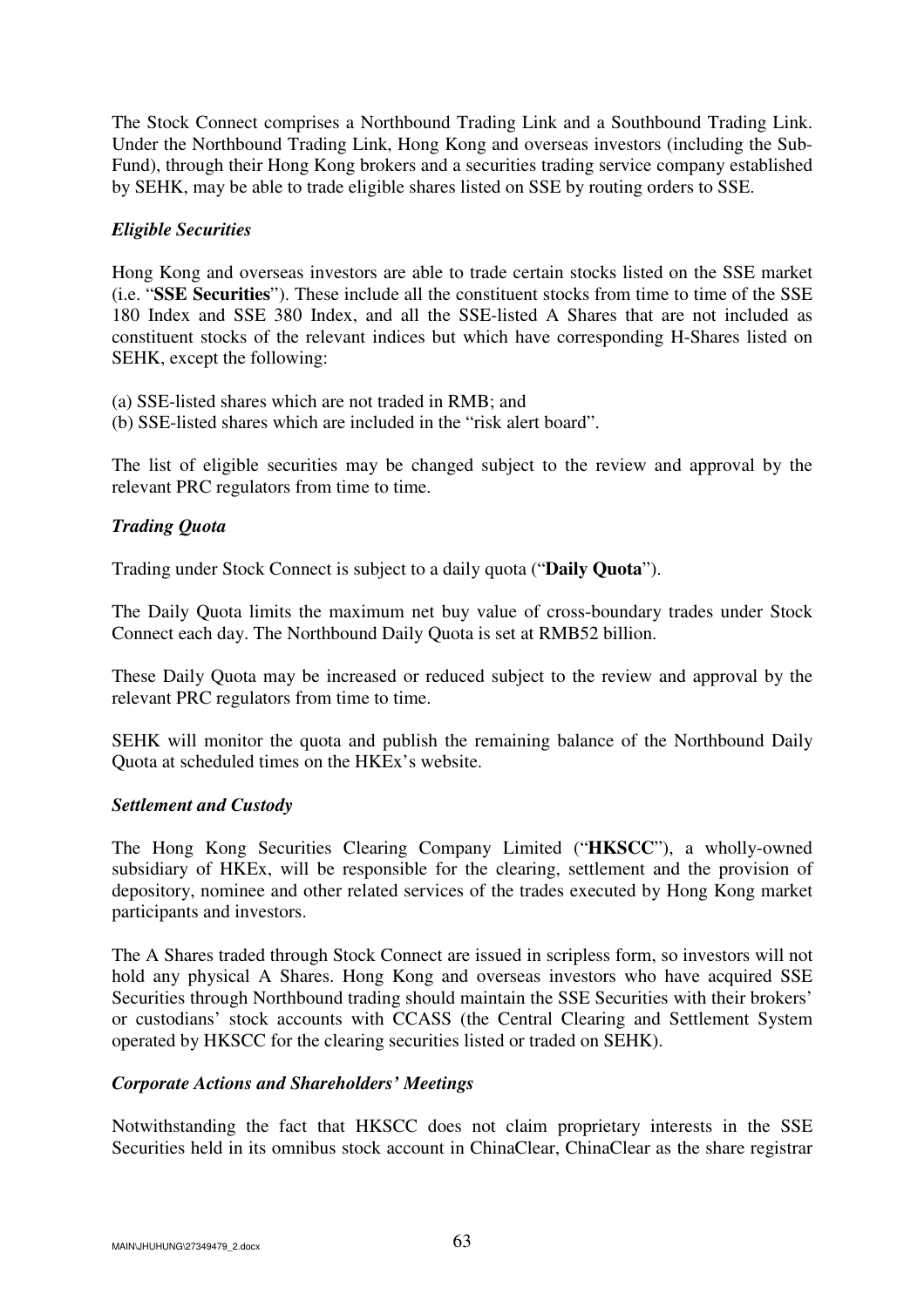The Stock Connect comprises a Northbound Trading Link and a Southbound Trading Link. Under the Northbound Trading Link, Hong Kong and overseas investors (including the Sub-Fund), through their Hong Kong brokers and a securities trading service company established by SEHK, may be able to trade eligible shares listed on SSE by routing orders to SSE.

***Eligible Securities***

Hong Kong and overseas investors are able to trade certain stocks listed on the SSE market (i.e. "**SSE Securities**"). These include all the constituent stocks from time to time of the SSE 180 Index and SSE 380 Index, and all the SSE-listed A Shares that are not included as constituent stocks of the relevant indices but which have corresponding H-Shares listed on SEHK, except the following:

(a) SSE-listed shares which are not traded in RMB; and
(b) SSE-listed shares which are included in the "risk alert board".

The list of eligible securities may be changed subject to the review and approval by the relevant PRC regulators from time to time.

***Trading Quota***

Trading under Stock Connect is subject to a daily quota ("**Daily Quota**").

The Daily Quota limits the maximum net buy value of cross-boundary trades under Stock Connect each day. The Northbound Daily Quota is set at RMB52 billion.

These Daily Quota may be increased or reduced subject to the review and approval by the relevant PRC regulators from time to time.

SEHK will monitor the quota and publish the remaining balance of the Northbound Daily Quota at scheduled times on the HKEx's website.

***Settlement and Custody***

The Hong Kong Securities Clearing Company Limited ("**HKSCC**"), a wholly-owned subsidiary of HKEx, will be responsible for the clearing, settlement and the provision of depository, nominee and other related services of the trades executed by Hong Kong market participants and investors.

The A Shares traded through Stock Connect are issued in scripless form, so investors will not hold any physical A Shares. Hong Kong and overseas investors who have acquired SSE Securities through Northbound trading should maintain the SSE Securities with their brokers' or custodians' stock accounts with CCASS (the Central Clearing and Settlement System operated by HKSCC for the clearing securities listed or traded on SEHK).

***Corporate Actions and Shareholders' Meetings***

Notwithstanding the fact that HKSCC does not claim proprietary interests in the SSE Securities held in its omnibus stock account in ChinaClear, ChinaClear as the share registrar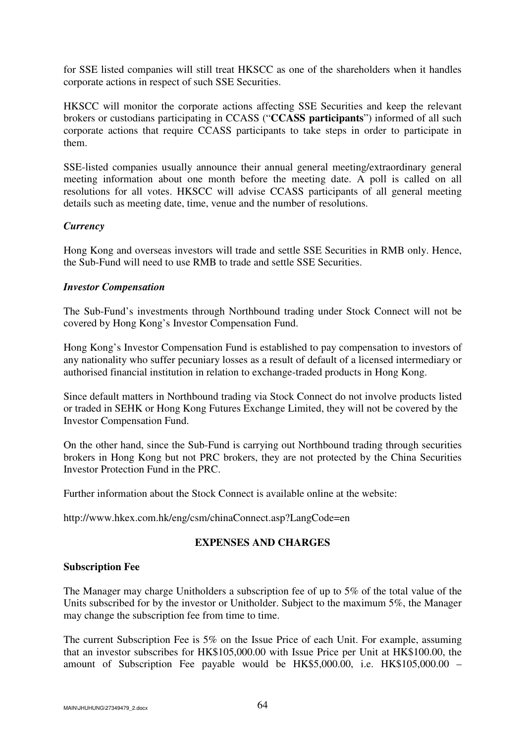for SSE listed companies will still treat HKSCC as one of the shareholders when it handles corporate actions in respect of such SSE Securities.

HKSCC will monitor the corporate actions affecting SSE Securities and keep the relevant brokers or custodians participating in CCASS ("**CCASS participants**") informed of all such corporate actions that require CCASS participants to take steps in order to participate in them.

SSE-listed companies usually announce their annual general meeting/extraordinary general meeting information about one month before the meeting date. A poll is called on all resolutions for all votes. HKSCC will advise CCASS participants of all general meeting details such as meeting date, time, venue and the number of resolutions.

***Currency***

Hong Kong and overseas investors will trade and settle SSE Securities in RMB only. Hence, the Sub-Fund will need to use RMB to trade and settle SSE Securities.

***Investor Compensation***

The Sub-Fund's investments through Northbound trading under Stock Connect will not be covered by Hong Kong's Investor Compensation Fund.

Hong Kong's Investor Compensation Fund is established to pay compensation to investors of any nationality who suffer pecuniary losses as a result of default of a licensed intermediary or authorised financial institution in relation to exchange-traded products in Hong Kong.

Since default matters in Northbound trading via Stock Connect do not involve products listed or traded in SEHK or Hong Kong Futures Exchange Limited, they will not be covered by the Investor Compensation Fund.

On the other hand, since the Sub-Fund is carrying out Northbound trading through securities brokers in Hong Kong but not PRC brokers, they are not protected by the China Securities Investor Protection Fund in the PRC.

Further information about the Stock Connect is available online at the website:

http://www.hkex.com.hk/eng/csm/chinaConnect.asp?LangCode=en

## EXPENSES AND CHARGES

**Subscription Fee**

The Manager may charge Unitholders a subscription fee of up to 5% of the total value of the Units subscribed for by the investor or Unitholder. Subject to the maximum 5%, the Manager may change the subscription fee from time to time.

The current Subscription Fee is 5% on the Issue Price of each Unit. For example, assuming that an investor subscribes for HK$105,000.00 with Issue Price per Unit at HK$100.00, the amount of Subscription Fee payable would be HK$5,000.00, i.e. HK$105,000.00 –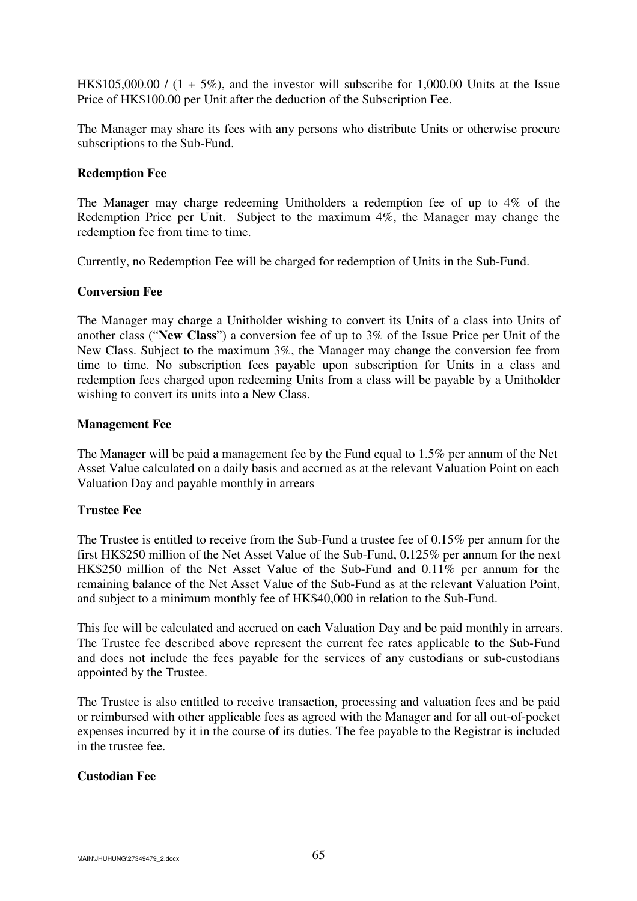HK$105,000.00 / (1 + 5%), and the investor will subscribe for 1,000.00 Units at the Issue Price of HK$100.00 per Unit after the deduction of the Subscription Fee.

The Manager may share its fees with any persons who distribute Units or otherwise procure subscriptions to the Sub-Fund.

**Redemption Fee**

The Manager may charge redeeming Unitholders a redemption fee of up to 4% of the Redemption Price per Unit. Subject to the maximum 4%, the Manager may change the redemption fee from time to time.

Currently, no Redemption Fee will be charged for redemption of Units in the Sub-Fund.

**Conversion Fee**

The Manager may charge a Unitholder wishing to convert its Units of a class into Units of another class ("**New Class**") a conversion fee of up to 3% of the Issue Price per Unit of the New Class. Subject to the maximum 3%, the Manager may change the conversion fee from time to time. No subscription fees payable upon subscription for Units in a class and redemption fees charged upon redeeming Units from a class will be payable by a Unitholder wishing to convert its units into a New Class.

**Management Fee**

The Manager will be paid a management fee by the Fund equal to 1.5% per annum of the Net Asset Value calculated on a daily basis and accrued as at the relevant Valuation Point on each Valuation Day and payable monthly in arrears

**Trustee Fee**

The Trustee is entitled to receive from the Sub-Fund a trustee fee of 0.15% per annum for the first HK$250 million of the Net Asset Value of the Sub-Fund, 0.125% per annum for the next HK$250 million of the Net Asset Value of the Sub-Fund and 0.11% per annum for the remaining balance of the Net Asset Value of the Sub-Fund as at the relevant Valuation Point, and subject to a minimum monthly fee of HK$40,000 in relation to the Sub-Fund.

This fee will be calculated and accrued on each Valuation Day and be paid monthly in arrears. The Trustee fee described above represent the current fee rates applicable to the Sub-Fund and does not include the fees payable for the services of any custodians or sub-custodians appointed by the Trustee.

The Trustee is also entitled to receive transaction, processing and valuation fees and be paid or reimbursed with other applicable fees as agreed with the Manager and for all out-of-pocket expenses incurred by it in the course of its duties. The fee payable to the Registrar is included in the trustee fee.

**Custodian Fee**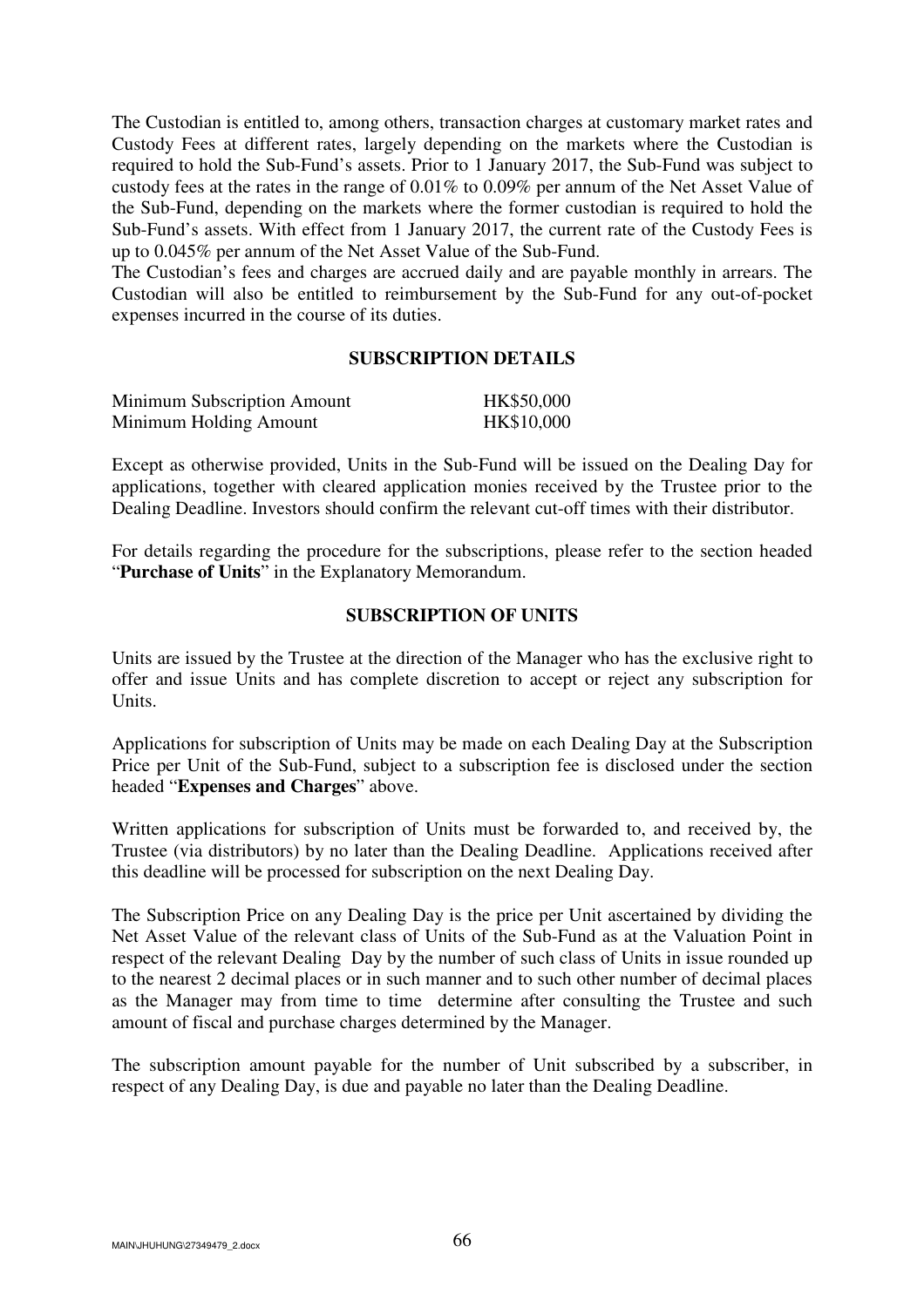The Custodian is entitled to, among others, transaction charges at customary market rates and Custody Fees at different rates, largely depending on the markets where the Custodian is required to hold the Sub-Fund's assets. Prior to 1 January 2017, the Sub-Fund was subject to custody fees at the rates in the range of 0.01% to 0.09% per annum of the Net Asset Value of the Sub-Fund, depending on the markets where the former custodian is required to hold the Sub-Fund's assets. With effect from 1 January 2017, the current rate of the Custody Fees is up to 0.045% per annum of the Net Asset Value of the Sub-Fund.

The Custodian's fees and charges are accrued daily and are payable monthly in arrears. The Custodian will also be entitled to reimbursement by the Sub-Fund for any out-of-pocket expenses incurred in the course of its duties.

## SUBSCRIPTION DETAILS

| | |
|---|---|
| Minimum Subscription Amount | HK$50,000 |
| Minimum Holding Amount | HK$10,000 |

Except as otherwise provided, Units in the Sub-Fund will be issued on the Dealing Day for applications, together with cleared application monies received by the Trustee prior to the Dealing Deadline. Investors should confirm the relevant cut-off times with their distributor.

For details regarding the procedure for the subscriptions, please refer to the section headed "**Purchase of Units**" in the Explanatory Memorandum.

## SUBSCRIPTION OF UNITS

Units are issued by the Trustee at the direction of the Manager who has the exclusive right to offer and issue Units and has complete discretion to accept or reject any subscription for Units.

Applications for subscription of Units may be made on each Dealing Day at the Subscription Price per Unit of the Sub-Fund, subject to a subscription fee is disclosed under the section headed "**Expenses and Charges**" above.

Written applications for subscription of Units must be forwarded to, and received by, the Trustee (via distributors) by no later than the Dealing Deadline. Applications received after this deadline will be processed for subscription on the next Dealing Day.

The Subscription Price on any Dealing Day is the price per Unit ascertained by dividing the Net Asset Value of the relevant class of Units of the Sub-Fund as at the Valuation Point in respect of the relevant Dealing Day by the number of such class of Units in issue rounded up to the nearest 2 decimal places or in such manner and to such other number of decimal places as the Manager may from time to time determine after consulting the Trustee and such amount of fiscal and purchase charges determined by the Manager.

The subscription amount payable for the number of Unit subscribed by a subscriber, in respect of any Dealing Day, is due and payable no later than the Dealing Deadline.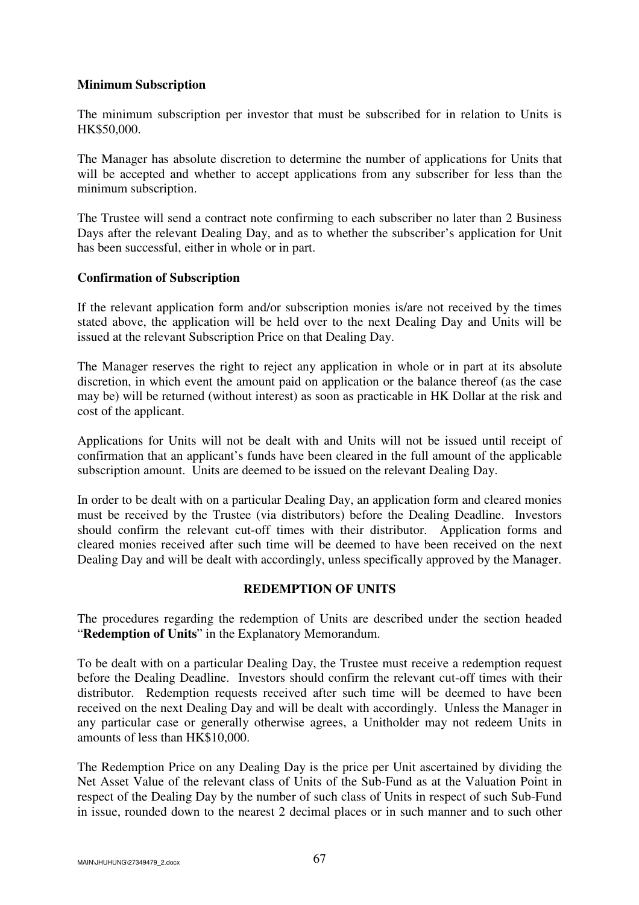**Minimum Subscription**

The minimum subscription per investor that must be subscribed for in relation to Units is HK$50,000.

The Manager has absolute discretion to determine the number of applications for Units that will be accepted and whether to accept applications from any subscriber for less than the minimum subscription.

The Trustee will send a contract note confirming to each subscriber no later than 2 Business Days after the relevant Dealing Day, and as to whether the subscriber's application for Unit has been successful, either in whole or in part.

**Confirmation of Subscription**

If the relevant application form and/or subscription monies is/are not received by the times stated above, the application will be held over to the next Dealing Day and Units will be issued at the relevant Subscription Price on that Dealing Day.

The Manager reserves the right to reject any application in whole or in part at its absolute discretion, in which event the amount paid on application or the balance thereof (as the case may be) will be returned (without interest) as soon as practicable in HK Dollar at the risk and cost of the applicant.

Applications for Units will not be dealt with and Units will not be issued until receipt of confirmation that an applicant's funds have been cleared in the full amount of the applicable subscription amount. Units are deemed to be issued on the relevant Dealing Day.

In order to be dealt with on a particular Dealing Day, an application form and cleared monies must be received by the Trustee (via distributors) before the Dealing Deadline. Investors should confirm the relevant cut-off times with their distributor. Application forms and cleared monies received after such time will be deemed to have been received on the next Dealing Day and will be dealt with accordingly, unless specifically approved by the Manager.

## REDEMPTION OF UNITS

The procedures regarding the redemption of Units are described under the section headed "**Redemption of Units**" in the Explanatory Memorandum.

To be dealt with on a particular Dealing Day, the Trustee must receive a redemption request before the Dealing Deadline. Investors should confirm the relevant cut-off times with their distributor. Redemption requests received after such time will be deemed to have been received on the next Dealing Day and will be dealt with accordingly. Unless the Manager in any particular case or generally otherwise agrees, a Unitholder may not redeem Units in amounts of less than HK$10,000.

The Redemption Price on any Dealing Day is the price per Unit ascertained by dividing the Net Asset Value of the relevant class of Units of the Sub-Fund as at the Valuation Point in respect of the Dealing Day by the number of such class of Units in respect of such Sub-Fund in issue, rounded down to the nearest 2 decimal places or in such manner and to such other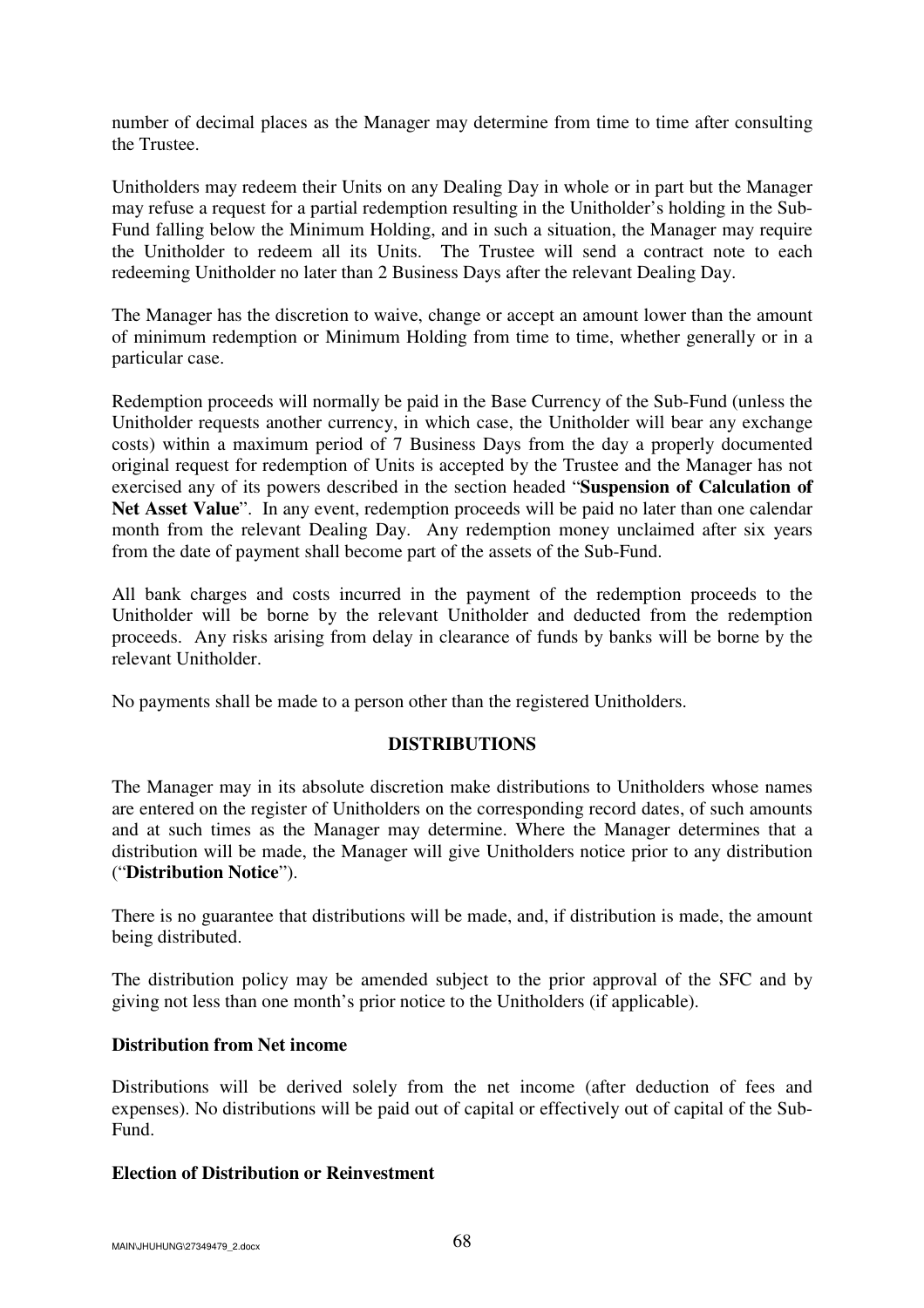number of decimal places as the Manager may determine from time to time after consulting the Trustee.

Unitholders may redeem their Units on any Dealing Day in whole or in part but the Manager may refuse a request for a partial redemption resulting in the Unitholder's holding in the Sub-Fund falling below the Minimum Holding, and in such a situation, the Manager may require the Unitholder to redeem all its Units. The Trustee will send a contract note to each redeeming Unitholder no later than 2 Business Days after the relevant Dealing Day.

The Manager has the discretion to waive, change or accept an amount lower than the amount of minimum redemption or Minimum Holding from time to time, whether generally or in a particular case.

Redemption proceeds will normally be paid in the Base Currency of the Sub-Fund (unless the Unitholder requests another currency, in which case, the Unitholder will bear any exchange costs) within a maximum period of 7 Business Days from the day a properly documented original request for redemption of Units is accepted by the Trustee and the Manager has not exercised any of its powers described in the section headed "**Suspension of Calculation of Net Asset Value**". In any event, redemption proceeds will be paid no later than one calendar month from the relevant Dealing Day. Any redemption money unclaimed after six years from the date of payment shall become part of the assets of the Sub-Fund.

All bank charges and costs incurred in the payment of the redemption proceeds to the Unitholder will be borne by the relevant Unitholder and deducted from the redemption proceeds. Any risks arising from delay in clearance of funds by banks will be borne by the relevant Unitholder.

No payments shall be made to a person other than the registered Unitholders.

## DISTRIBUTIONS

The Manager may in its absolute discretion make distributions to Unitholders whose names are entered on the register of Unitholders on the corresponding record dates, of such amounts and at such times as the Manager may determine. Where the Manager determines that a distribution will be made, the Manager will give Unitholders notice prior to any distribution ("**Distribution Notice**").

There is no guarantee that distributions will be made, and, if distribution is made, the amount being distributed.

The distribution policy may be amended subject to the prior approval of the SFC and by giving not less than one month's prior notice to the Unitholders (if applicable).

### Distribution from Net income

Distributions will be derived solely from the net income (after deduction of fees and expenses). No distributions will be paid out of capital or effectively out of capital of the Sub-Fund.

### Election of Distribution or Reinvestment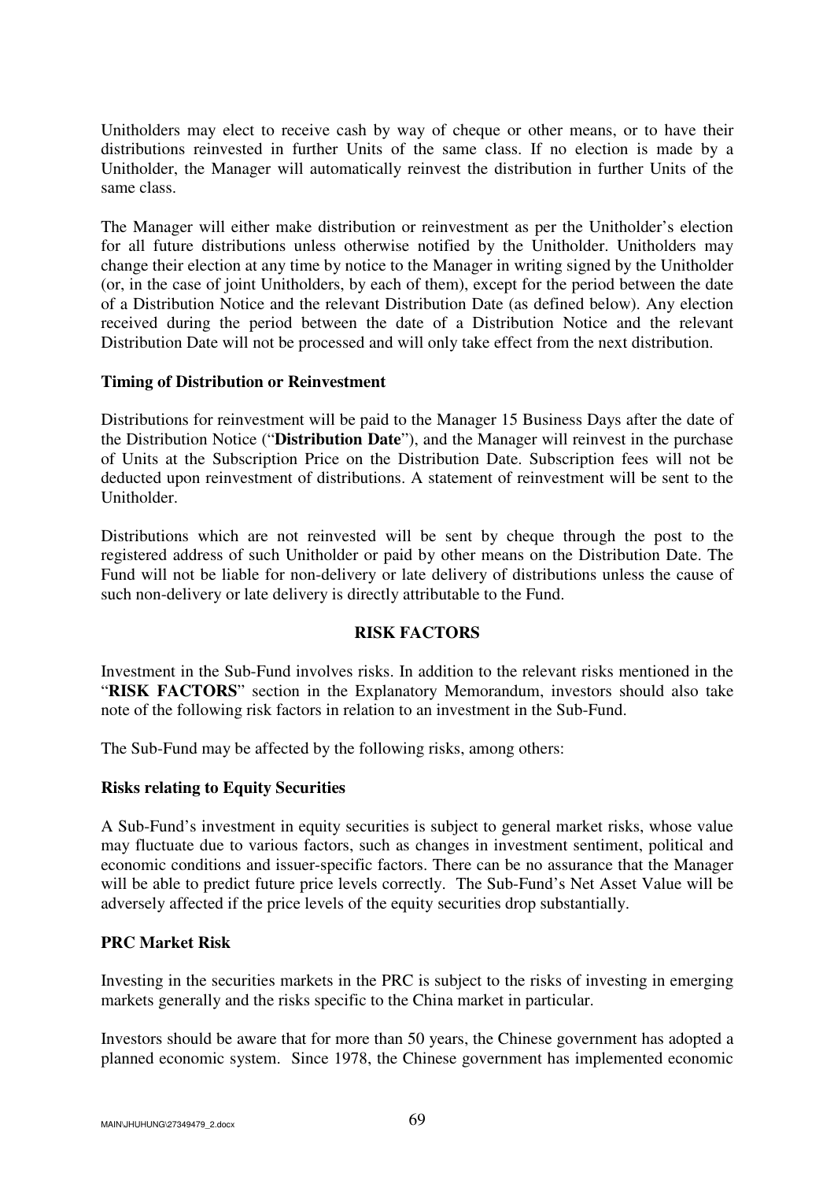Unitholders may elect to receive cash by way of cheque or other means, or to have their distributions reinvested in further Units of the same class. If no election is made by a Unitholder, the Manager will automatically reinvest the distribution in further Units of the same class.

The Manager will either make distribution or reinvestment as per the Unitholder's election for all future distributions unless otherwise notified by the Unitholder. Unitholders may change their election at any time by notice to the Manager in writing signed by the Unitholder (or, in the case of joint Unitholders, by each of them), except for the period between the date of a Distribution Notice and the relevant Distribution Date (as defined below). Any election received during the period between the date of a Distribution Notice and the relevant Distribution Date will not be processed and will only take effect from the next distribution.

**Timing of Distribution or Reinvestment**

Distributions for reinvestment will be paid to the Manager 15 Business Days after the date of the Distribution Notice ("**Distribution Date**"), and the Manager will reinvest in the purchase of Units at the Subscription Price on the Distribution Date. Subscription fees will not be deducted upon reinvestment of distributions. A statement of reinvestment will be sent to the Unitholder.

Distributions which are not reinvested will be sent by cheque through the post to the registered address of such Unitholder or paid by other means on the Distribution Date. The Fund will not be liable for non-delivery or late delivery of distributions unless the cause of such non-delivery or late delivery is directly attributable to the Fund.

## RISK FACTORS

Investment in the Sub-Fund involves risks. In addition to the relevant risks mentioned in the "**RISK FACTORS**" section in the Explanatory Memorandum, investors should also take note of the following risk factors in relation to an investment in the Sub-Fund.

The Sub-Fund may be affected by the following risks, among others:

**Risks relating to Equity Securities**

A Sub-Fund's investment in equity securities is subject to general market risks, whose value may fluctuate due to various factors, such as changes in investment sentiment, political and economic conditions and issuer-specific factors. There can be no assurance that the Manager will be able to predict future price levels correctly. The Sub-Fund's Net Asset Value will be adversely affected if the price levels of the equity securities drop substantially.

**PRC Market Risk**

Investing in the securities markets in the PRC is subject to the risks of investing in emerging markets generally and the risks specific to the China market in particular.

Investors should be aware that for more than 50 years, the Chinese government has adopted a planned economic system. Since 1978, the Chinese government has implemented economic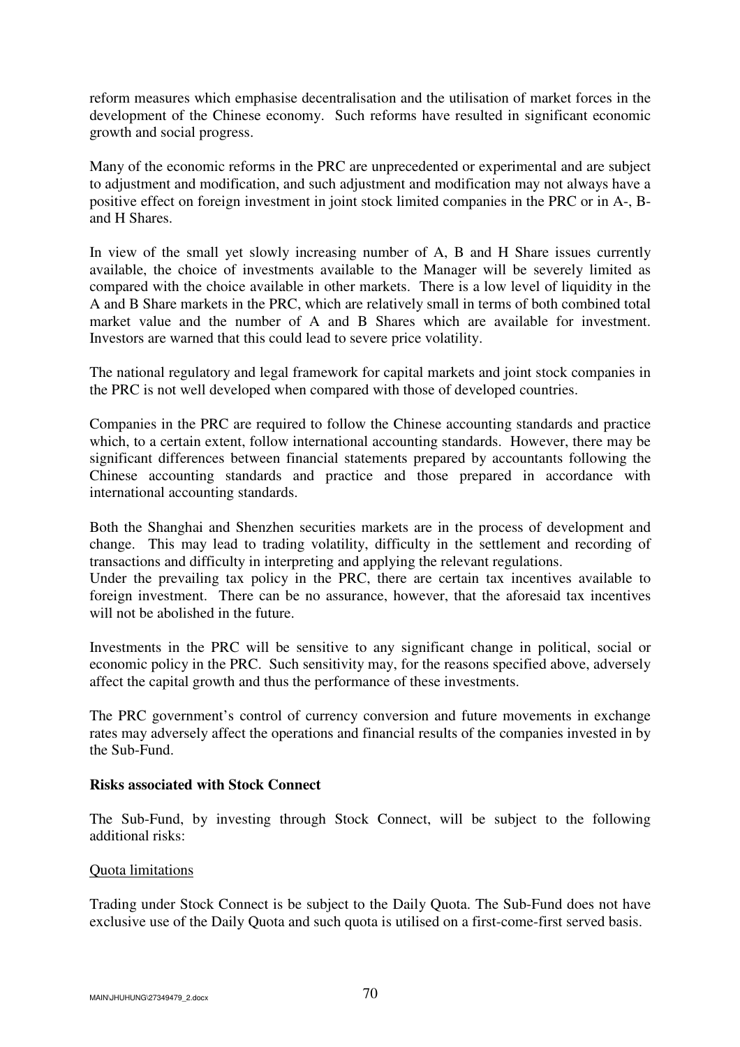reform measures which emphasise decentralisation and the utilisation of market forces in the development of the Chinese economy. Such reforms have resulted in significant economic growth and social progress.

Many of the economic reforms in the PRC are unprecedented or experimental and are subject to adjustment and modification, and such adjustment and modification may not always have a positive effect on foreign investment in joint stock limited companies in the PRC or in A-, B- and H Shares.

In view of the small yet slowly increasing number of A, B and H Share issues currently available, the choice of investments available to the Manager will be severely limited as compared with the choice available in other markets. There is a low level of liquidity in the A and B Share markets in the PRC, which are relatively small in terms of both combined total market value and the number of A and B Shares which are available for investment. Investors are warned that this could lead to severe price volatility.

The national regulatory and legal framework for capital markets and joint stock companies in the PRC is not well developed when compared with those of developed countries.

Companies in the PRC are required to follow the Chinese accounting standards and practice which, to a certain extent, follow international accounting standards. However, there may be significant differences between financial statements prepared by accountants following the Chinese accounting standards and practice and those prepared in accordance with international accounting standards.

Both the Shanghai and Shenzhen securities markets are in the process of development and change. This may lead to trading volatility, difficulty in the settlement and recording of transactions and difficulty in interpreting and applying the relevant regulations.

Under the prevailing tax policy in the PRC, there are certain tax incentives available to foreign investment. There can be no assurance, however, that the aforesaid tax incentives will not be abolished in the future.

Investments in the PRC will be sensitive to any significant change in political, social or economic policy in the PRC. Such sensitivity may, for the reasons specified above, adversely affect the capital growth and thus the performance of these investments.

The PRC government's control of currency conversion and future movements in exchange rates may adversely affect the operations and financial results of the companies invested in by the Sub-Fund.

**Risks associated with Stock Connect**

The Sub-Fund, by investing through Stock Connect, will be subject to the following additional risks:

Quota limitations

Trading under Stock Connect is be subject to the Daily Quota. The Sub-Fund does not have exclusive use of the Daily Quota and such quota is utilised on a first-come-first served basis.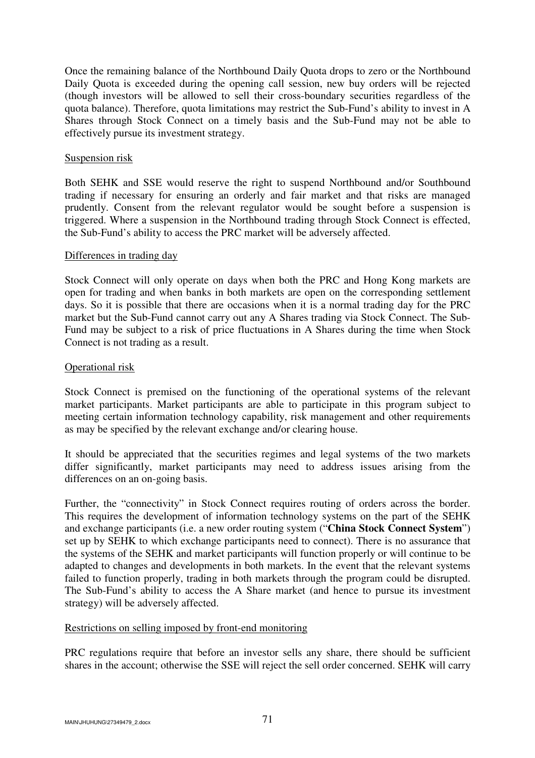Once the remaining balance of the Northbound Daily Quota drops to zero or the Northbound Daily Quota is exceeded during the opening call session, new buy orders will be rejected (though investors will be allowed to sell their cross-boundary securities regardless of the quota balance). Therefore, quota limitations may restrict the Sub-Fund's ability to invest in A Shares through Stock Connect on a timely basis and the Sub-Fund may not be able to effectively pursue its investment strategy.

Suspension risk

Both SEHK and SSE would reserve the right to suspend Northbound and/or Southbound trading if necessary for ensuring an orderly and fair market and that risks are managed prudently. Consent from the relevant regulator would be sought before a suspension is triggered. Where a suspension in the Northbound trading through Stock Connect is effected, the Sub-Fund's ability to access the PRC market will be adversely affected.

Differences in trading day

Stock Connect will only operate on days when both the PRC and Hong Kong markets are open for trading and when banks in both markets are open on the corresponding settlement days. So it is possible that there are occasions when it is a normal trading day for the PRC market but the Sub-Fund cannot carry out any A Shares trading via Stock Connect. The Sub-Fund may be subject to a risk of price fluctuations in A Shares during the time when Stock Connect is not trading as a result.

Operational risk

Stock Connect is premised on the functioning of the operational systems of the relevant market participants. Market participants are able to participate in this program subject to meeting certain information technology capability, risk management and other requirements as may be specified by the relevant exchange and/or clearing house.

It should be appreciated that the securities regimes and legal systems of the two markets differ significantly, market participants may need to address issues arising from the differences on an on-going basis.

Further, the "connectivity" in Stock Connect requires routing of orders across the border. This requires the development of information technology systems on the part of the SEHK and exchange participants (i.e. a new order routing system ("**China Stock Connect System**") set up by SEHK to which exchange participants need to connect). There is no assurance that the systems of the SEHK and market participants will function properly or will continue to be adapted to changes and developments in both markets. In the event that the relevant systems failed to function properly, trading in both markets through the program could be disrupted. The Sub-Fund's ability to access the A Share market (and hence to pursue its investment strategy) will be adversely affected.

Restrictions on selling imposed by front-end monitoring

PRC regulations require that before an investor sells any share, there should be sufficient shares in the account; otherwise the SSE will reject the sell order concerned. SEHK will carry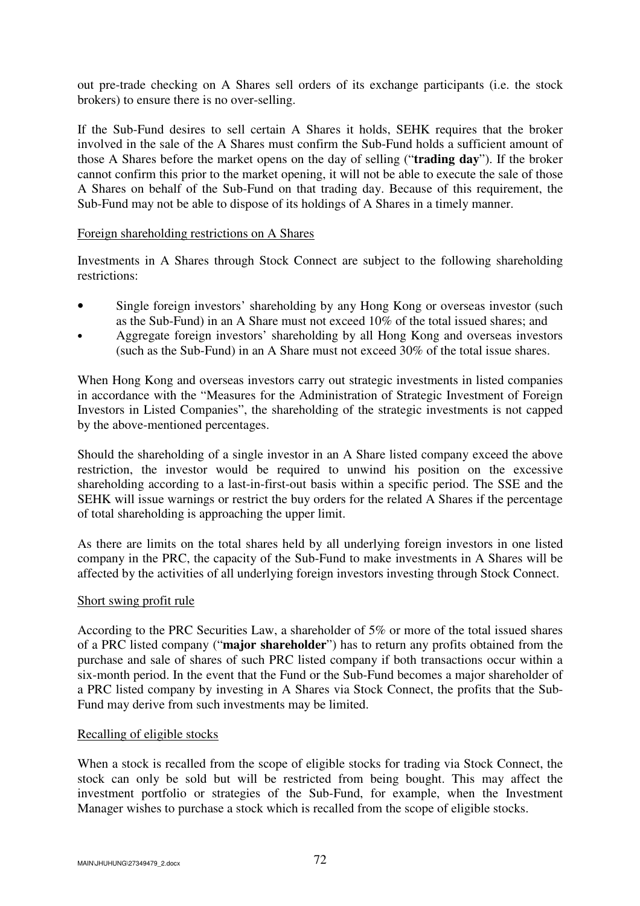out pre-trade checking on A Shares sell orders of its exchange participants (i.e. the stock brokers) to ensure there is no over-selling.

If the Sub-Fund desires to sell certain A Shares it holds, SEHK requires that the broker involved in the sale of the A Shares must confirm the Sub-Fund holds a sufficient amount of those A Shares before the market opens on the day of selling ("**trading day**"). If the broker cannot confirm this prior to the market opening, it will not be able to execute the sale of those A Shares on behalf of the Sub-Fund on that trading day. Because of this requirement, the Sub-Fund may not be able to dispose of its holdings of A Shares in a timely manner.

Foreign shareholding restrictions on A Shares

Investments in A Shares through Stock Connect are subject to the following shareholding restrictions:

- Single foreign investors' shareholding by any Hong Kong or overseas investor (such as the Sub-Fund) in an A Share must not exceed 10% of the total issued shares; and
- Aggregate foreign investors' shareholding by all Hong Kong and overseas investors (such as the Sub-Fund) in an A Share must not exceed 30% of the total issue shares.

When Hong Kong and overseas investors carry out strategic investments in listed companies in accordance with the "Measures for the Administration of Strategic Investment of Foreign Investors in Listed Companies", the shareholding of the strategic investments is not capped by the above-mentioned percentages.

Should the shareholding of a single investor in an A Share listed company exceed the above restriction, the investor would be required to unwind his position on the excessive shareholding according to a last-in-first-out basis within a specific period. The SSE and the SEHK will issue warnings or restrict the buy orders for the related A Shares if the percentage of total shareholding is approaching the upper limit.

As there are limits on the total shares held by all underlying foreign investors in one listed company in the PRC, the capacity of the Sub-Fund to make investments in A Shares will be affected by the activities of all underlying foreign investors investing through Stock Connect.

Short swing profit rule

According to the PRC Securities Law, a shareholder of 5% or more of the total issued shares of a PRC listed company ("**major shareholder**") has to return any profits obtained from the purchase and sale of shares of such PRC listed company if both transactions occur within a six-month period. In the event that the Fund or the Sub-Fund becomes a major shareholder of a PRC listed company by investing in A Shares via Stock Connect, the profits that the Sub-Fund may derive from such investments may be limited.

Recalling of eligible stocks

When a stock is recalled from the scope of eligible stocks for trading via Stock Connect, the stock can only be sold but will be restricted from being bought. This may affect the investment portfolio or strategies of the Sub-Fund, for example, when the Investment Manager wishes to purchase a stock which is recalled from the scope of eligible stocks.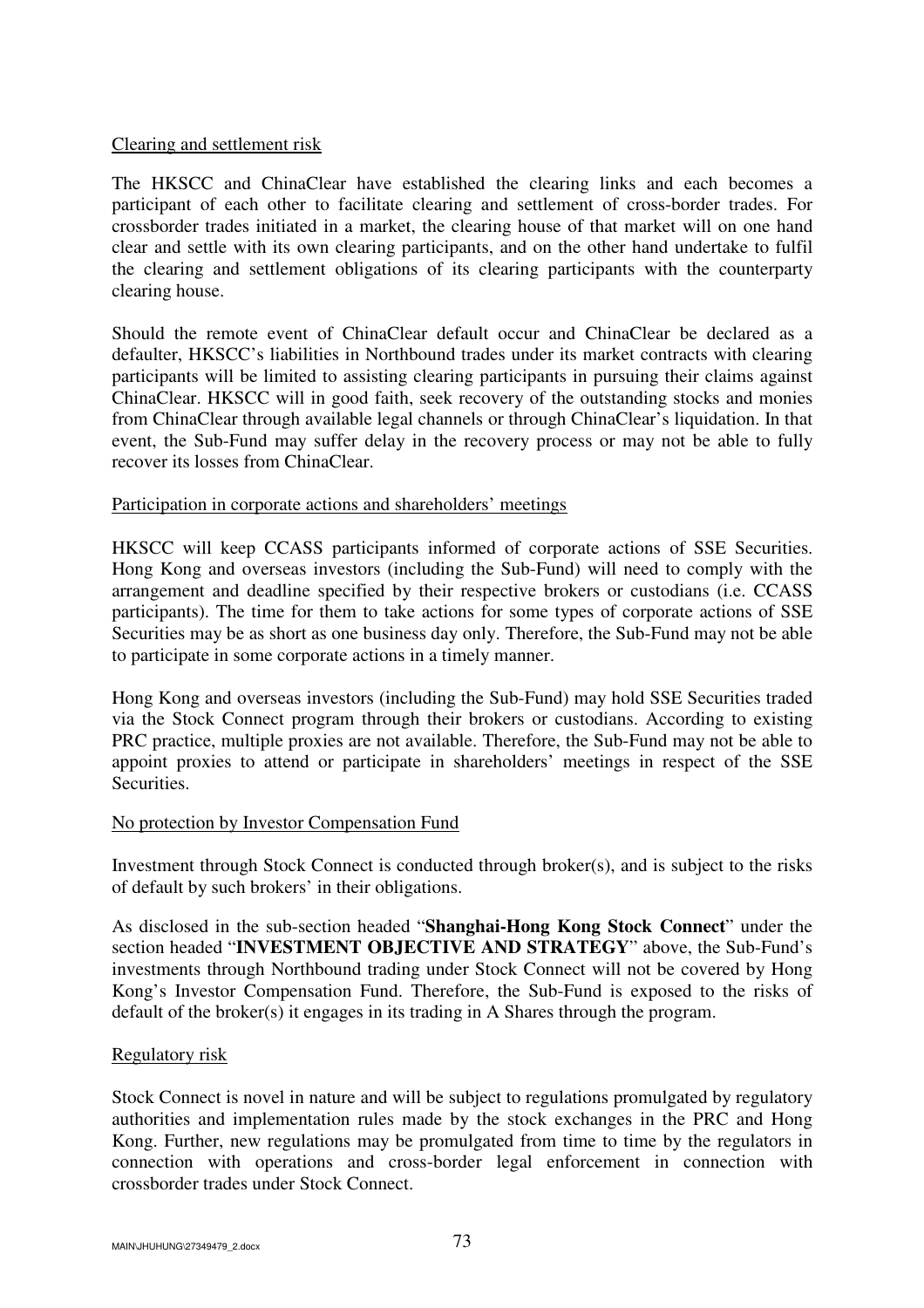Clearing and settlement risk

The HKSCC and ChinaClear have established the clearing links and each becomes a participant of each other to facilitate clearing and settlement of cross-border trades. For crossborder trades initiated in a market, the clearing house of that market will on one hand clear and settle with its own clearing participants, and on the other hand undertake to fulfil the clearing and settlement obligations of its clearing participants with the counterparty clearing house.

Should the remote event of ChinaClear default occur and ChinaClear be declared as a defaulter, HKSCC's liabilities in Northbound trades under its market contracts with clearing participants will be limited to assisting clearing participants in pursuing their claims against ChinaClear. HKSCC will in good faith, seek recovery of the outstanding stocks and monies from ChinaClear through available legal channels or through ChinaClear's liquidation. In that event, the Sub-Fund may suffer delay in the recovery process or may not be able to fully recover its losses from ChinaClear.

Participation in corporate actions and shareholders' meetings

HKSCC will keep CCASS participants informed of corporate actions of SSE Securities. Hong Kong and overseas investors (including the Sub-Fund) will need to comply with the arrangement and deadline specified by their respective brokers or custodians (i.e. CCASS participants). The time for them to take actions for some types of corporate actions of SSE Securities may be as short as one business day only. Therefore, the Sub-Fund may not be able to participate in some corporate actions in a timely manner.

Hong Kong and overseas investors (including the Sub-Fund) may hold SSE Securities traded via the Stock Connect program through their brokers or custodians. According to existing PRC practice, multiple proxies are not available. Therefore, the Sub-Fund may not be able to appoint proxies to attend or participate in shareholders' meetings in respect of the SSE Securities.

No protection by Investor Compensation Fund

Investment through Stock Connect is conducted through broker(s), and is subject to the risks of default by such brokers' in their obligations.

As disclosed in the sub-section headed "**Shanghai-Hong Kong Stock Connect**" under the section headed "**INVESTMENT OBJECTIVE AND STRATEGY**" above, the Sub-Fund's investments through Northbound trading under Stock Connect will not be covered by Hong Kong's Investor Compensation Fund. Therefore, the Sub-Fund is exposed to the risks of default of the broker(s) it engages in its trading in A Shares through the program.

Regulatory risk

Stock Connect is novel in nature and will be subject to regulations promulgated by regulatory authorities and implementation rules made by the stock exchanges in the PRC and Hong Kong. Further, new regulations may be promulgated from time to time by the regulators in connection with operations and cross-border legal enforcement in connection with crossborder trades under Stock Connect.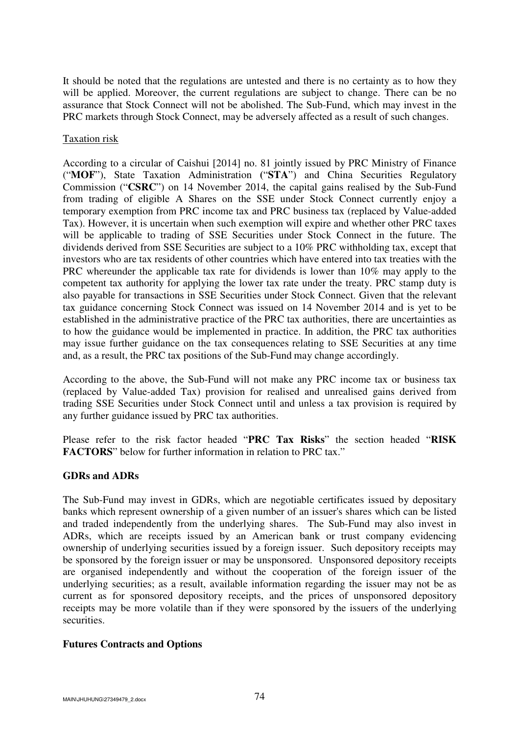It should be noted that the regulations are untested and there is no certainty as to how they will be applied. Moreover, the current regulations are subject to change. There can be no assurance that Stock Connect will not be abolished. The Sub-Fund, which may invest in the PRC markets through Stock Connect, may be adversely affected as a result of such changes.

Taxation risk

According to a circular of Caishui [2014] no. 81 jointly issued by PRC Ministry of Finance ("**MOF**"), State Taxation Administration ("**STA**") and China Securities Regulatory Commission ("**CSRC**") on 14 November 2014, the capital gains realised by the Sub-Fund from trading of eligible A Shares on the SSE under Stock Connect currently enjoy a temporary exemption from PRC income tax and PRC business tax (replaced by Value-added Tax). However, it is uncertain when such exemption will expire and whether other PRC taxes will be applicable to trading of SSE Securities under Stock Connect in the future. The dividends derived from SSE Securities are subject to a 10% PRC withholding tax, except that investors who are tax residents of other countries which have entered into tax treaties with the PRC whereunder the applicable tax rate for dividends is lower than 10% may apply to the competent tax authority for applying the lower tax rate under the treaty. PRC stamp duty is also payable for transactions in SSE Securities under Stock Connect. Given that the relevant tax guidance concerning Stock Connect was issued on 14 November 2014 and is yet to be established in the administrative practice of the PRC tax authorities, there are uncertainties as to how the guidance would be implemented in practice. In addition, the PRC tax authorities may issue further guidance on the tax consequences relating to SSE Securities at any time and, as a result, the PRC tax positions of the Sub-Fund may change accordingly.

According to the above, the Sub-Fund will not make any PRC income tax or business tax (replaced by Value-added Tax) provision for realised and unrealised gains derived from trading SSE Securities under Stock Connect until and unless a tax provision is required by any further guidance issued by PRC tax authorities.

Please refer to the risk factor headed "**PRC Tax Risks**" the section headed "**RISK FACTORS**" below for further information in relation to PRC tax."

**GDRs and ADRs**

The Sub-Fund may invest in GDRs, which are negotiable certificates issued by depositary banks which represent ownership of a given number of an issuer's shares which can be listed and traded independently from the underlying shares. The Sub-Fund may also invest in ADRs, which are receipts issued by an American bank or trust company evidencing ownership of underlying securities issued by a foreign issuer. Such depository receipts may be sponsored by the foreign issuer or may be unsponsored. Unsponsored depository receipts are organised independently and without the cooperation of the foreign issuer of the underlying securities; as a result, available information regarding the issuer may not be as current as for sponsored depository receipts, and the prices of unsponsored depository receipts may be more volatile than if they were sponsored by the issuers of the underlying securities.

**Futures Contracts and Options**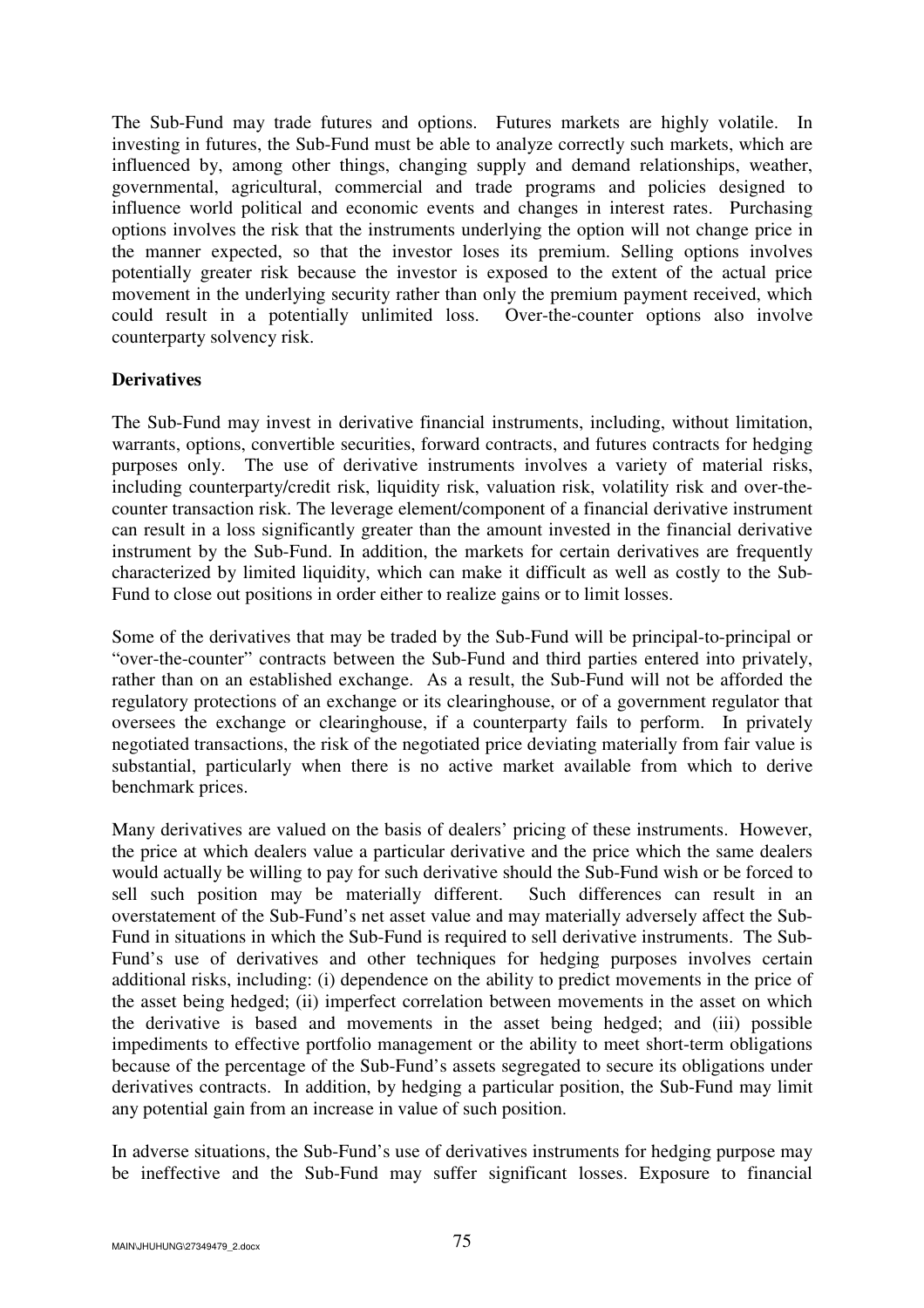The Sub-Fund may trade futures and options. Futures markets are highly volatile. In investing in futures, the Sub-Fund must be able to analyze correctly such markets, which are influenced by, among other things, changing supply and demand relationships, weather, governmental, agricultural, commercial and trade programs and policies designed to influence world political and economic events and changes in interest rates. Purchasing options involves the risk that the instruments underlying the option will not change price in the manner expected, so that the investor loses its premium. Selling options involves potentially greater risk because the investor is exposed to the extent of the actual price movement in the underlying security rather than only the premium payment received, which could result in a potentially unlimited loss. Over-the-counter options also involve counterparty solvency risk.

**Derivatives**

The Sub-Fund may invest in derivative financial instruments, including, without limitation, warrants, options, convertible securities, forward contracts, and futures contracts for hedging purposes only. The use of derivative instruments involves a variety of material risks, including counterparty/credit risk, liquidity risk, valuation risk, volatility risk and over-the-counter transaction risk. The leverage element/component of a financial derivative instrument can result in a loss significantly greater than the amount invested in the financial derivative instrument by the Sub-Fund. In addition, the markets for certain derivatives are frequently characterized by limited liquidity, which can make it difficult as well as costly to the Sub-Fund to close out positions in order either to realize gains or to limit losses.

Some of the derivatives that may be traded by the Sub-Fund will be principal-to-principal or "over-the-counter" contracts between the Sub-Fund and third parties entered into privately, rather than on an established exchange. As a result, the Sub-Fund will not be afforded the regulatory protections of an exchange or its clearinghouse, or of a government regulator that oversees the exchange or clearinghouse, if a counterparty fails to perform. In privately negotiated transactions, the risk of the negotiated price deviating materially from fair value is substantial, particularly when there is no active market available from which to derive benchmark prices.

Many derivatives are valued on the basis of dealers' pricing of these instruments. However, the price at which dealers value a particular derivative and the price which the same dealers would actually be willing to pay for such derivative should the Sub-Fund wish or be forced to sell such position may be materially different. Such differences can result in an overstatement of the Sub-Fund's net asset value and may materially adversely affect the Sub-Fund in situations in which the Sub-Fund is required to sell derivative instruments. The Sub-Fund's use of derivatives and other techniques for hedging purposes involves certain additional risks, including: (i) dependence on the ability to predict movements in the price of the asset being hedged; (ii) imperfect correlation between movements in the asset on which the derivative is based and movements in the asset being hedged; and (iii) possible impediments to effective portfolio management or the ability to meet short-term obligations because of the percentage of the Sub-Fund's assets segregated to secure its obligations under derivatives contracts. In addition, by hedging a particular position, the Sub-Fund may limit any potential gain from an increase in value of such position.

In adverse situations, the Sub-Fund's use of derivatives instruments for hedging purpose may be ineffective and the Sub-Fund may suffer significant losses. Exposure to financial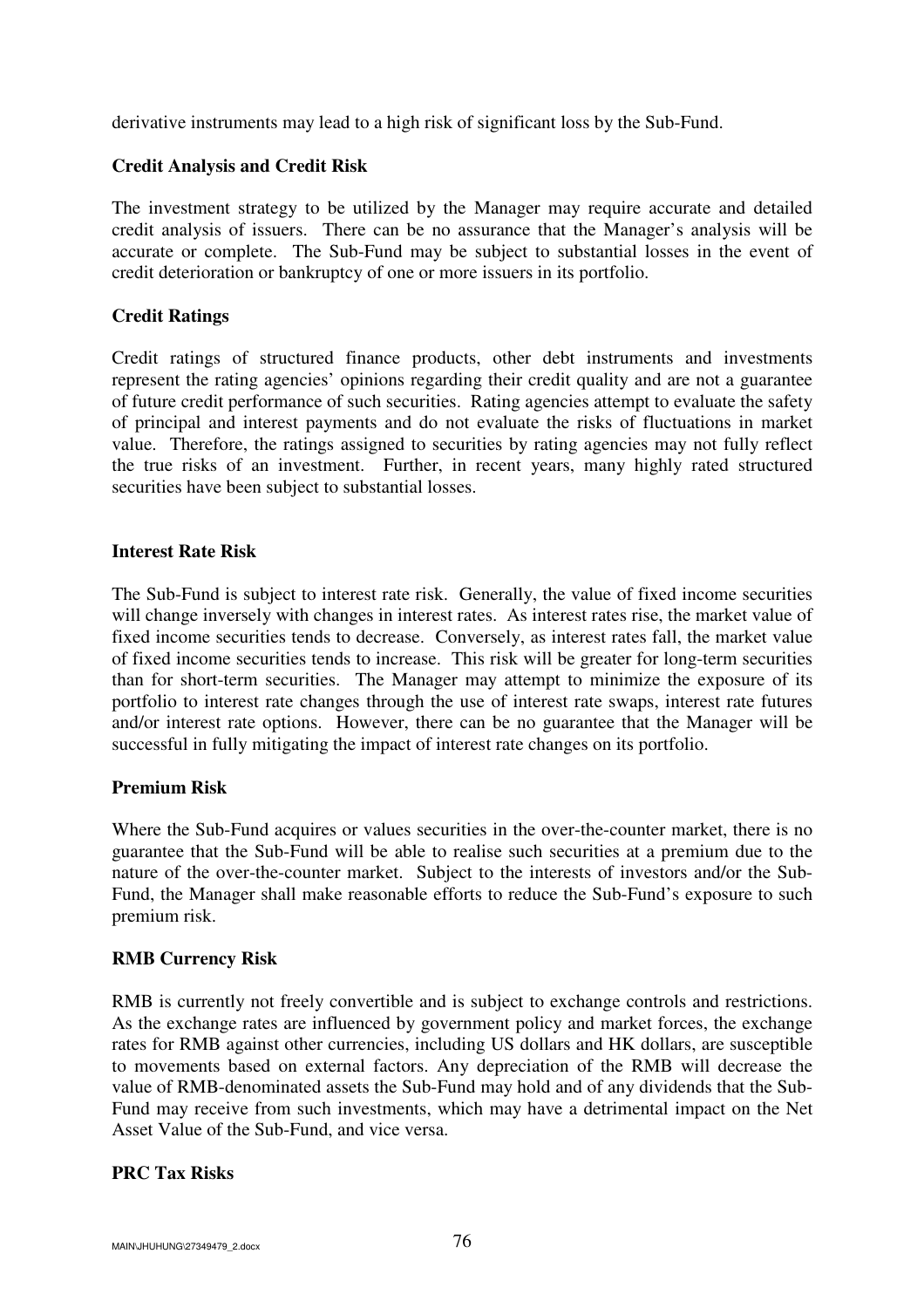derivative instruments may lead to a high risk of significant loss by the Sub-Fund.

**Credit Analysis and Credit Risk**

The investment strategy to be utilized by the Manager may require accurate and detailed credit analysis of issuers. There can be no assurance that the Manager's analysis will be accurate or complete. The Sub-Fund may be subject to substantial losses in the event of credit deterioration or bankruptcy of one or more issuers in its portfolio.

**Credit Ratings**

Credit ratings of structured finance products, other debt instruments and investments represent the rating agencies' opinions regarding their credit quality and are not a guarantee of future credit performance of such securities. Rating agencies attempt to evaluate the safety of principal and interest payments and do not evaluate the risks of fluctuations in market value. Therefore, the ratings assigned to securities by rating agencies may not fully reflect the true risks of an investment. Further, in recent years, many highly rated structured securities have been subject to substantial losses.

**Interest Rate Risk**

The Sub-Fund is subject to interest rate risk. Generally, the value of fixed income securities will change inversely with changes in interest rates. As interest rates rise, the market value of fixed income securities tends to decrease. Conversely, as interest rates fall, the market value of fixed income securities tends to increase. This risk will be greater for long-term securities than for short-term securities. The Manager may attempt to minimize the exposure of its portfolio to interest rate changes through the use of interest rate swaps, interest rate futures and/or interest rate options. However, there can be no guarantee that the Manager will be successful in fully mitigating the impact of interest rate changes on its portfolio.

**Premium Risk**

Where the Sub-Fund acquires or values securities in the over-the-counter market, there is no guarantee that the Sub-Fund will be able to realise such securities at a premium due to the nature of the over-the-counter market. Subject to the interests of investors and/or the Sub-Fund, the Manager shall make reasonable efforts to reduce the Sub-Fund's exposure to such premium risk.

**RMB Currency Risk**

RMB is currently not freely convertible and is subject to exchange controls and restrictions. As the exchange rates are influenced by government policy and market forces, the exchange rates for RMB against other currencies, including US dollars and HK dollars, are susceptible to movements based on external factors. Any depreciation of the RMB will decrease the value of RMB-denominated assets the Sub-Fund may hold and of any dividends that the Sub-Fund may receive from such investments, which may have a detrimental impact on the Net Asset Value of the Sub-Fund, and vice versa.

**PRC Tax Risks**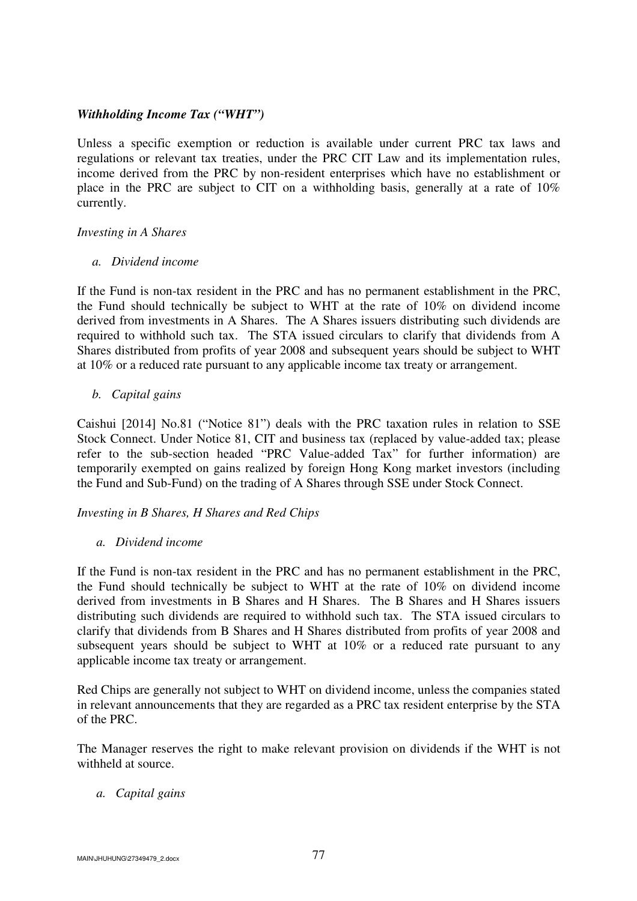***Withholding Income Tax ("WHT")***

Unless a specific exemption or reduction is available under current PRC tax laws and regulations or relevant tax treaties, under the PRC CIT Law and its implementation rules, income derived from the PRC by non-resident enterprises which have no establishment or place in the PRC are subject to CIT on a withholding basis, generally at a rate of 10% currently.

*Investing in A Shares*

*a. Dividend income*

If the Fund is non-tax resident in the PRC and has no permanent establishment in the PRC, the Fund should technically be subject to WHT at the rate of 10% on dividend income derived from investments in A Shares. The A Shares issuers distributing such dividends are required to withhold such tax. The STA issued circulars to clarify that dividends from A Shares distributed from profits of year 2008 and subsequent years should be subject to WHT at 10% or a reduced rate pursuant to any applicable income tax treaty or arrangement.

*b. Capital gains*

Caishui [2014] No.81 ("Notice 81") deals with the PRC taxation rules in relation to SSE Stock Connect. Under Notice 81, CIT and business tax (replaced by value-added tax; please refer to the sub-section headed "PRC Value-added Tax" for further information) are temporarily exempted on gains realized by foreign Hong Kong market investors (including the Fund and Sub-Fund) on the trading of A Shares through SSE under Stock Connect.

*Investing in B Shares, H Shares and Red Chips*

*a. Dividend income*

If the Fund is non-tax resident in the PRC and has no permanent establishment in the PRC, the Fund should technically be subject to WHT at the rate of 10% on dividend income derived from investments in B Shares and H Shares. The B Shares and H Shares issuers distributing such dividends are required to withhold such tax. The STA issued circulars to clarify that dividends from B Shares and H Shares distributed from profits of year 2008 and subsequent years should be subject to WHT at 10% or a reduced rate pursuant to any applicable income tax treaty or arrangement.

Red Chips are generally not subject to WHT on dividend income, unless the companies stated in relevant announcements that they are regarded as a PRC tax resident enterprise by the STA of the PRC.

The Manager reserves the right to make relevant provision on dividends if the WHT is not withheld at source.

*a. Capital gains*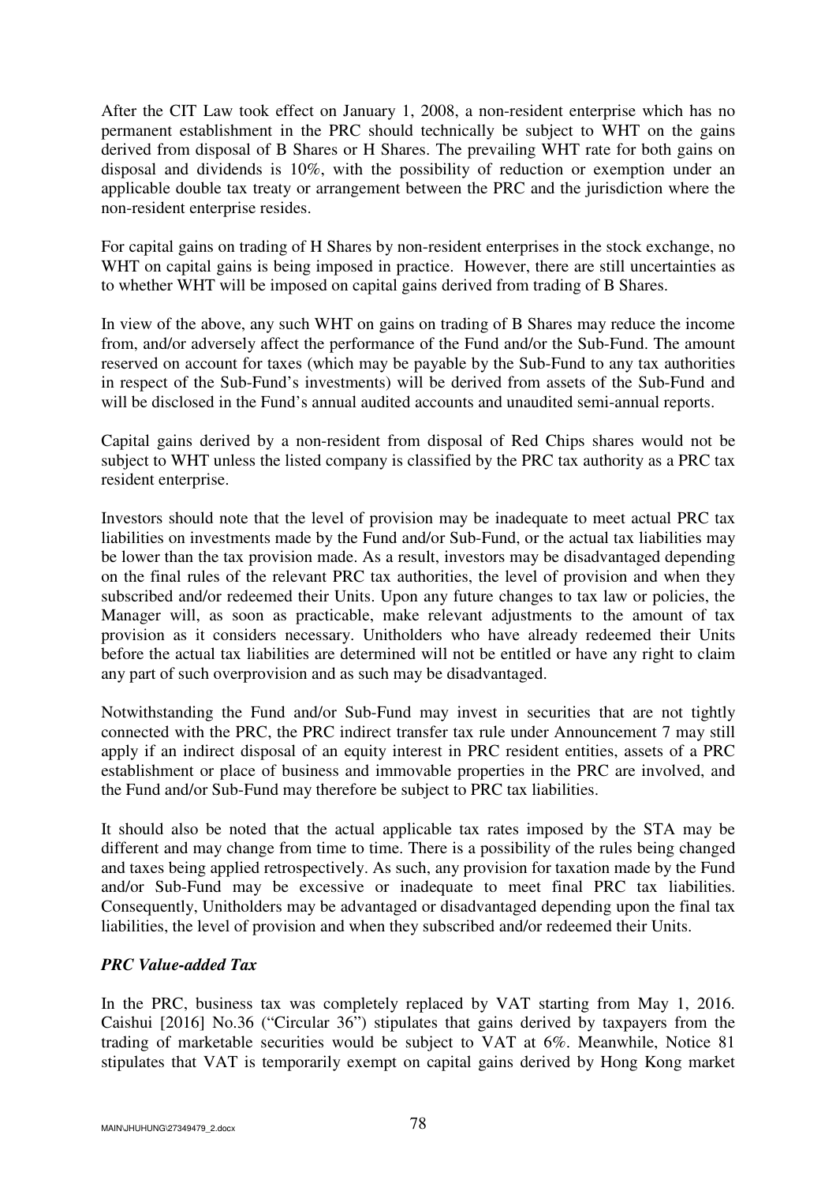After the CIT Law took effect on January 1, 2008, a non-resident enterprise which has no permanent establishment in the PRC should technically be subject to WHT on the gains derived from disposal of B Shares or H Shares. The prevailing WHT rate for both gains on disposal and dividends is 10%, with the possibility of reduction or exemption under an applicable double tax treaty or arrangement between the PRC and the jurisdiction where the non-resident enterprise resides.

For capital gains on trading of H Shares by non-resident enterprises in the stock exchange, no WHT on capital gains is being imposed in practice. However, there are still uncertainties as to whether WHT will be imposed on capital gains derived from trading of B Shares.

In view of the above, any such WHT on gains on trading of B Shares may reduce the income from, and/or adversely affect the performance of the Fund and/or the Sub-Fund. The amount reserved on account for taxes (which may be payable by the Sub-Fund to any tax authorities in respect of the Sub-Fund's investments) will be derived from assets of the Sub-Fund and will be disclosed in the Fund's annual audited accounts and unaudited semi-annual reports.

Capital gains derived by a non-resident from disposal of Red Chips shares would not be subject to WHT unless the listed company is classified by the PRC tax authority as a PRC tax resident enterprise.

Investors should note that the level of provision may be inadequate to meet actual PRC tax liabilities on investments made by the Fund and/or Sub-Fund, or the actual tax liabilities may be lower than the tax provision made. As a result, investors may be disadvantaged depending on the final rules of the relevant PRC tax authorities, the level of provision and when they subscribed and/or redeemed their Units. Upon any future changes to tax law or policies, the Manager will, as soon as practicable, make relevant adjustments to the amount of tax provision as it considers necessary. Unitholders who have already redeemed their Units before the actual tax liabilities are determined will not be entitled or have any right to claim any part of such overprovision and as such may be disadvantaged.

Notwithstanding the Fund and/or Sub-Fund may invest in securities that are not tightly connected with the PRC, the PRC indirect transfer tax rule under Announcement 7 may still apply if an indirect disposal of an equity interest in PRC resident entities, assets of a PRC establishment or place of business and immovable properties in the PRC are involved, and the Fund and/or Sub-Fund may therefore be subject to PRC tax liabilities.

It should also be noted that the actual applicable tax rates imposed by the STA may be different and may change from time to time. There is a possibility of the rules being changed and taxes being applied retrospectively. As such, any provision for taxation made by the Fund and/or Sub-Fund may be excessive or inadequate to meet final PRC tax liabilities. Consequently, Unitholders may be advantaged or disadvantaged depending upon the final tax liabilities, the level of provision and when they subscribed and/or redeemed their Units.

***PRC Value-added Tax***

In the PRC, business tax was completely replaced by VAT starting from May 1, 2016. Caishui [2016] No.36 ("Circular 36") stipulates that gains derived by taxpayers from the trading of marketable securities would be subject to VAT at 6%. Meanwhile, Notice 81 stipulates that VAT is temporarily exempt on capital gains derived by Hong Kong market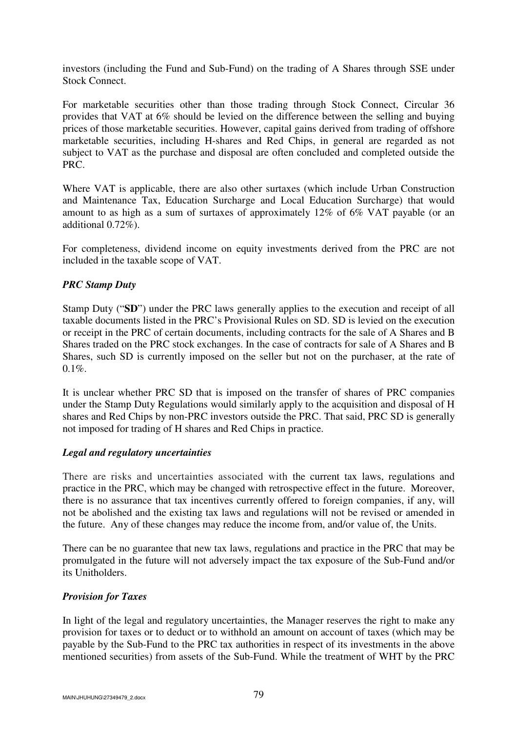investors (including the Fund and Sub-Fund) on the trading of A Shares through SSE under Stock Connect.

For marketable securities other than those trading through Stock Connect, Circular 36 provides that VAT at 6% should be levied on the difference between the selling and buying prices of those marketable securities. However, capital gains derived from trading of offshore marketable securities, including H-shares and Red Chips, in general are regarded as not subject to VAT as the purchase and disposal are often concluded and completed outside the PRC.

Where VAT is applicable, there are also other surtaxes (which include Urban Construction and Maintenance Tax, Education Surcharge and Local Education Surcharge) that would amount to as high as a sum of surtaxes of approximately 12% of 6% VAT payable (or an additional 0.72%).

For completeness, dividend income on equity investments derived from the PRC are not included in the taxable scope of VAT.

***PRC Stamp Duty***

Stamp Duty ("**SD**") under the PRC laws generally applies to the execution and receipt of all taxable documents listed in the PRC's Provisional Rules on SD. SD is levied on the execution or receipt in the PRC of certain documents, including contracts for the sale of A Shares and B Shares traded on the PRC stock exchanges. In the case of contracts for sale of A Shares and B Shares, such SD is currently imposed on the seller but not on the purchaser, at the rate of 0.1%.

It is unclear whether PRC SD that is imposed on the transfer of shares of PRC companies under the Stamp Duty Regulations would similarly apply to the acquisition and disposal of H shares and Red Chips by non-PRC investors outside the PRC. That said, PRC SD is generally not imposed for trading of H shares and Red Chips in practice.

***Legal and regulatory uncertainties***

There are risks and uncertainties associated with the current tax laws, regulations and practice in the PRC, which may be changed with retrospective effect in the future. Moreover, there is no assurance that tax incentives currently offered to foreign companies, if any, will not be abolished and the existing tax laws and regulations will not be revised or amended in the future. Any of these changes may reduce the income from, and/or value of, the Units.

There can be no guarantee that new tax laws, regulations and practice in the PRC that may be promulgated in the future will not adversely impact the tax exposure of the Sub-Fund and/or its Unitholders.

***Provision for Taxes***

In light of the legal and regulatory uncertainties, the Manager reserves the right to make any provision for taxes or to deduct or to withhold an amount on account of taxes (which may be payable by the Sub-Fund to the PRC tax authorities in respect of its investments in the above mentioned securities) from assets of the Sub-Fund. While the treatment of WHT by the PRC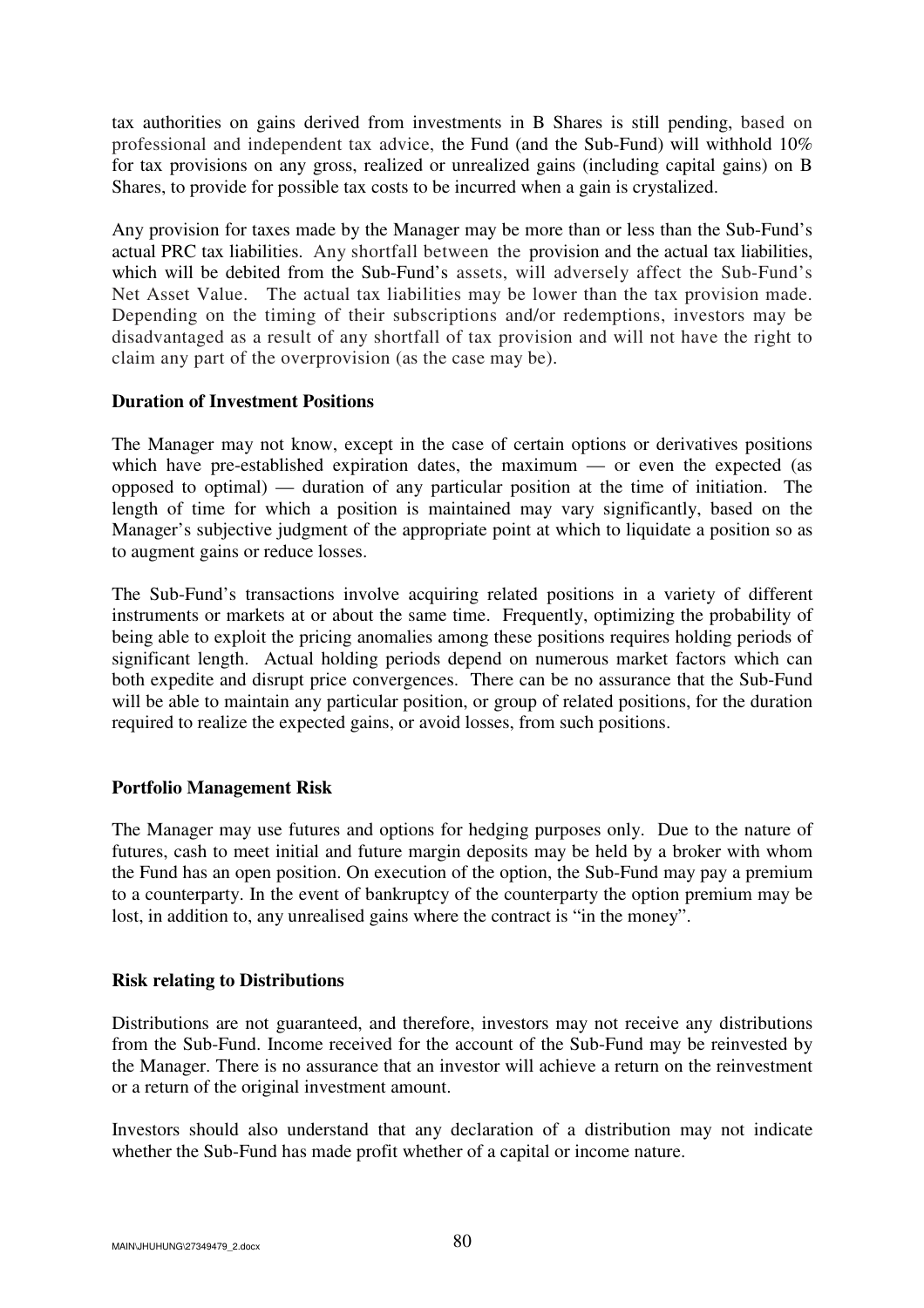tax authorities on gains derived from investments in B Shares is still pending, based on professional and independent tax advice, the Fund (and the Sub-Fund) will withhold 10% for tax provisions on any gross, realized or unrealized gains (including capital gains) on B Shares, to provide for possible tax costs to be incurred when a gain is crystalized.

Any provision for taxes made by the Manager may be more than or less than the Sub-Fund's actual PRC tax liabilities. Any shortfall between the provision and the actual tax liabilities, which will be debited from the Sub-Fund's assets, will adversely affect the Sub-Fund's Net Asset Value. The actual tax liabilities may be lower than the tax provision made. Depending on the timing of their subscriptions and/or redemptions, investors may be disadvantaged as a result of any shortfall of tax provision and will not have the right to claim any part of the overprovision (as the case may be).

**Duration of Investment Positions**

The Manager may not know, except in the case of certain options or derivatives positions which have pre-established expiration dates, the maximum — or even the expected (as opposed to optimal) — duration of any particular position at the time of initiation. The length of time for which a position is maintained may vary significantly, based on the Manager's subjective judgment of the appropriate point at which to liquidate a position so as to augment gains or reduce losses.

The Sub-Fund's transactions involve acquiring related positions in a variety of different instruments or markets at or about the same time. Frequently, optimizing the probability of being able to exploit the pricing anomalies among these positions requires holding periods of significant length. Actual holding periods depend on numerous market factors which can both expedite and disrupt price convergences. There can be no assurance that the Sub-Fund will be able to maintain any particular position, or group of related positions, for the duration required to realize the expected gains, or avoid losses, from such positions.

**Portfolio Management Risk**

The Manager may use futures and options for hedging purposes only. Due to the nature of futures, cash to meet initial and future margin deposits may be held by a broker with whom the Fund has an open position. On execution of the option, the Sub-Fund may pay a premium to a counterparty. In the event of bankruptcy of the counterparty the option premium may be lost, in addition to, any unrealised gains where the contract is "in the money".

**Risk relating to Distributions**

Distributions are not guaranteed, and therefore, investors may not receive any distributions from the Sub-Fund. Income received for the account of the Sub-Fund may be reinvested by the Manager. There is no assurance that an investor will achieve a return on the reinvestment or a return of the original investment amount.

Investors should also understand that any declaration of a distribution may not indicate whether the Sub-Fund has made profit whether of a capital or income nature.